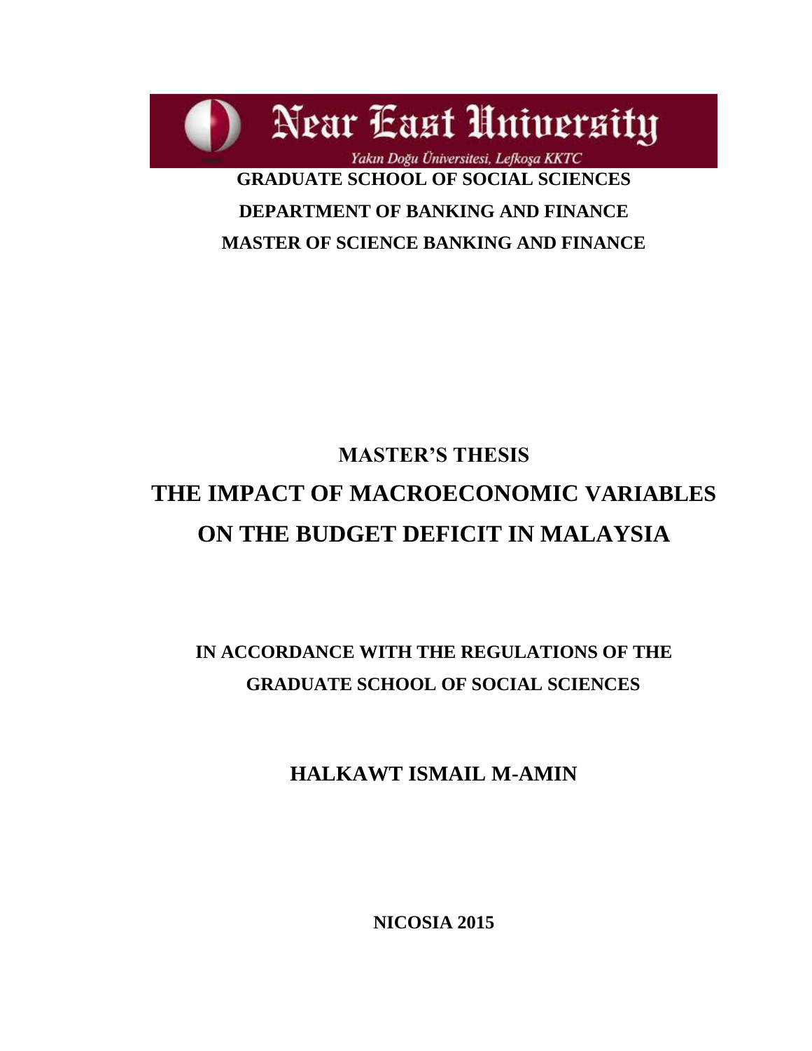Near East University

*Yakın Doğu Üniversitesi, Lefkoşa KKTC*

**GRADUATE SCHOOL OF SOCIAL SCIENCES**

**DEPARTMENT OF BANKING AND FINANCE**

**MASTER OF SCIENCE BANKING AND FINANCE**

**MASTER'S THESIS**

# THE IMPACT OF MACROECONOMIC VARIABLES ON THE BUDGET DEFICIT IN MALAYSIA

**IN ACCORDANCE WITH THE REGULATIONS OF THE GRADUATE SCHOOL OF SOCIAL SCIENCES**

**HALKAWT ISMAIL M-AMIN**

**NICOSIA 2015**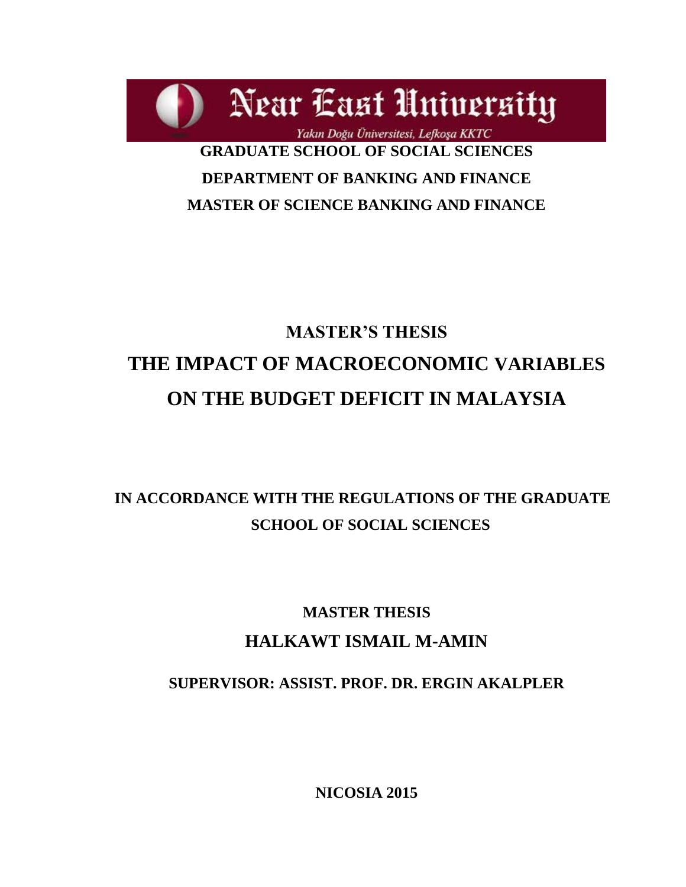Near East University

Yakın Doğu Üniversitesi, Lefkoşa KKTC

**GRADUATE SCHOOL OF SOCIAL SCIENCES**

**DEPARTMENT OF BANKING AND FINANCE**

**MASTER OF SCIENCE BANKING AND FINANCE**

**MASTER'S THESIS**

# THE IMPACT OF MACROECONOMIC VARIABLES ON THE BUDGET DEFICIT IN MALAYSIA

**IN ACCORDANCE WITH THE REGULATIONS OF THE GRADUATE SCHOOL OF SOCIAL SCIENCES**

**MASTER THESIS**

**HALKAWT ISMAIL M-AMIN**

**SUPERVISOR: ASSIST. PROF. DR. ERGIN AKALPLER**

**NICOSIA 2015**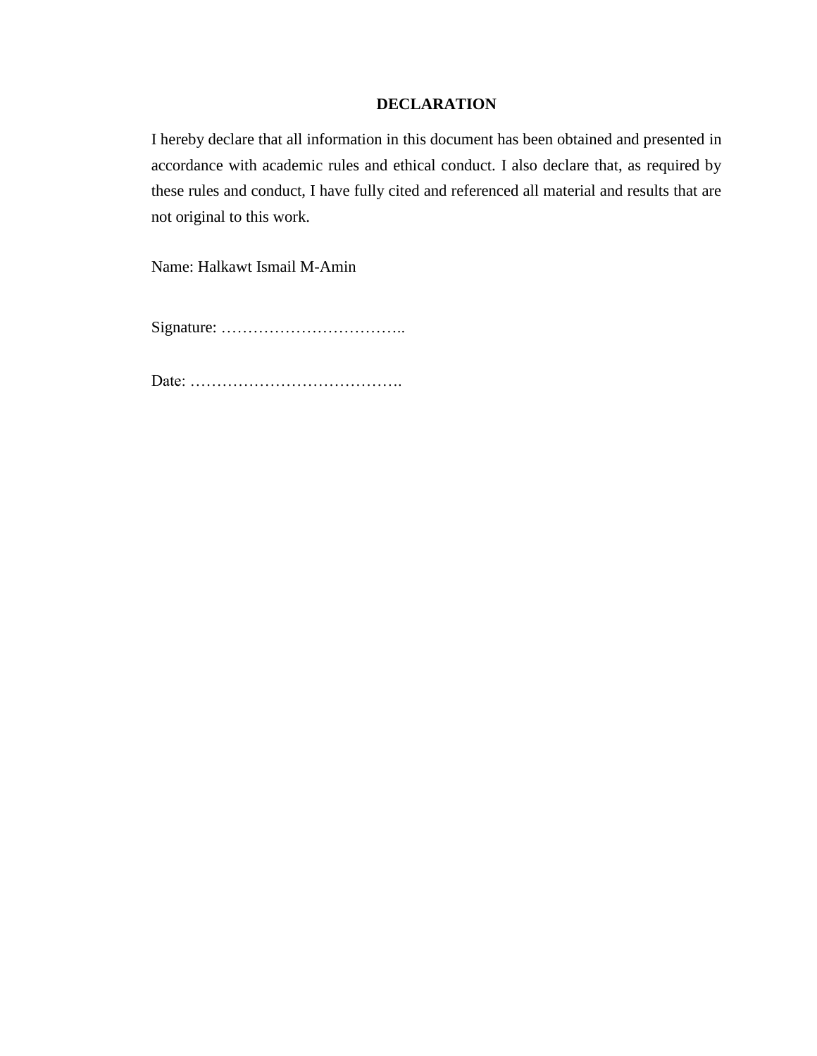# DECLARATION

I hereby declare that all information in this document has been obtained and presented in accordance with academic rules and ethical conduct. I also declare that, as required by these rules and conduct, I have fully cited and referenced all material and results that are not original to this work.

Name: Halkawt Ismail M-Amin

Signature: ……………………………..

Date: ………………………………….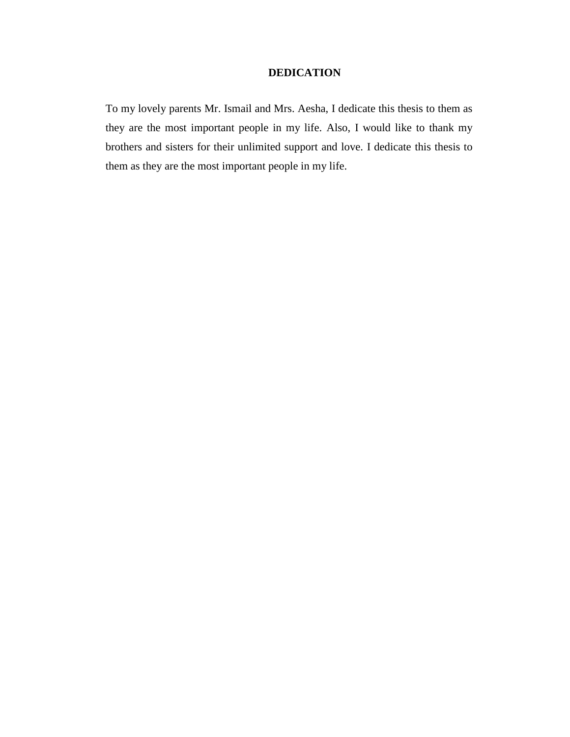# DEDICATION

To my lovely parents Mr. Ismail and Mrs. Aesha, I dedicate this thesis to them as they are the most important people in my life. Also, I would like to thank my brothers and sisters for their unlimited support and love. I dedicate this thesis to them as they are the most important people in my life.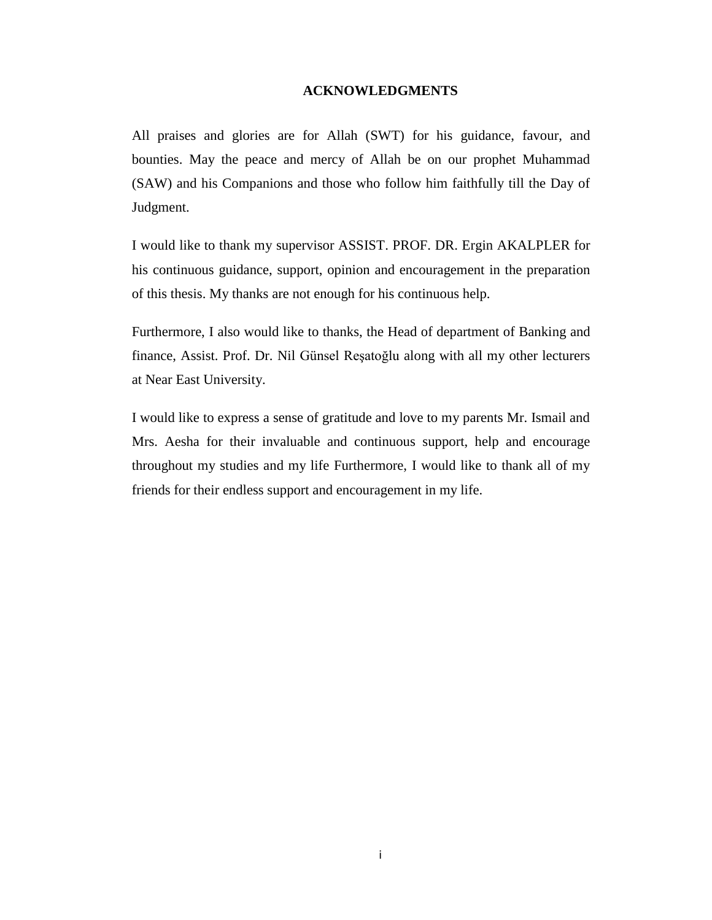## ACKNOWLEDGMENTS

All praises and glories are for Allah (SWT) for his guidance, favour, and bounties. May the peace and mercy of Allah be on our prophet Muhammad (SAW) and his Companions and those who follow him faithfully till the Day of Judgment.

I would like to thank my supervisor ASSIST. PROF. DR. Ergin AKALPLER for his continuous guidance, support, opinion and encouragement in the preparation of this thesis. My thanks are not enough for his continuous help.

Furthermore, I also would like to thanks, the Head of department of Banking and finance, Assist. Prof. Dr. Nil Günsel Reşatoğlu along with all my other lecturers at Near East University.

I would like to express a sense of gratitude and love to my parents Mr. Ismail and Mrs. Aesha for their invaluable and continuous support, help and encourage throughout my studies and my life Furthermore, I would like to thank all of my friends for their endless support and encouragement in my life.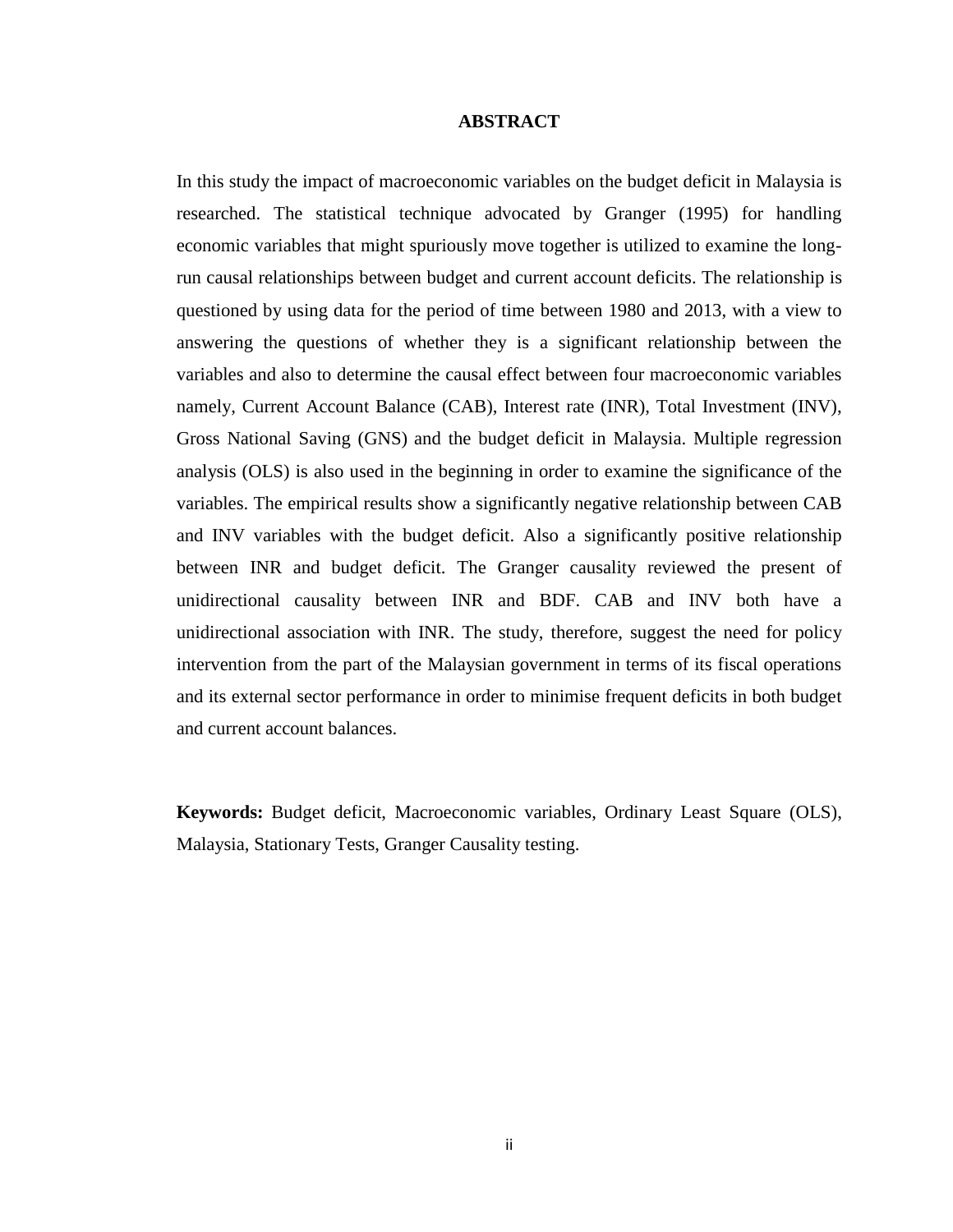# ABSTRACT

In this study the impact of macroeconomic variables on the budget deficit in Malaysia is researched. The statistical technique advocated by Granger (1995) for handling economic variables that might spuriously move together is utilized to examine the long-run causal relationships between budget and current account deficits. The relationship is questioned by using data for the period of time between 1980 and 2013, with a view to answering the questions of whether they is a significant relationship between the variables and also to determine the causal effect between four macroeconomic variables namely, Current Account Balance (CAB), Interest rate (INR), Total Investment (INV), Gross National Saving (GNS) and the budget deficit in Malaysia. Multiple regression analysis (OLS) is also used in the beginning in order to examine the significance of the variables. The empirical results show a significantly negative relationship between CAB and INV variables with the budget deficit. Also a significantly positive relationship between INR and budget deficit. The Granger causality reviewed the present of unidirectional causality between INR and BDF. CAB and INV both have a unidirectional association with INR. The study, therefore, suggest the need for policy intervention from the part of the Malaysian government in terms of its fiscal operations and its external sector performance in order to minimise frequent deficits in both budget and current account balances.

**Keywords:** Budget deficit, Macroeconomic variables, Ordinary Least Square (OLS), Malaysia, Stationary Tests, Granger Causality testing.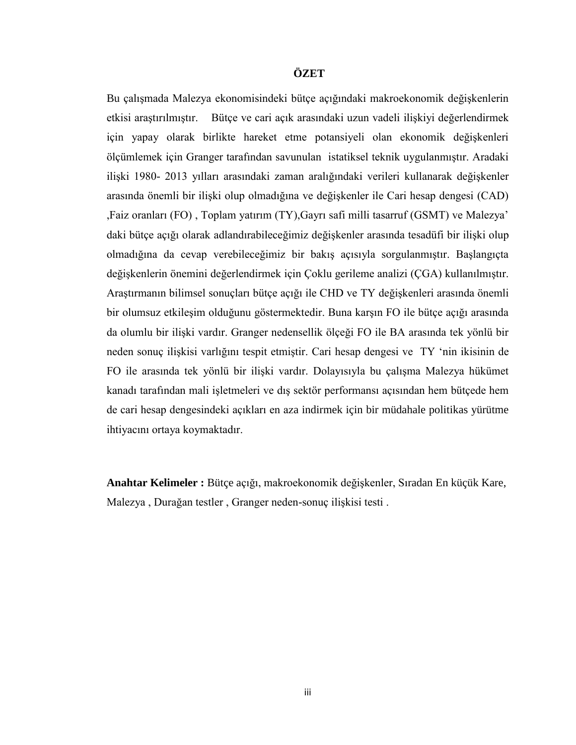# ÖZET

Bu çalışmada Malezya ekonomisindeki bütçe açığındaki makroekonomik değişkenlerin etkisi araştırılmıştır. Bütçe ve cari açık arasındaki uzun vadeli ilişkiyi değerlendirmek için yapay olarak birlikte hareket etme potansiyeli olan ekonomik değişkenleri ölçümlemek için Granger tarafından savunulan istatiksel teknik uygulanmıştır. Aradaki ilişki 1980- 2013 yılları arasındaki zaman aralığındaki verileri kullanarak değişkenler arasında önemli bir ilişki olup olmadığına ve değişkenler ile Cari hesap dengesi (CAD) ,Faiz oranları (FO) , Toplam yatırım (TY),Gayrı safi milli tasarruf (GSMT) ve Malezya' daki bütçe açığı olarak adlandırabileceğimiz değişkenler arasında tesadüfi bir ilişki olup olmadığına da cevap verebileceğimiz bir bakış açısıyla sorgulanmıştır. Başlangıçta değişkenlerin önemini değerlendirmek için Çoklu gerileme analizi (ÇGA) kullanılmıştır. Araştırmanın bilimsel sonuçları bütçe açığı ile CHD ve TY değişkenleri arasında önemli bir olumsuz etkileşim olduğunu göstermektedir. Buna karşın FO ile bütçe açığı arasında da olumlu bir ilişki vardır. Granger nedensellik ölçeği FO ile BA arasında tek yönlü bir neden sonuç ilişkisi varlığını tespit etmiştir. Cari hesap dengesi ve TY 'nin ikisinin de FO ile arasında tek yönlü bir ilişki vardır. Dolayısıyla bu çalışma Malezya hükümet kanadı tarafından mali işletmeleri ve dış sektör performansı açısından hem bütçede hem de cari hesap dengesindeki açıkları en aza indirmek için bir müdahale politikas yürütme ihtiyacını ortaya koymaktadır.

**Anahtar Kelimeler :** Bütçe açığı, makroekonomik değişkenler, Sıradan En küçük Kare, Malezya , Durağan testler , Granger neden-sonuç ilişkisi testi .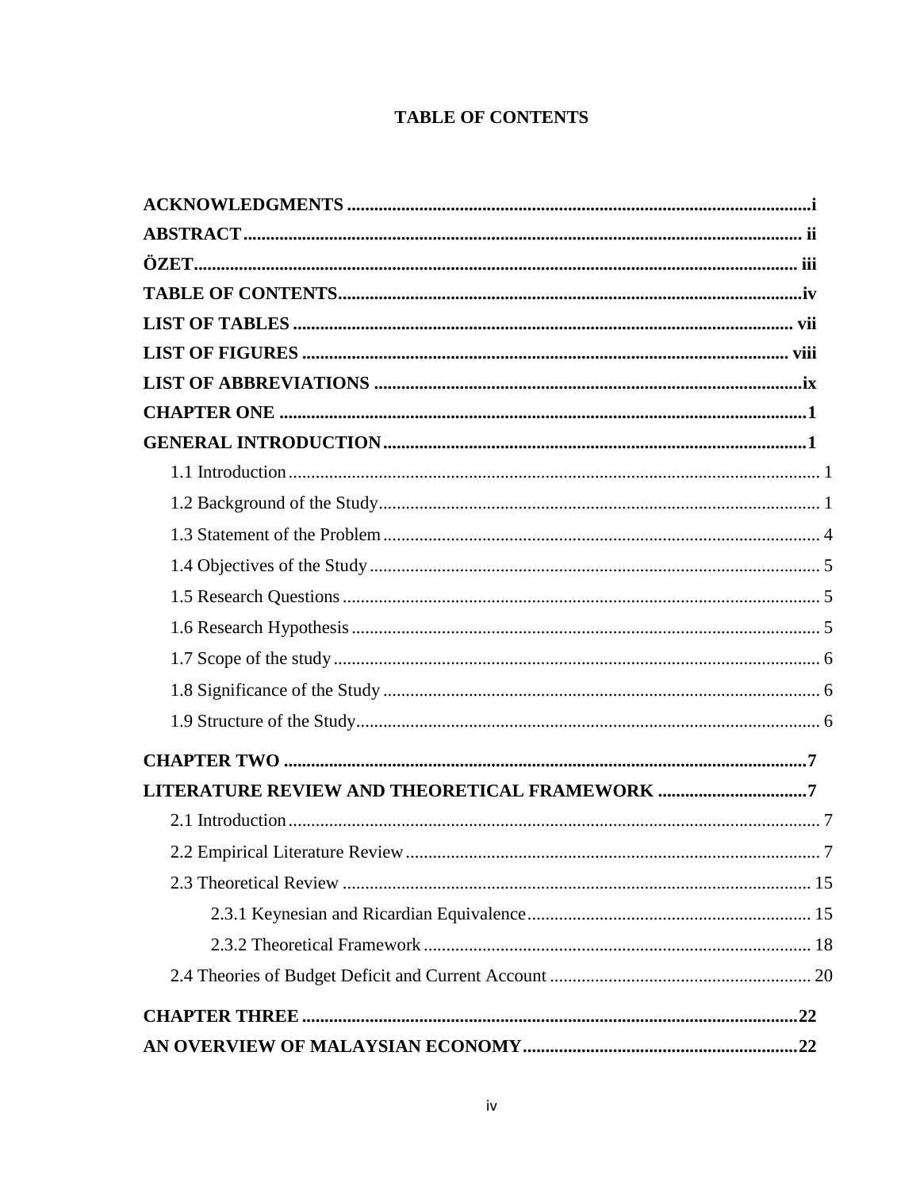**TABLE OF CONTENTS**

**ACKNOWLEDGMENTS** ...................................................................................................i
**ABSTRACT**................................................................................................................ ii
**ÖZET**........................................................................................................................ iii
**TABLE OF CONTENTS**............................................................................................iv
**LIST OF TABLES** .................................................................................................... vii
**LIST OF FIGURES** ................................................................................................... viii
**LIST OF ABBREVIATIONS** ......................................................................................ix
**CHAPTER ONE** ..........................................................................................................1
**GENERAL INTRODUCTION**...................................................................................1

- 1.1 Introduction ........................................................................................................ 1
- 1.2 Background of the Study ..................................................................................... 1
- 1.3 Statement of the Problem .................................................................................... 4
- 1.4 Objectives of the Study ....................................................................................... 5
- 1.5 Research Questions ............................................................................................. 5
- 1.6 Research Hypothesis ........................................................................................... 5
- 1.7 Scope of the study ............................................................................................... 6
- 1.8 Significance of the Study .................................................................................... 6
- 1.9 Structure of the Study.......................................................................................... 6

**CHAPTER TWO** ..........................................................................................................7
**LITERATURE REVIEW AND THEORETICAL FRAMEWORK** ...........................7

- 2.1 Introduction ........................................................................................................ 7
- 2.2 Empirical Literature Review ............................................................................... 7
- 2.3 Theoretical Review ............................................................................................ 15
  - 2.3.1 Keynesian and Ricardian Equivalence ....................................................... 15
  - 2.3.2 Theoretical Framework .............................................................................. 18
- 2.4 Theories of Budget Deficit and Current Account ............................................... 20

**CHAPTER THREE** ....................................................................................................22
**AN OVERVIEW OF MALAYSIAN ECONOMY**......................................................22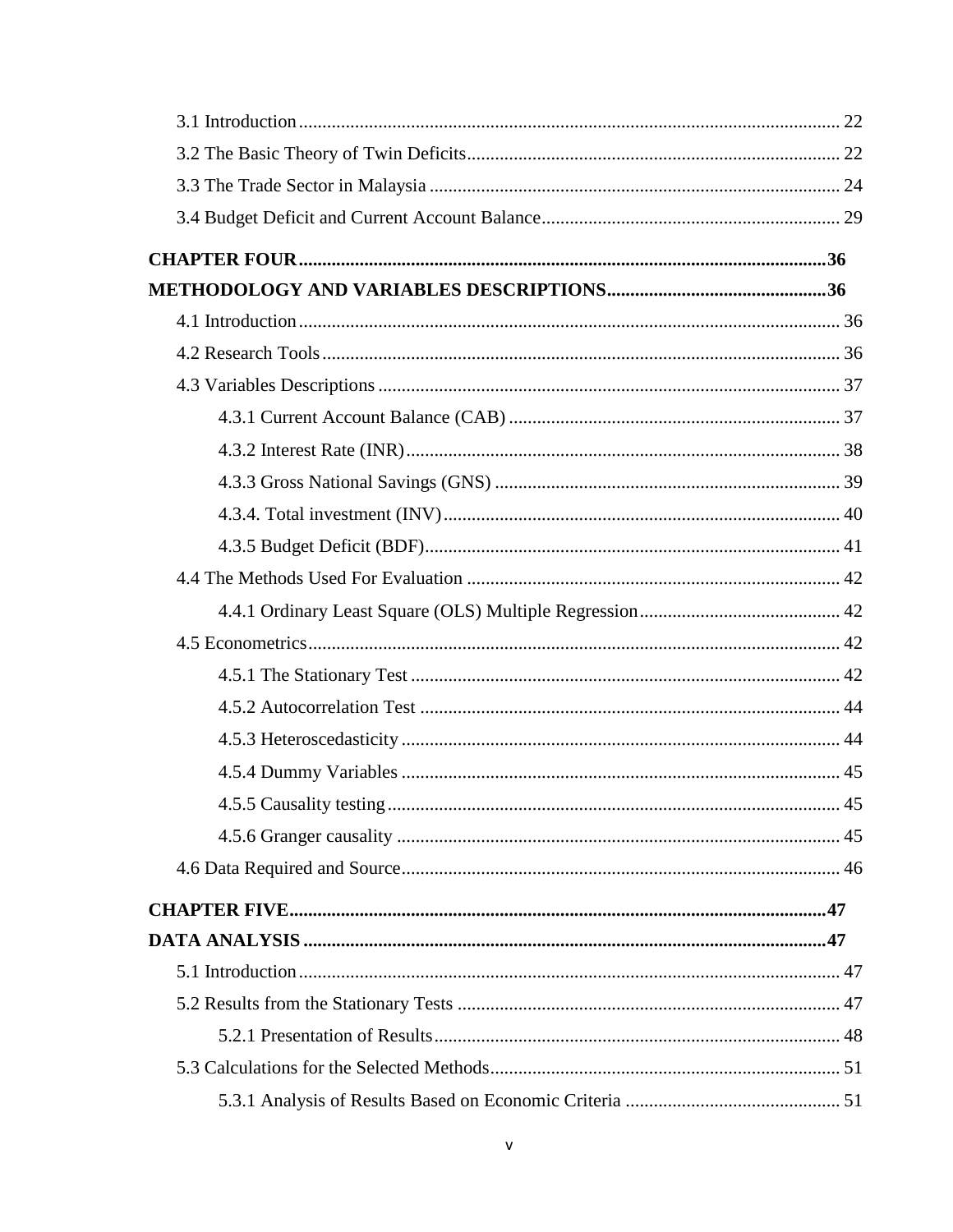3.1 Introduction ........................................................................................................ 22

3.2 The Basic Theory of Twin Deficits ................................................................... 22

3.3 The Trade Sector in Malaysia .......................................................................... 24

3.4 Budget Deficit and Current Account Balance ................................................... 29

**CHAPTER FOUR ........................................................................................................ 36**

**METHODOLOGY AND VARIABLES DESCRIPTIONS ............................................. 36**

4.1 Introduction ........................................................................................................ 36

4.2 Research Tools ................................................................................................... 36

4.3 Variables Descriptions ....................................................................................... 37

4.3.1 Current Account Balance (CAB) ................................................................. 37

4.3.2 Interest Rate (INR) ....................................................................................... 38

4.3.3 Gross National Savings (GNS) .................................................................... 39

4.3.4. Total investment (INV) ............................................................................... 40

4.3.5 Budget Deficit (BDF) ................................................................................... 41

4.4 The Methods Used For Evaluation .................................................................... 42

4.4.1 Ordinary Least Square (OLS) Multiple Regression ..................................... 42

4.5 Econometrics ...................................................................................................... 42

4.5.1 The Stationary Test ...................................................................................... 42

4.5.2 Autocorrelation Test .................................................................................... 44

4.5.3 Heteroscedasticity ........................................................................................ 44

4.5.4 Dummy Variables ........................................................................................ 45

4.5.5 Causality testing ........................................................................................... 45

4.5.6 Granger causality ......................................................................................... 45

4.6 Data Required and Source .................................................................................. 46

**CHAPTER FIVE ........................................................................................................... 47**

**DATA ANALYSIS ......................................................................................................... 47**

5.1 Introduction ........................................................................................................ 47

5.2 Results from the Stationary Tests ...................................................................... 47

5.2.1 Presentation of Results ................................................................................. 48

5.3 Calculations for the Selected Methods ............................................................... 51

5.3.1 Analysis of Results Based on Economic Criteria ........................................ 51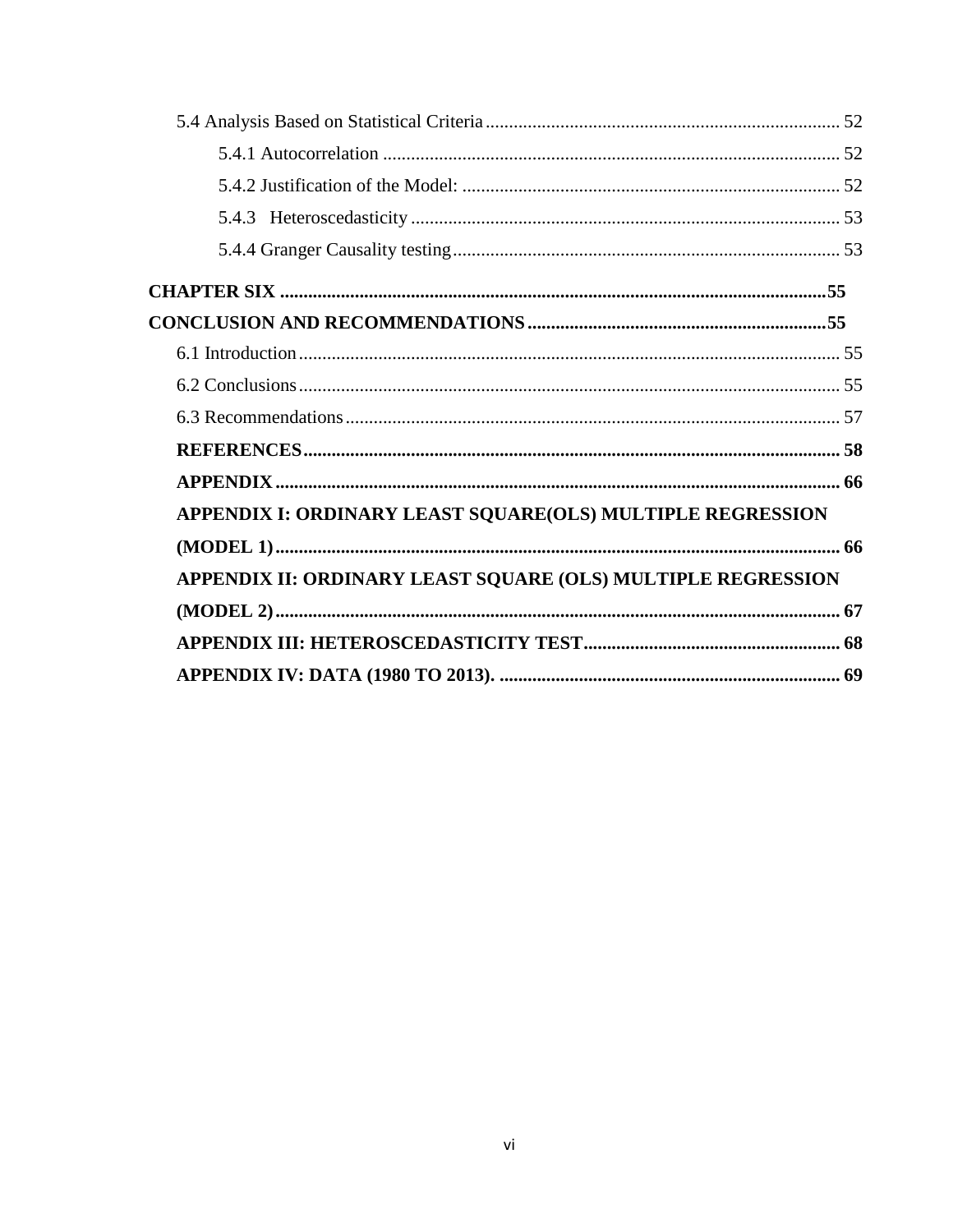5.4 Analysis Based on Statistical Criteria ........................................................................... 52

5.4.1 Autocorrelation ................................................................................................ 52

5.4.2 Justification of the Model: ................................................................................ 52

5.4.3 Heteroscedasticity ........................................................................................... 53

5.4.4 Granger Causality testing .................................................................................. 53

**CHAPTER SIX ....................................................................................................................55**

**CONCLUSION AND RECOMMENDATIONS ...............................................................55**

6.1 Introduction ................................................................................................................. 55

6.2 Conclusions ................................................................................................................. 55

6.3 Recommendations ....................................................................................................... 57

**REFERENCES ................................................................................................................. 58**

**APPENDIX ....................................................................................................................... 66**

**APPENDIX I: ORDINARY LEAST SQUARE(OLS) MULTIPLE REGRESSION (MODEL 1) ........................................................................................................................ 66**

**APPENDIX II: ORDINARY LEAST SQUARE (OLS) MULTIPLE REGRESSION (MODEL 2) ........................................................................................................................ 67**

**APPENDIX III: HETEROSCEDASTICITY TEST ...................................................... 68**

**APPENDIX IV: DATA (1980 TO 2013). ........................................................................ 69**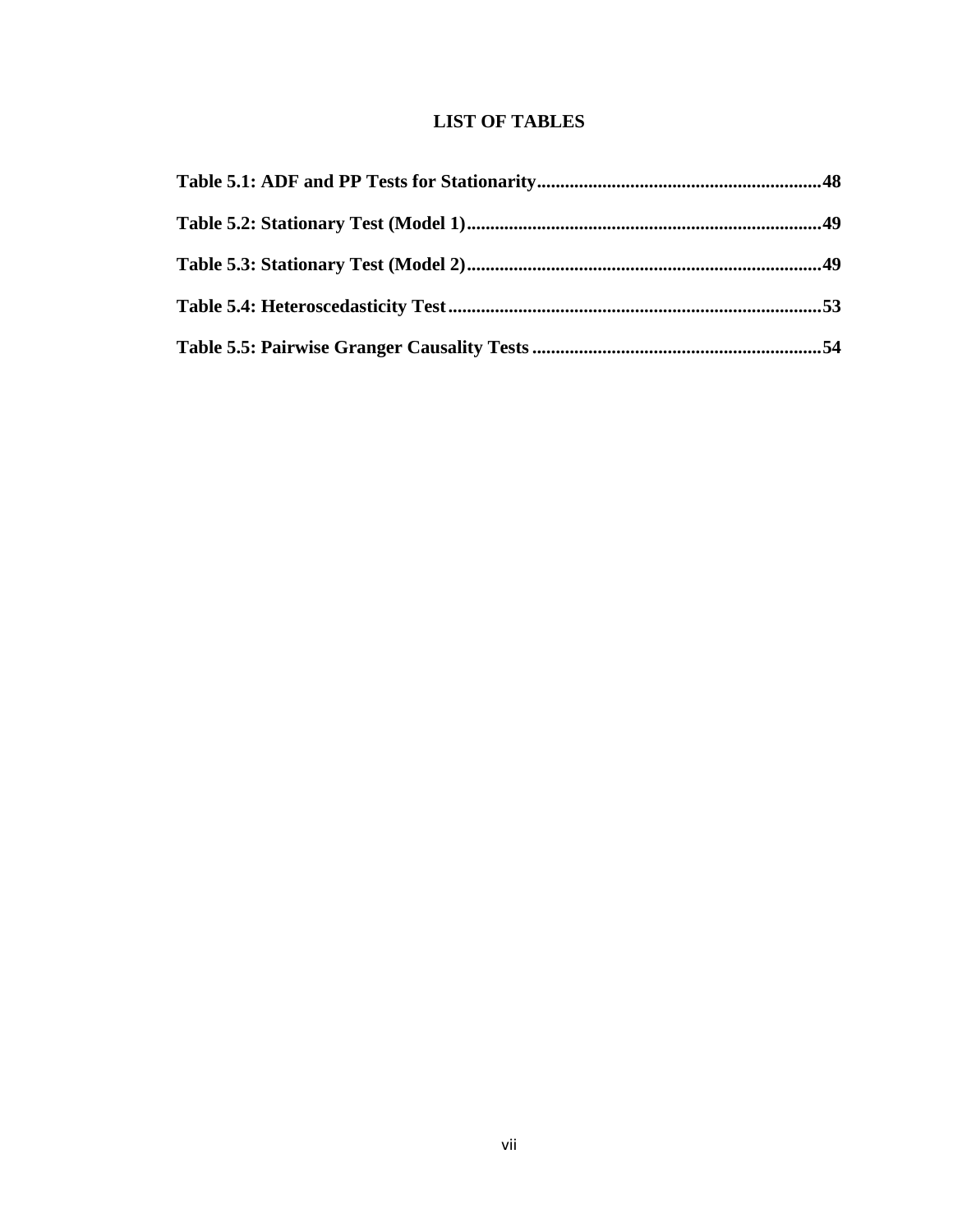# LIST OF TABLES

**Table 5.1: ADF and PP Tests for Stationarity............................................................48**

**Table 5.2: Stationary Test (Model 1)............................................................................49**

**Table 5.3: Stationary Test (Model 2)............................................................................49**

**Table 5.4: Heteroscedasticity Test................................................................................53**

**Table 5.5: Pairwise Granger Causality Tests .............................................................54**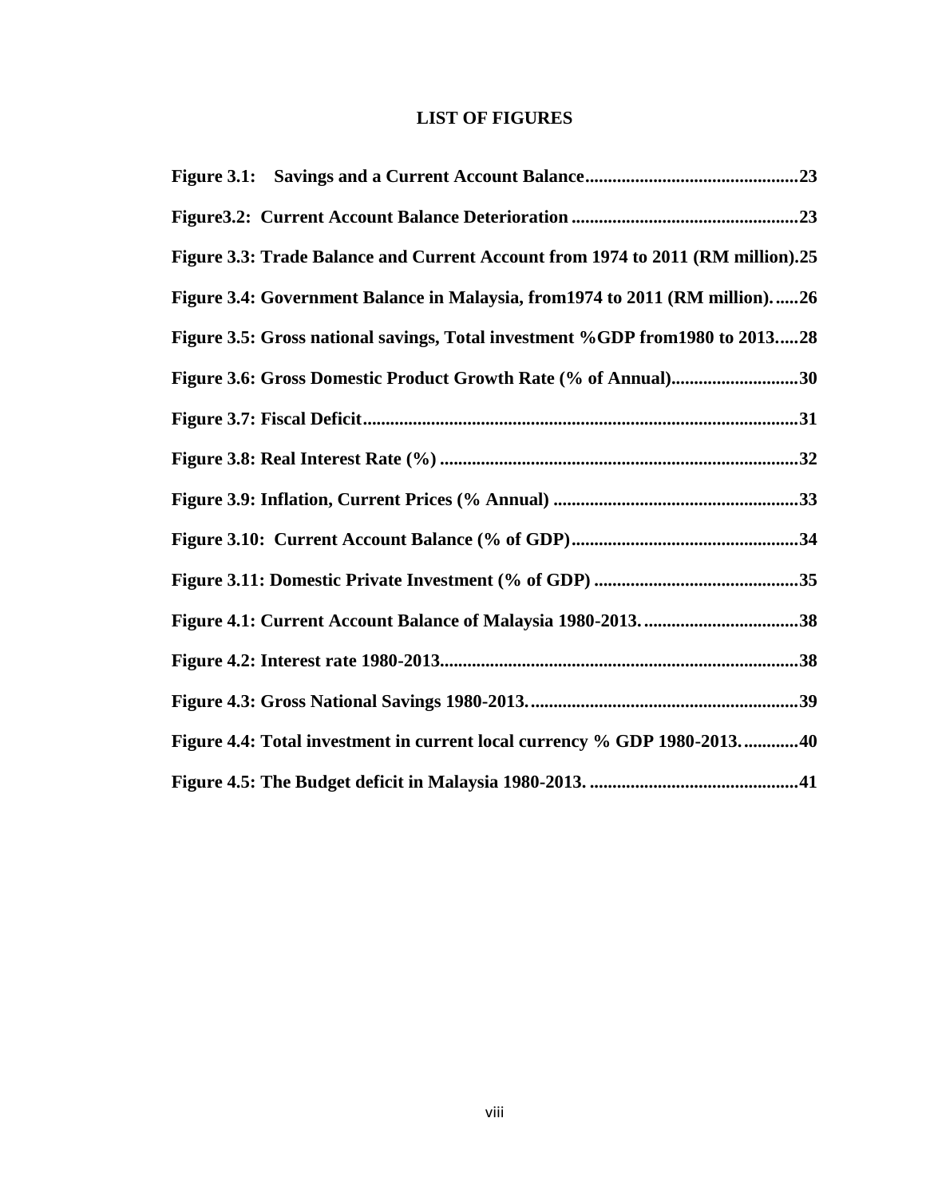# LIST OF FIGURES

**Figure 3.1: Savings and a Current Account Balance..............................................23**

**Figure3.2: Current Account Balance Deterioration..................................................23**

**Figure 3.3: Trade Balance and Current Account from 1974 to 2011 (RM million).25**

**Figure 3.4: Government Balance in Malaysia, from1974 to 2011 (RM million)......26**

**Figure 3.5: Gross national savings, Total investment %GDP from1980 to 2013.....28**

**Figure 3.6: Gross Domestic Product Growth Rate (% of Annual)...........................30**

**Figure 3.7: Fiscal Deficit................................................................................................31**

**Figure 3.8: Real Interest Rate (%)..............................................................................32**

**Figure 3.9: Inflation, Current Prices (% Annual) ......................................................33**

**Figure 3.10: Current Account Balance (% of GDP).................................................34**

**Figure 3.11: Domestic Private Investment (% of GDP) ............................................35**

**Figure 4.1: Current Account Balance of Malaysia 1980-2013..................................38**

**Figure 4.2: Interest rate 1980-2013..............................................................................38**

**Figure 4.3: Gross National Savings 1980-2013...........................................................39**

**Figure 4.4: Total investment in current local currency % GDP 1980-2013............40**

**Figure 4.5: The Budget deficit in Malaysia 1980-2013. .............................................41**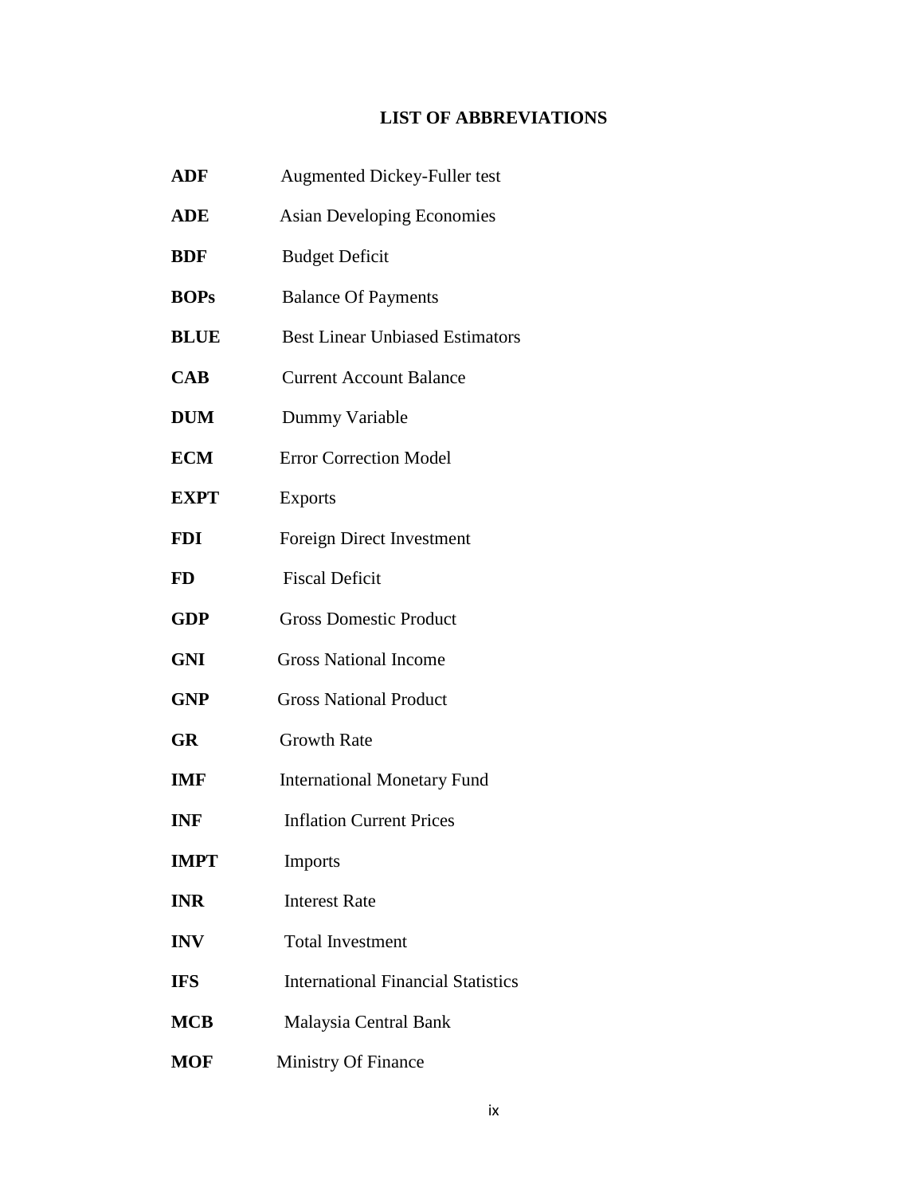## LIST OF ABBREVIATIONS

| | |
|---|---|
| **ADF** | Augmented Dickey-Fuller test |
| **ADE** | Asian Developing Economies |
| **BDF** | Budget Deficit |
| **BOPs** | Balance Of Payments |
| **BLUE** | Best Linear Unbiased Estimators |
| **CAB** | Current Account Balance |
| **DUM** | Dummy Variable |
| **ECM** | Error Correction Model |
| **EXPT** | Exports |
| **FDI** | Foreign Direct Investment |
| **FD** | Fiscal Deficit |
| **GDP** | Gross Domestic Product |
| **GNI** | Gross National Income |
| **GNP** | Gross National Product |
| **GR** | Growth Rate |
| **IMF** | International Monetary Fund |
| **INF** | Inflation Current Prices |
| **IMPT** | Imports |
| **INR** | Interest Rate |
| **INV** | Total Investment |
| **IFS** | International Financial Statistics |
| **MCB** | Malaysia Central Bank |
| **MOF** | Ministry Of Finance |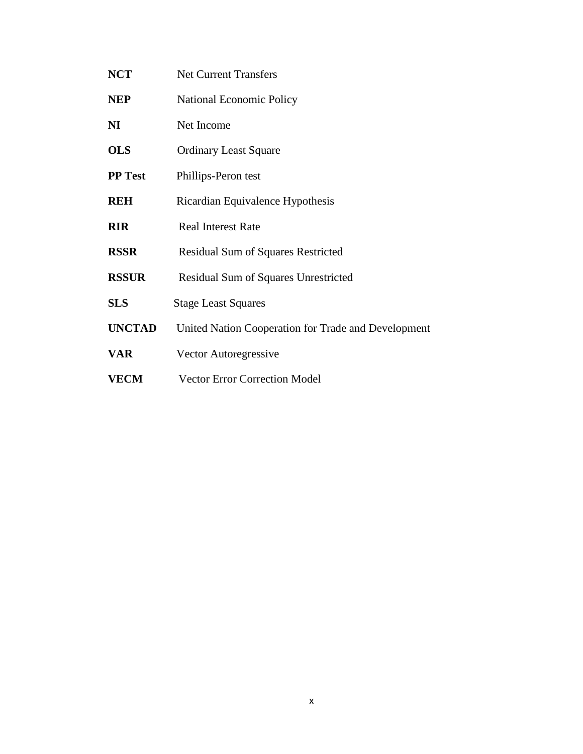| | |
|---|---|
| **NCT** | Net Current Transfers |
| **NEP** | National Economic Policy |
| **NI** | Net Income |
| **OLS** | Ordinary Least Square |
| **PP Test** | Phillips-Peron test |
| **REH** | Ricardian Equivalence Hypothesis |
| **RIR** | Real Interest Rate |
| **RSSR** | Residual Sum of Squares Restricted |
| **RSSUR** | Residual Sum of Squares Unrestricted |
| **SLS** | Stage Least Squares |
| **UNCTAD** | United Nation Cooperation for Trade and Development |
| **VAR** | Vector Autoregressive |
| **VECM** | Vector Error Correction Model |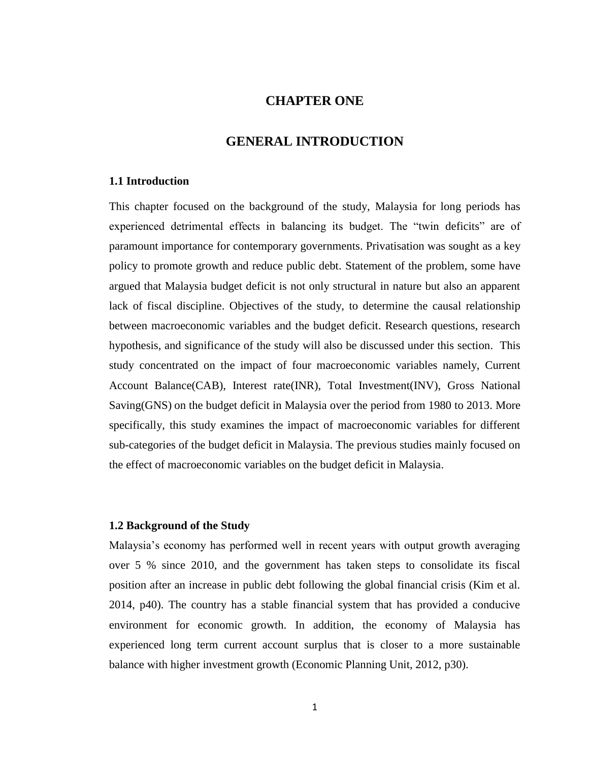# CHAPTER ONE

# GENERAL INTRODUCTION

## 1.1 Introduction

This chapter focused on the background of the study, Malaysia for long periods has experienced detrimental effects in balancing its budget. The "twin deficits" are of paramount importance for contemporary governments. Privatisation was sought as a key policy to promote growth and reduce public debt. Statement of the problem, some have argued that Malaysia budget deficit is not only structural in nature but also an apparent lack of fiscal discipline. Objectives of the study, to determine the causal relationship between macroeconomic variables and the budget deficit. Research questions, research hypothesis, and significance of the study will also be discussed under this section. This study concentrated on the impact of four macroeconomic variables namely, Current Account Balance(CAB), Interest rate(INR), Total Investment(INV), Gross National Saving(GNS) on the budget deficit in Malaysia over the period from 1980 to 2013. More specifically, this study examines the impact of macroeconomic variables for different sub-categories of the budget deficit in Malaysia. The previous studies mainly focused on the effect of macroeconomic variables on the budget deficit in Malaysia.

## 1.2 Background of the Study

Malaysia's economy has performed well in recent years with output growth averaging over 5 % since 2010, and the government has taken steps to consolidate its fiscal position after an increase in public debt following the global financial crisis (Kim et al. 2014, p40). The country has a stable financial system that has provided a conducive environment for economic growth. In addition, the economy of Malaysia has experienced long term current account surplus that is closer to a more sustainable balance with higher investment growth (Economic Planning Unit, 2012, p30).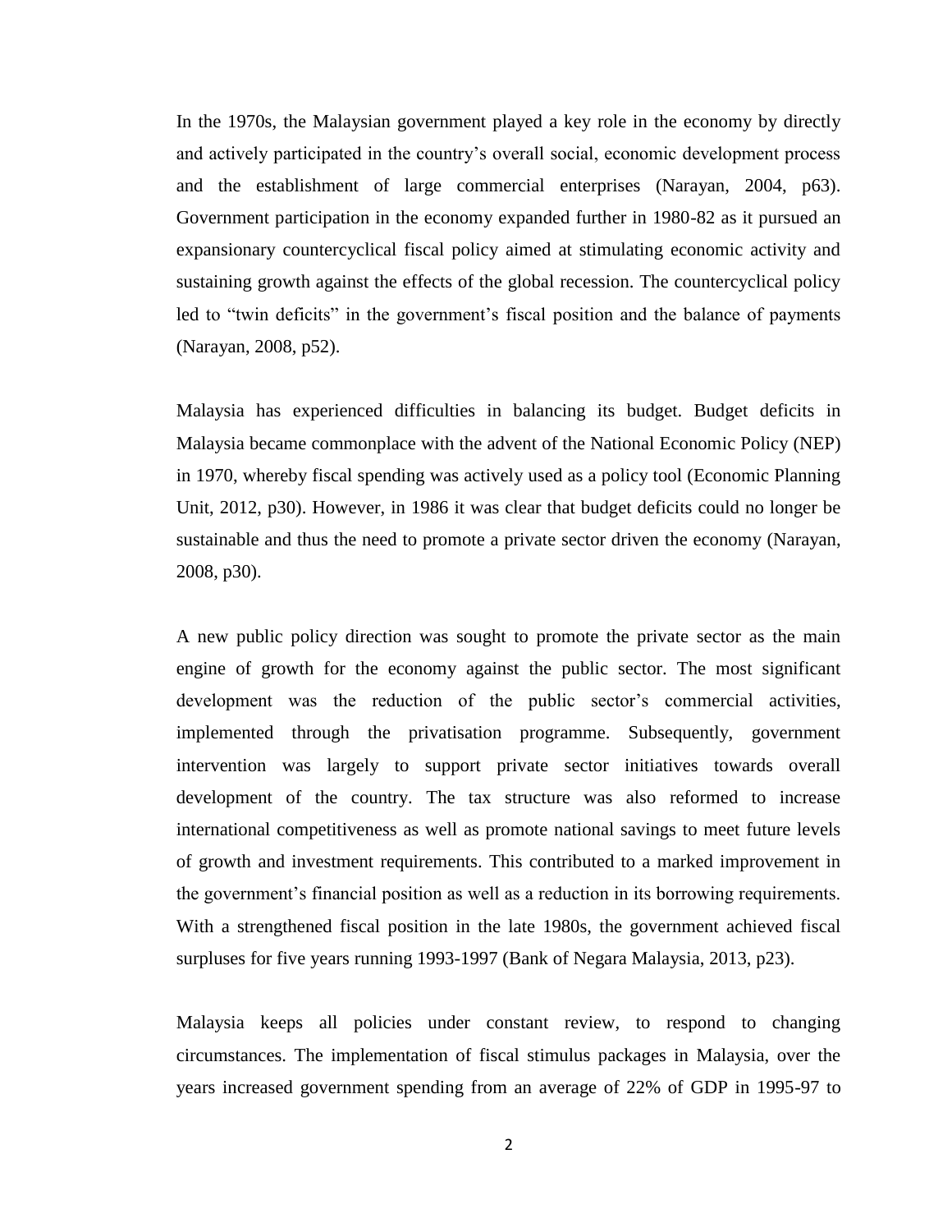In the 1970s, the Malaysian government played a key role in the economy by directly and actively participated in the country's overall social, economic development process and the establishment of large commercial enterprises (Narayan, 2004, p63). Government participation in the economy expanded further in 1980-82 as it pursued an expansionary countercyclical fiscal policy aimed at stimulating economic activity and sustaining growth against the effects of the global recession. The countercyclical policy led to "twin deficits" in the government's fiscal position and the balance of payments (Narayan, 2008, p52).

Malaysia has experienced difficulties in balancing its budget. Budget deficits in Malaysia became commonplace with the advent of the National Economic Policy (NEP) in 1970, whereby fiscal spending was actively used as a policy tool (Economic Planning Unit, 2012, p30). However, in 1986 it was clear that budget deficits could no longer be sustainable and thus the need to promote a private sector driven the economy (Narayan, 2008, p30).

A new public policy direction was sought to promote the private sector as the main engine of growth for the economy against the public sector. The most significant development was the reduction of the public sector's commercial activities, implemented through the privatisation programme. Subsequently, government intervention was largely to support private sector initiatives towards overall development of the country. The tax structure was also reformed to increase international competitiveness as well as promote national savings to meet future levels of growth and investment requirements. This contributed to a marked improvement in the government's financial position as well as a reduction in its borrowing requirements. With a strengthened fiscal position in the late 1980s, the government achieved fiscal surpluses for five years running 1993-1997 (Bank of Negara Malaysia, 2013, p23).

Malaysia keeps all policies under constant review, to respond to changing circumstances. The implementation of fiscal stimulus packages in Malaysia, over the years increased government spending from an average of 22% of GDP in 1995-97 to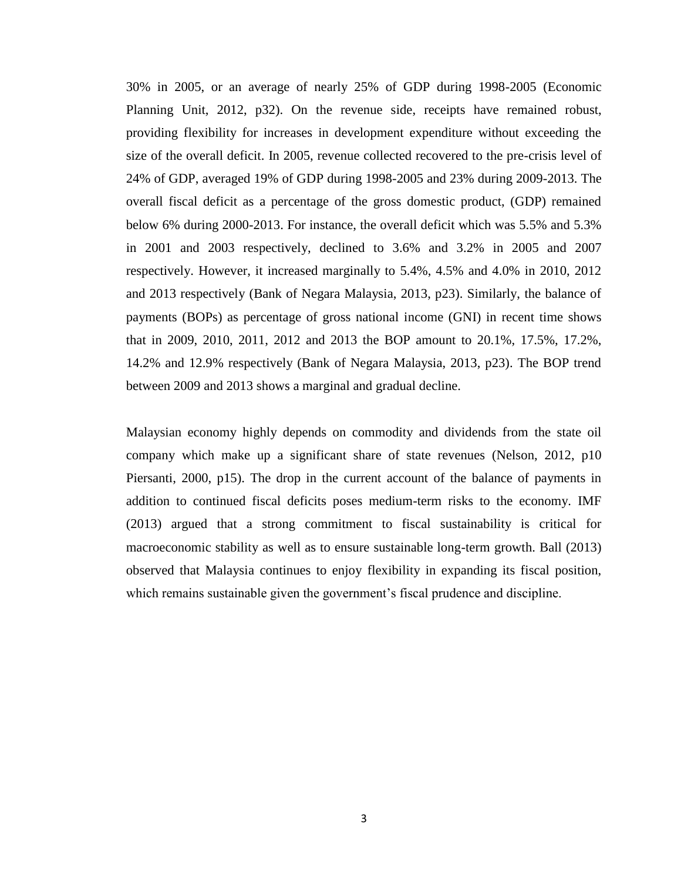30% in 2005, or an average of nearly 25% of GDP during 1998-2005 (Economic Planning Unit, 2012, p32). On the revenue side, receipts have remained robust, providing flexibility for increases in development expenditure without exceeding the size of the overall deficit. In 2005, revenue collected recovered to the pre-crisis level of 24% of GDP, averaged 19% of GDP during 1998-2005 and 23% during 2009-2013. The overall fiscal deficit as a percentage of the gross domestic product, (GDP) remained below 6% during 2000-2013. For instance, the overall deficit which was 5.5% and 5.3% in 2001 and 2003 respectively, declined to 3.6% and 3.2% in 2005 and 2007 respectively. However, it increased marginally to 5.4%, 4.5% and 4.0% in 2010, 2012 and 2013 respectively (Bank of Negara Malaysia, 2013, p23). Similarly, the balance of payments (BOPs) as percentage of gross national income (GNI) in recent time shows that in 2009, 2010, 2011, 2012 and 2013 the BOP amount to 20.1%, 17.5%, 17.2%, 14.2% and 12.9% respectively (Bank of Negara Malaysia, 2013, p23). The BOP trend between 2009 and 2013 shows a marginal and gradual decline.

Malaysian economy highly depends on commodity and dividends from the state oil company which make up a significant share of state revenues (Nelson, 2012, p10 Piersanti, 2000, p15). The drop in the current account of the balance of payments in addition to continued fiscal deficits poses medium-term risks to the economy. IMF (2013) argued that a strong commitment to fiscal sustainability is critical for macroeconomic stability as well as to ensure sustainable long-term growth. Ball (2013) observed that Malaysia continues to enjoy flexibility in expanding its fiscal position, which remains sustainable given the government's fiscal prudence and discipline.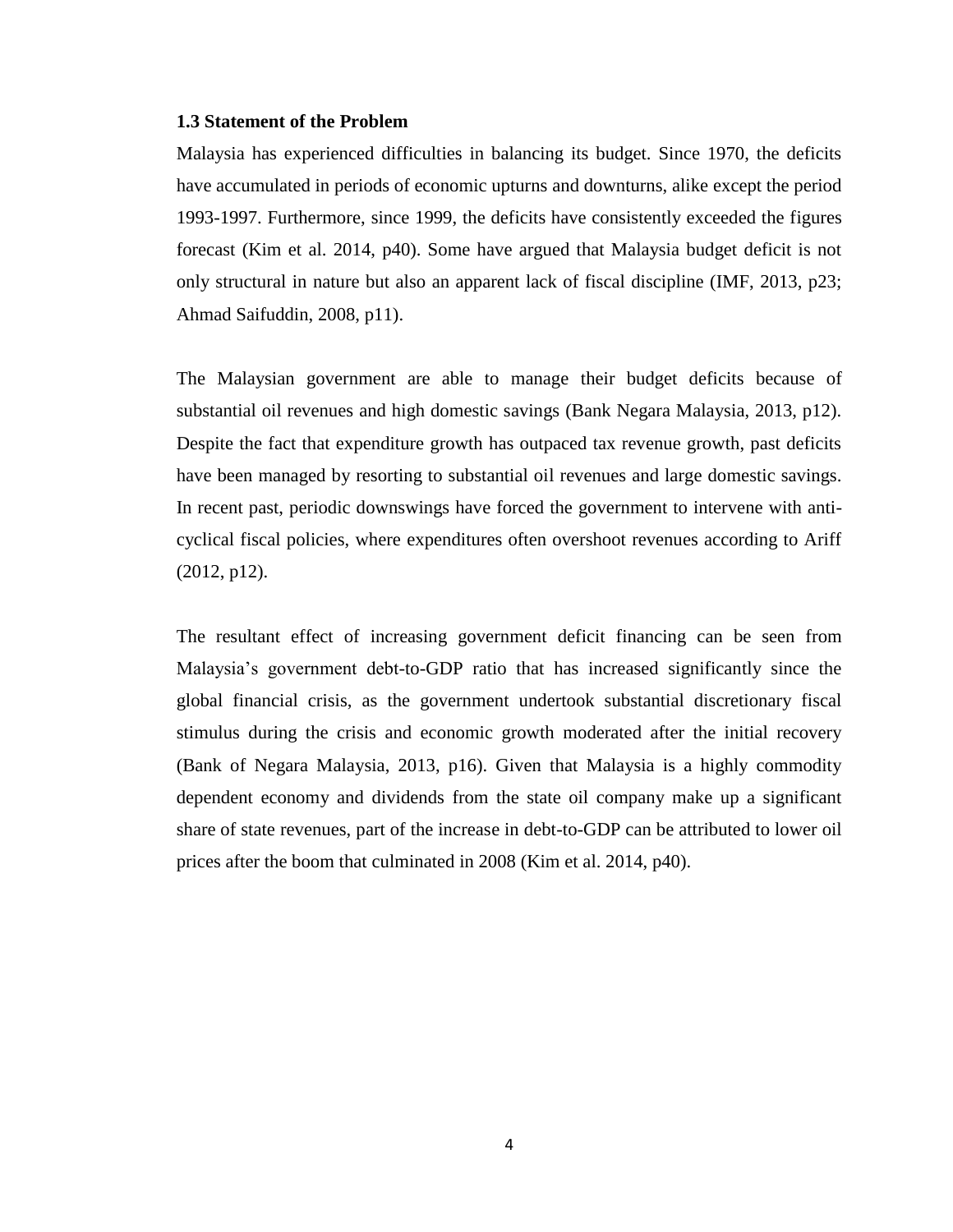### 1.3 Statement of the Problem

Malaysia has experienced difficulties in balancing its budget. Since 1970, the deficits have accumulated in periods of economic upturns and downturns, alike except the period 1993-1997. Furthermore, since 1999, the deficits have consistently exceeded the figures forecast (Kim et al. 2014, p40). Some have argued that Malaysia budget deficit is not only structural in nature but also an apparent lack of fiscal discipline (IMF, 2013, p23; Ahmad Saifuddin, 2008, p11).

The Malaysian government are able to manage their budget deficits because of substantial oil revenues and high domestic savings (Bank Negara Malaysia, 2013, p12). Despite the fact that expenditure growth has outpaced tax revenue growth, past deficits have been managed by resorting to substantial oil revenues and large domestic savings. In recent past, periodic downswings have forced the government to intervene with anti-cyclical fiscal policies, where expenditures often overshoot revenues according to Ariff (2012, p12).

The resultant effect of increasing government deficit financing can be seen from Malaysia's government debt-to-GDP ratio that has increased significantly since the global financial crisis, as the government undertook substantial discretionary fiscal stimulus during the crisis and economic growth moderated after the initial recovery (Bank of Negara Malaysia, 2013, p16). Given that Malaysia is a highly commodity dependent economy and dividends from the state oil company make up a significant share of state revenues, part of the increase in debt-to-GDP can be attributed to lower oil prices after the boom that culminated in 2008 (Kim et al. 2014, p40).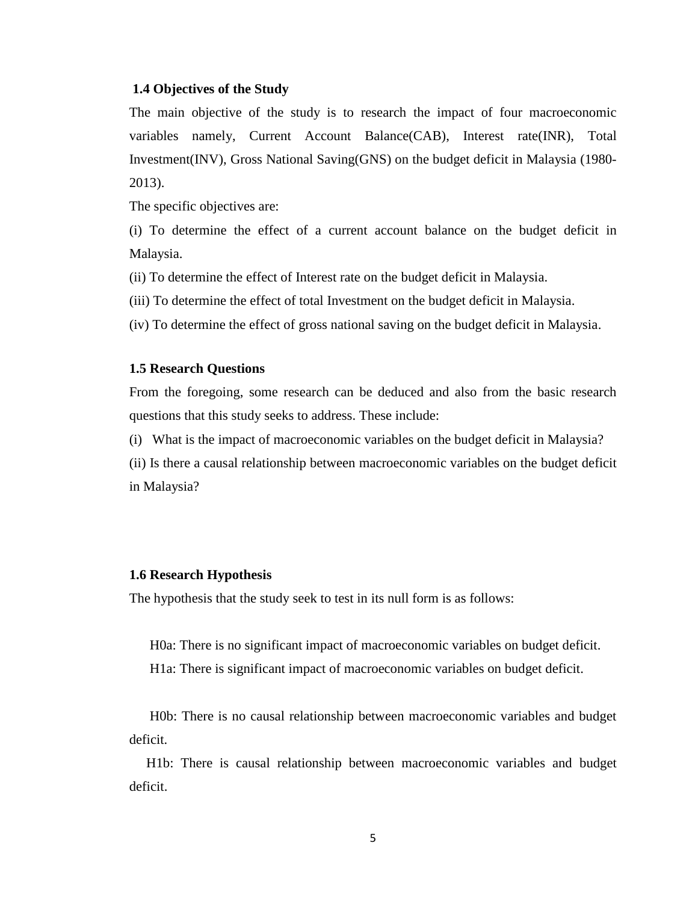### 1.4 Objectives of the Study

The main objective of the study is to research the impact of four macroeconomic variables namely, Current Account Balance(CAB), Interest rate(INR), Total Investment(INV), Gross National Saving(GNS) on the budget deficit in Malaysia (1980-2013).

The specific objectives are:

(i) To determine the effect of a current account balance on the budget deficit in Malaysia.

(ii) To determine the effect of Interest rate on the budget deficit in Malaysia.

(iii) To determine the effect of total Investment on the budget deficit in Malaysia.

(iv) To determine the effect of gross national saving on the budget deficit in Malaysia.

### 1.5 Research Questions

From the foregoing, some research can be deduced and also from the basic research questions that this study seeks to address. These include:

(i) What is the impact of macroeconomic variables on the budget deficit in Malaysia?

(ii) Is there a causal relationship between macroeconomic variables on the budget deficit in Malaysia?

### 1.6 Research Hypothesis

The hypothesis that the study seek to test in its null form is as follows:

H0a: There is no significant impact of macroeconomic variables on budget deficit.

H1a: There is significant impact of macroeconomic variables on budget deficit.

H0b: There is no causal relationship between macroeconomic variables and budget deficit.

H1b: There is causal relationship between macroeconomic variables and budget deficit.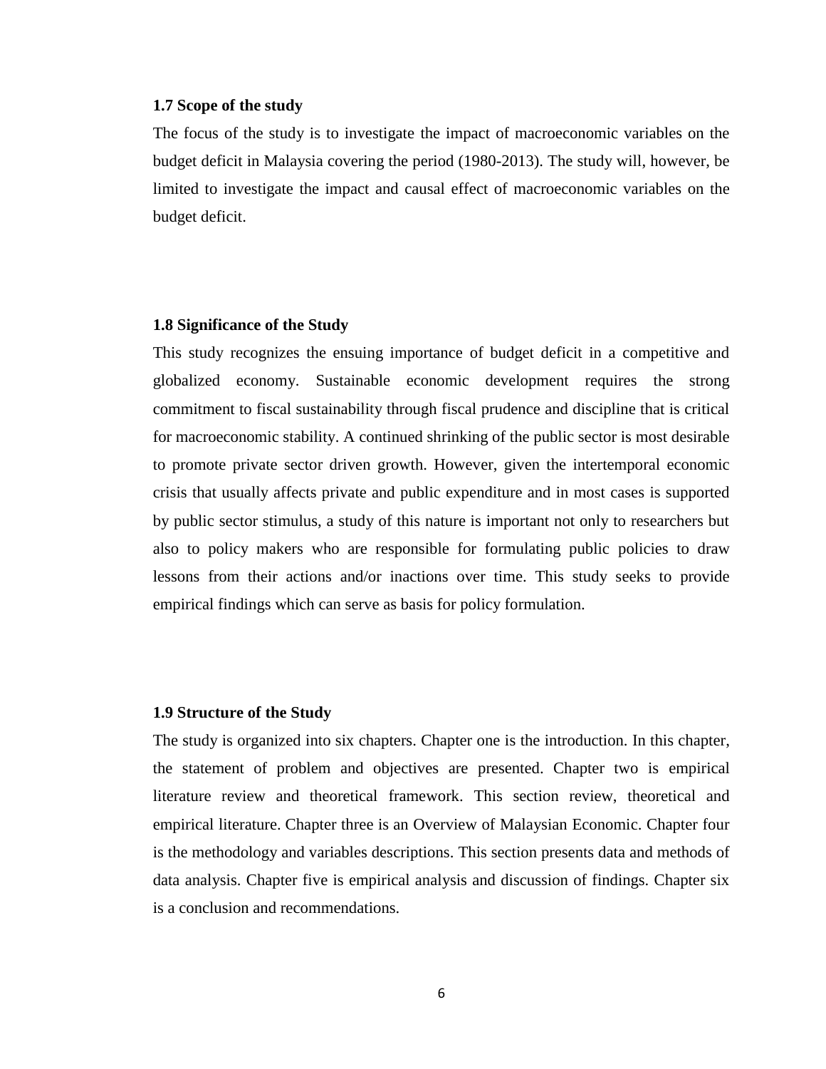### 1.7 Scope of the study

The focus of the study is to investigate the impact of macroeconomic variables on the budget deficit in Malaysia covering the period (1980-2013). The study will, however, be limited to investigate the impact and causal effect of macroeconomic variables on the budget deficit.

### 1.8 Significance of the Study

This study recognizes the ensuing importance of budget deficit in a competitive and globalized economy. Sustainable economic development requires the strong commitment to fiscal sustainability through fiscal prudence and discipline that is critical for macroeconomic stability. A continued shrinking of the public sector is most desirable to promote private sector driven growth. However, given the intertemporal economic crisis that usually affects private and public expenditure and in most cases is supported by public sector stimulus, a study of this nature is important not only to researchers but also to policy makers who are responsible for formulating public policies to draw lessons from their actions and/or inactions over time. This study seeks to provide empirical findings which can serve as basis for policy formulation.

### 1.9 Structure of the Study

The study is organized into six chapters. Chapter one is the introduction. In this chapter, the statement of problem and objectives are presented. Chapter two is empirical literature review and theoretical framework. This section review, theoretical and empirical literature. Chapter three is an Overview of Malaysian Economic. Chapter four is the methodology and variables descriptions. This section presents data and methods of data analysis. Chapter five is empirical analysis and discussion of findings. Chapter six is a conclusion and recommendations.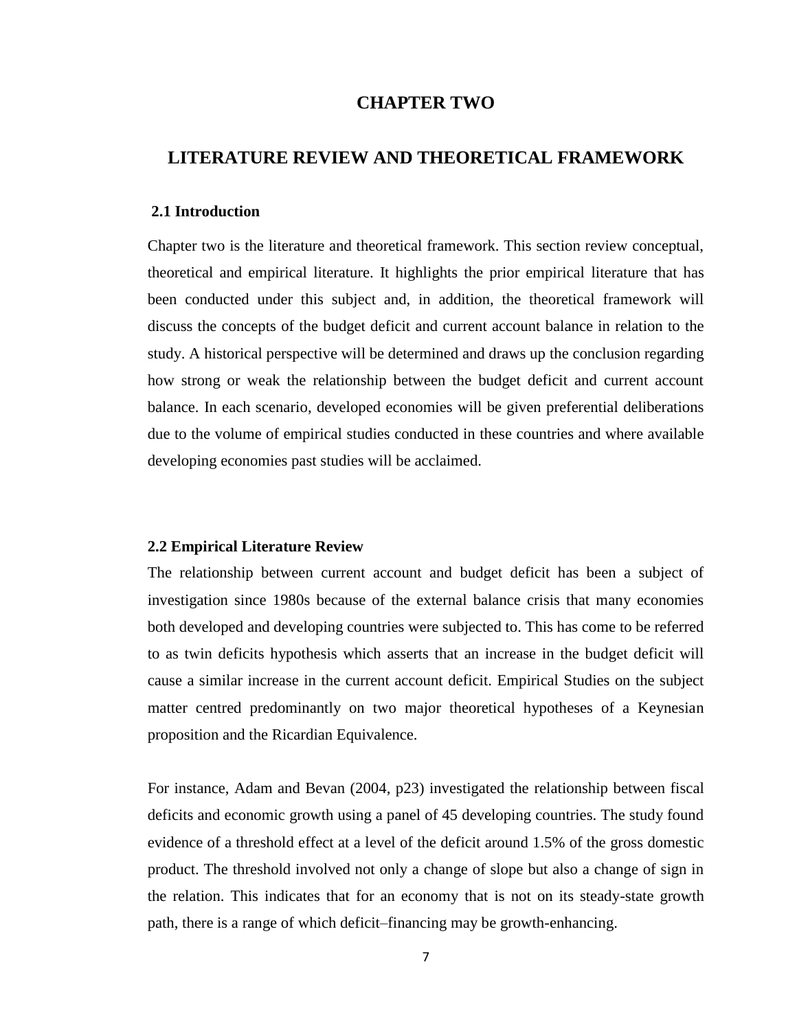# CHAPTER TWO

# LITERATURE REVIEW AND THEORETICAL FRAMEWORK

## 2.1 Introduction

Chapter two is the literature and theoretical framework. This section review conceptual, theoretical and empirical literature. It highlights the prior empirical literature that has been conducted under this subject and, in addition, the theoretical framework will discuss the concepts of the budget deficit and current account balance in relation to the study. A historical perspective will be determined and draws up the conclusion regarding how strong or weak the relationship between the budget deficit and current account balance. In each scenario, developed economies will be given preferential deliberations due to the volume of empirical studies conducted in these countries and where available developing economies past studies will be acclaimed.

## 2.2 Empirical Literature Review

The relationship between current account and budget deficit has been a subject of investigation since 1980s because of the external balance crisis that many economies both developed and developing countries were subjected to. This has come to be referred to as twin deficits hypothesis which asserts that an increase in the budget deficit will cause a similar increase in the current account deficit. Empirical Studies on the subject matter centred predominantly on two major theoretical hypotheses of a Keynesian proposition and the Ricardian Equivalence.

For instance, Adam and Bevan (2004, p23) investigated the relationship between fiscal deficits and economic growth using a panel of 45 developing countries. The study found evidence of a threshold effect at a level of the deficit around 1.5% of the gross domestic product. The threshold involved not only a change of slope but also a change of sign in the relation. This indicates that for an economy that is not on its steady-state growth path, there is a range of which deficit–financing may be growth-enhancing.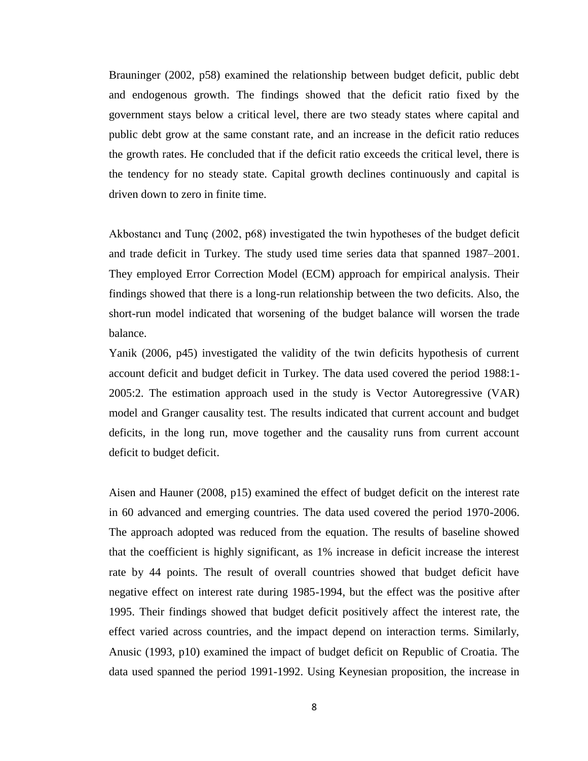Brauninger (2002, p58) examined the relationship between budget deficit, public debt and endogenous growth. The findings showed that the deficit ratio fixed by the government stays below a critical level, there are two steady states where capital and public debt grow at the same constant rate, and an increase in the deficit ratio reduces the growth rates. He concluded that if the deficit ratio exceeds the critical level, there is the tendency for no steady state. Capital growth declines continuously and capital is driven down to zero in finite time.

Akbostancı and Tunç (2002, p68) investigated the twin hypotheses of the budget deficit and trade deficit in Turkey. The study used time series data that spanned 1987–2001. They employed Error Correction Model (ECM) approach for empirical analysis. Their findings showed that there is a long-run relationship between the two deficits. Also, the short-run model indicated that worsening of the budget balance will worsen the trade balance.

Yanik (2006, p45) investigated the validity of the twin deficits hypothesis of current account deficit and budget deficit in Turkey. The data used covered the period 1988:1-2005:2. The estimation approach used in the study is Vector Autoregressive (VAR) model and Granger causality test. The results indicated that current account and budget deficits, in the long run, move together and the causality runs from current account deficit to budget deficit.

Aisen and Hauner (2008, p15) examined the effect of budget deficit on the interest rate in 60 advanced and emerging countries. The data used covered the period 1970-2006. The approach adopted was reduced from the equation. The results of baseline showed that the coefficient is highly significant, as 1% increase in deficit increase the interest rate by 44 points. The result of overall countries showed that budget deficit have negative effect on interest rate during 1985-1994, but the effect was the positive after 1995. Their findings showed that budget deficit positively affect the interest rate, the effect varied across countries, and the impact depend on interaction terms. Similarly, Anusic (1993, p10) examined the impact of budget deficit on Republic of Croatia. The data used spanned the period 1991-1992. Using Keynesian proposition, the increase in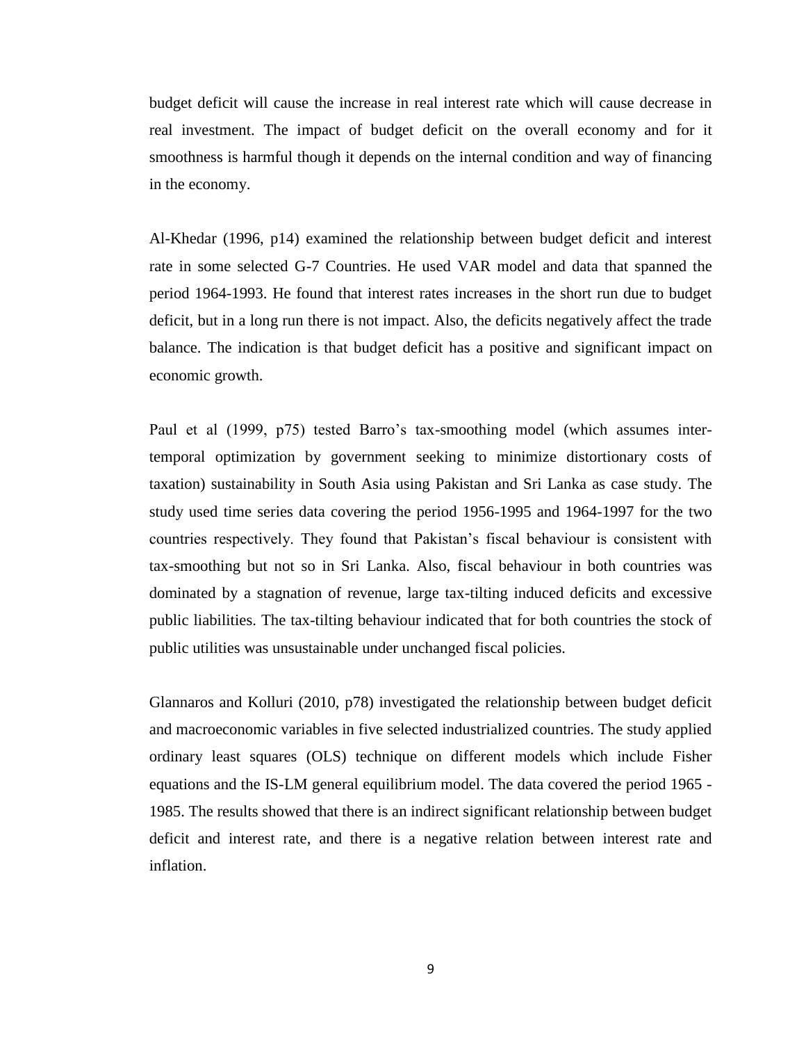budget deficit will cause the increase in real interest rate which will cause decrease in real investment. The impact of budget deficit on the overall economy and for it smoothness is harmful though it depends on the internal condition and way of financing in the economy.

Al-Khedar (1996, p14) examined the relationship between budget deficit and interest rate in some selected G-7 Countries. He used VAR model and data that spanned the period 1964-1993. He found that interest rates increases in the short run due to budget deficit, but in a long run there is not impact. Also, the deficits negatively affect the trade balance. The indication is that budget deficit has a positive and significant impact on economic growth.

Paul et al (1999, p75) tested Barro's tax-smoothing model (which assumes inter-temporal optimization by government seeking to minimize distortionary costs of taxation) sustainability in South Asia using Pakistan and Sri Lanka as case study. The study used time series data covering the period 1956-1995 and 1964-1997 for the two countries respectively. They found that Pakistan's fiscal behaviour is consistent with tax-smoothing but not so in Sri Lanka. Also, fiscal behaviour in both countries was dominated by a stagnation of revenue, large tax-tilting induced deficits and excessive public liabilities. The tax-tilting behaviour indicated that for both countries the stock of public utilities was unsustainable under unchanged fiscal policies.

Glannaros and Kolluri (2010, p78) investigated the relationship between budget deficit and macroeconomic variables in five selected industrialized countries. The study applied ordinary least squares (OLS) technique on different models which include Fisher equations and the IS-LM general equilibrium model. The data covered the period 1965 - 1985. The results showed that there is an indirect significant relationship between budget deficit and interest rate, and there is a negative relation between interest rate and inflation.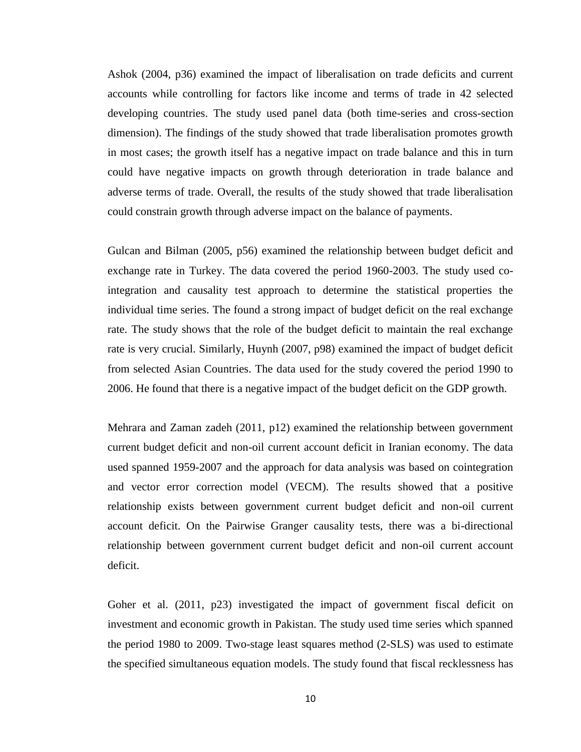Ashok (2004, p36) examined the impact of liberalisation on trade deficits and current accounts while controlling for factors like income and terms of trade in 42 selected developing countries. The study used panel data (both time-series and cross-section dimension). The findings of the study showed that trade liberalisation promotes growth in most cases; the growth itself has a negative impact on trade balance and this in turn could have negative impacts on growth through deterioration in trade balance and adverse terms of trade. Overall, the results of the study showed that trade liberalisation could constrain growth through adverse impact on the balance of payments.

Gulcan and Bilman (2005, p56) examined the relationship between budget deficit and exchange rate in Turkey. The data covered the period 1960-2003. The study used co-integration and causality test approach to determine the statistical properties the individual time series. The found a strong impact of budget deficit on the real exchange rate. The study shows that the role of the budget deficit to maintain the real exchange rate is very crucial. Similarly, Huynh (2007, p98) examined the impact of budget deficit from selected Asian Countries. The data used for the study covered the period 1990 to 2006. He found that there is a negative impact of the budget deficit on the GDP growth.

Mehrara and Zaman zadeh (2011, p12) examined the relationship between government current budget deficit and non-oil current account deficit in Iranian economy. The data used spanned 1959-2007 and the approach for data analysis was based on cointegration and vector error correction model (VECM). The results showed that a positive relationship exists between government current budget deficit and non-oil current account deficit. On the Pairwise Granger causality tests, there was a bi-directional relationship between government current budget deficit and non-oil current account deficit.

Goher et al. (2011, p23) investigated the impact of government fiscal deficit on investment and economic growth in Pakistan. The study used time series which spanned the period 1980 to 2009. Two-stage least squares method (2-SLS) was used to estimate the specified simultaneous equation models. The study found that fiscal recklessness has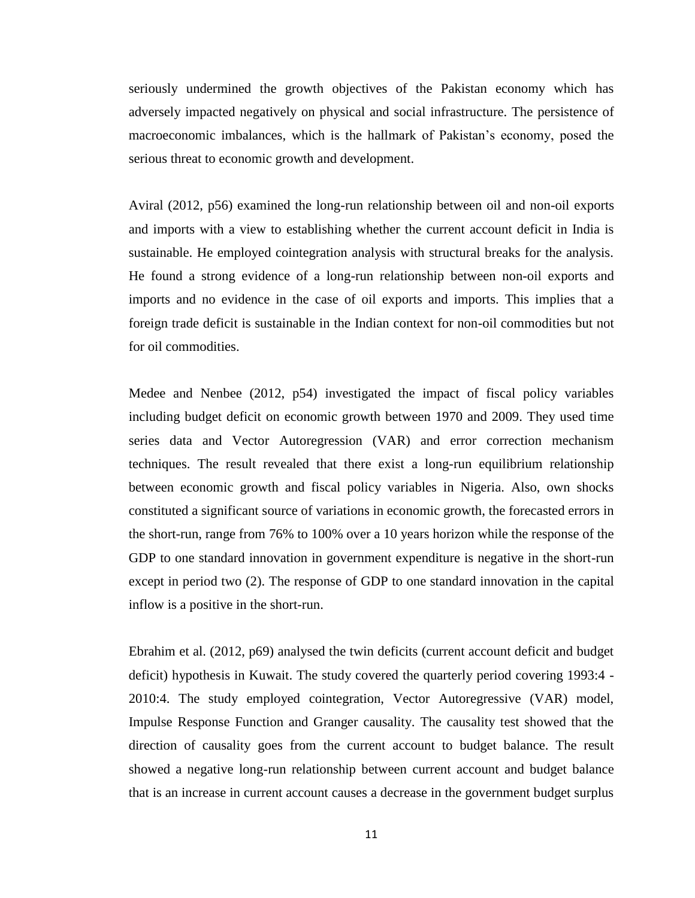seriously undermined the growth objectives of the Pakistan economy which has adversely impacted negatively on physical and social infrastructure. The persistence of macroeconomic imbalances, which is the hallmark of Pakistan's economy, posed the serious threat to economic growth and development.

Aviral (2012, p56) examined the long-run relationship between oil and non-oil exports and imports with a view to establishing whether the current account deficit in India is sustainable. He employed cointegration analysis with structural breaks for the analysis. He found a strong evidence of a long-run relationship between non-oil exports and imports and no evidence in the case of oil exports and imports. This implies that a foreign trade deficit is sustainable in the Indian context for non-oil commodities but not for oil commodities.

Medee and Nenbee (2012, p54) investigated the impact of fiscal policy variables including budget deficit on economic growth between 1970 and 2009. They used time series data and Vector Autoregression (VAR) and error correction mechanism techniques. The result revealed that there exist a long-run equilibrium relationship between economic growth and fiscal policy variables in Nigeria. Also, own shocks constituted a significant source of variations in economic growth, the forecasted errors in the short-run, range from 76% to 100% over a 10 years horizon while the response of the GDP to one standard innovation in government expenditure is negative in the short-run except in period two (2). The response of GDP to one standard innovation in the capital inflow is a positive in the short-run.

Ebrahim et al. (2012, p69) analysed the twin deficits (current account deficit and budget deficit) hypothesis in Kuwait. The study covered the quarterly period covering 1993:4 - 2010:4. The study employed cointegration, Vector Autoregressive (VAR) model, Impulse Response Function and Granger causality. The causality test showed that the direction of causality goes from the current account to budget balance. The result showed a negative long-run relationship between current account and budget balance that is an increase in current account causes a decrease in the government budget surplus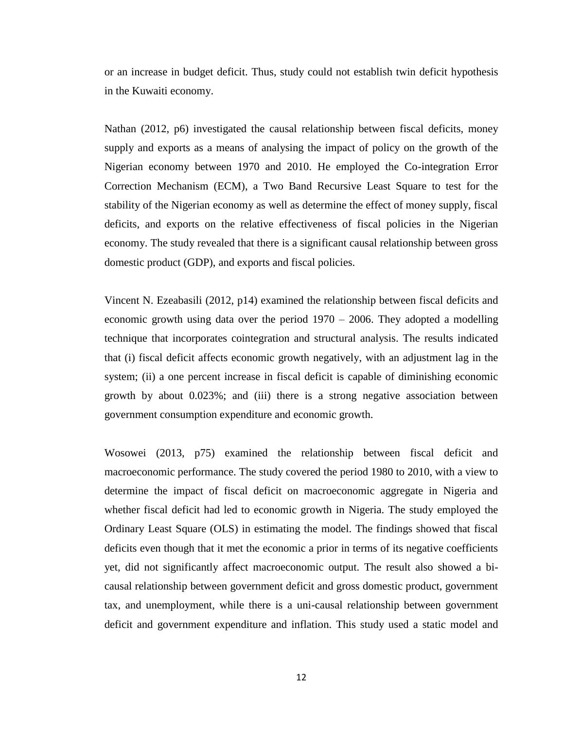or an increase in budget deficit. Thus, study could not establish twin deficit hypothesis in the Kuwaiti economy.

Nathan (2012, p6) investigated the causal relationship between fiscal deficits, money supply and exports as a means of analysing the impact of policy on the growth of the Nigerian economy between 1970 and 2010. He employed the Co-integration Error Correction Mechanism (ECM), a Two Band Recursive Least Square to test for the stability of the Nigerian economy as well as determine the effect of money supply, fiscal deficits, and exports on the relative effectiveness of fiscal policies in the Nigerian economy. The study revealed that there is a significant causal relationship between gross domestic product (GDP), and exports and fiscal policies.

Vincent N. Ezeabasili (2012, p14) examined the relationship between fiscal deficits and economic growth using data over the period 1970 – 2006. They adopted a modelling technique that incorporates cointegration and structural analysis. The results indicated that (i) fiscal deficit affects economic growth negatively, with an adjustment lag in the system; (ii) a one percent increase in fiscal deficit is capable of diminishing economic growth by about 0.023%; and (iii) there is a strong negative association between government consumption expenditure and economic growth.

Wosowei (2013, p75) examined the relationship between fiscal deficit and macroeconomic performance. The study covered the period 1980 to 2010, with a view to determine the impact of fiscal deficit on macroeconomic aggregate in Nigeria and whether fiscal deficit had led to economic growth in Nigeria. The study employed the Ordinary Least Square (OLS) in estimating the model. The findings showed that fiscal deficits even though that it met the economic a prior in terms of its negative coefficients yet, did not significantly affect macroeconomic output. The result also showed a bi-causal relationship between government deficit and gross domestic product, government tax, and unemployment, while there is a uni-causal relationship between government deficit and government expenditure and inflation. This study used a static model and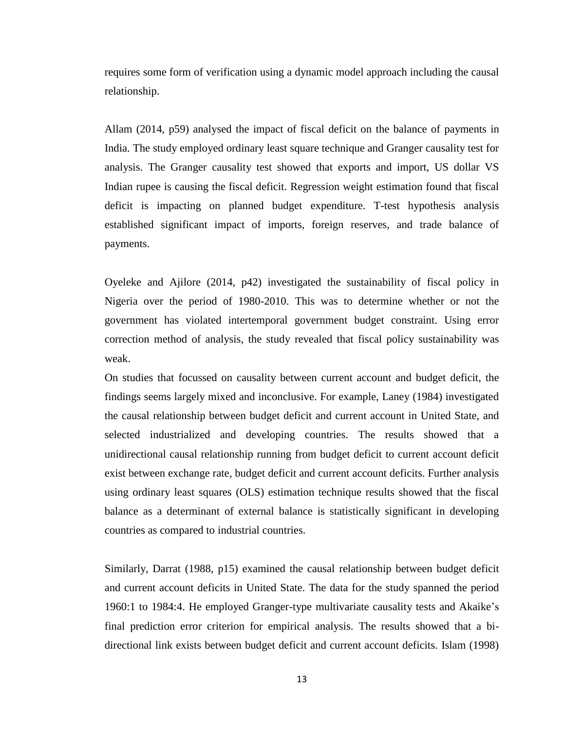requires some form of verification using a dynamic model approach including the causal relationship.

Allam (2014, p59) analysed the impact of fiscal deficit on the balance of payments in India. The study employed ordinary least square technique and Granger causality test for analysis. The Granger causality test showed that exports and import, US dollar VS Indian rupee is causing the fiscal deficit. Regression weight estimation found that fiscal deficit is impacting on planned budget expenditure. T-test hypothesis analysis established significant impact of imports, foreign reserves, and trade balance of payments.

Oyeleke and Ajilore (2014, p42) investigated the sustainability of fiscal policy in Nigeria over the period of 1980-2010. This was to determine whether or not the government has violated intertemporal government budget constraint. Using error correction method of analysis, the study revealed that fiscal policy sustainability was weak.

On studies that focussed on causality between current account and budget deficit, the findings seems largely mixed and inconclusive. For example, Laney (1984) investigated the causal relationship between budget deficit and current account in United State, and selected industrialized and developing countries. The results showed that a unidirectional causal relationship running from budget deficit to current account deficit exist between exchange rate, budget deficit and current account deficits. Further analysis using ordinary least squares (OLS) estimation technique results showed that the fiscal balance as a determinant of external balance is statistically significant in developing countries as compared to industrial countries.

Similarly, Darrat (1988, p15) examined the causal relationship between budget deficit and current account deficits in United State. The data for the study spanned the period 1960:1 to 1984:4. He employed Granger-type multivariate causality tests and Akaike's final prediction error criterion for empirical analysis. The results showed that a bi-directional link exists between budget deficit and current account deficits. Islam (1998)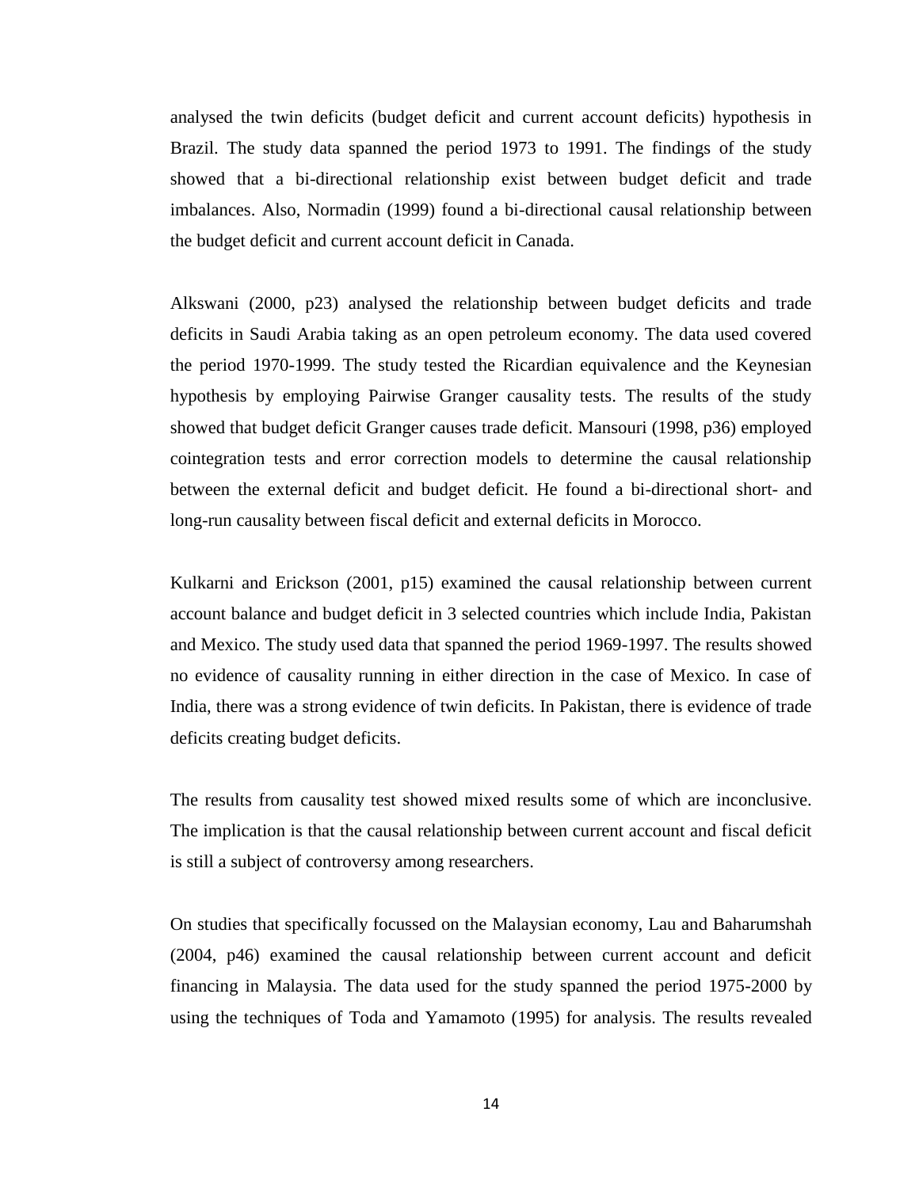analysed the twin deficits (budget deficit and current account deficits) hypothesis in Brazil. The study data spanned the period 1973 to 1991. The findings of the study showed that a bi-directional relationship exist between budget deficit and trade imbalances. Also, Normadin (1999) found a bi-directional causal relationship between the budget deficit and current account deficit in Canada.

Alkswani (2000, p23) analysed the relationship between budget deficits and trade deficits in Saudi Arabia taking as an open petroleum economy. The data used covered the period 1970-1999. The study tested the Ricardian equivalence and the Keynesian hypothesis by employing Pairwise Granger causality tests. The results of the study showed that budget deficit Granger causes trade deficit. Mansouri (1998, p36) employed cointegration tests and error correction models to determine the causal relationship between the external deficit and budget deficit. He found a bi-directional short- and long-run causality between fiscal deficit and external deficits in Morocco.

Kulkarni and Erickson (2001, p15) examined the causal relationship between current account balance and budget deficit in 3 selected countries which include India, Pakistan and Mexico. The study used data that spanned the period 1969-1997. The results showed no evidence of causality running in either direction in the case of Mexico. In case of India, there was a strong evidence of twin deficits. In Pakistan, there is evidence of trade deficits creating budget deficits.

The results from causality test showed mixed results some of which are inconclusive. The implication is that the causal relationship between current account and fiscal deficit is still a subject of controversy among researchers.

On studies that specifically focussed on the Malaysian economy, Lau and Baharumshah (2004, p46) examined the causal relationship between current account and deficit financing in Malaysia. The data used for the study spanned the period 1975-2000 by using the techniques of Toda and Yamamoto (1995) for analysis. The results revealed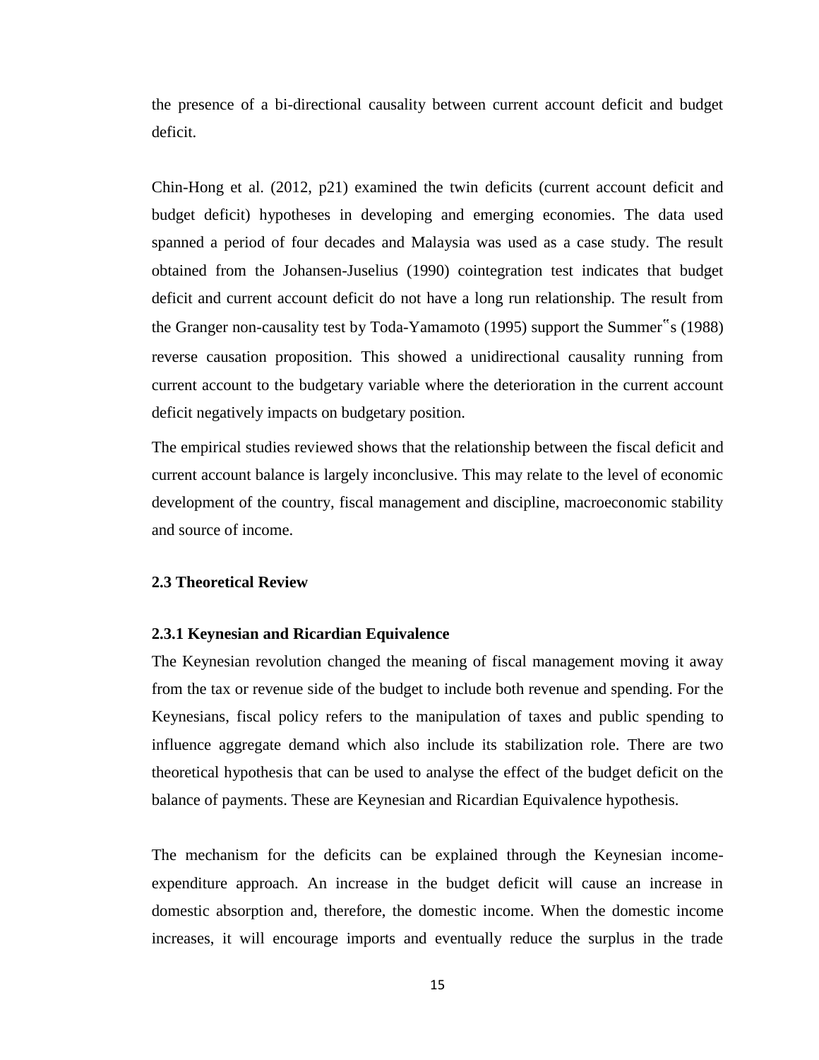the presence of a bi-directional causality between current account deficit and budget deficit.

Chin-Hong et al. (2012, p21) examined the twin deficits (current account deficit and budget deficit) hypotheses in developing and emerging economies. The data used spanned a period of four decades and Malaysia was used as a case study. The result obtained from the Johansen-Juselius (1990) cointegration test indicates that budget deficit and current account deficit do not have a long run relationship. The result from the Granger non-causality test by Toda-Yamamoto (1995) support the Summer‟s (1988) reverse causation proposition. This showed a unidirectional causality running from current account to the budgetary variable where the deterioration in the current account deficit negatively impacts on budgetary position.

The empirical studies reviewed shows that the relationship between the fiscal deficit and current account balance is largely inconclusive. This may relate to the level of economic development of the country, fiscal management and discipline, macroeconomic stability and source of income.

## 2.3 Theoretical Review

### 2.3.1 Keynesian and Ricardian Equivalence

The Keynesian revolution changed the meaning of fiscal management moving it away from the tax or revenue side of the budget to include both revenue and spending. For the Keynesians, fiscal policy refers to the manipulation of taxes and public spending to influence aggregate demand which also include its stabilization role. There are two theoretical hypothesis that can be used to analyse the effect of the budget deficit on the balance of payments. These are Keynesian and Ricardian Equivalence hypothesis.

The mechanism for the deficits can be explained through the Keynesian income-expenditure approach. An increase in the budget deficit will cause an increase in domestic absorption and, therefore, the domestic income. When the domestic income increases, it will encourage imports and eventually reduce the surplus in the trade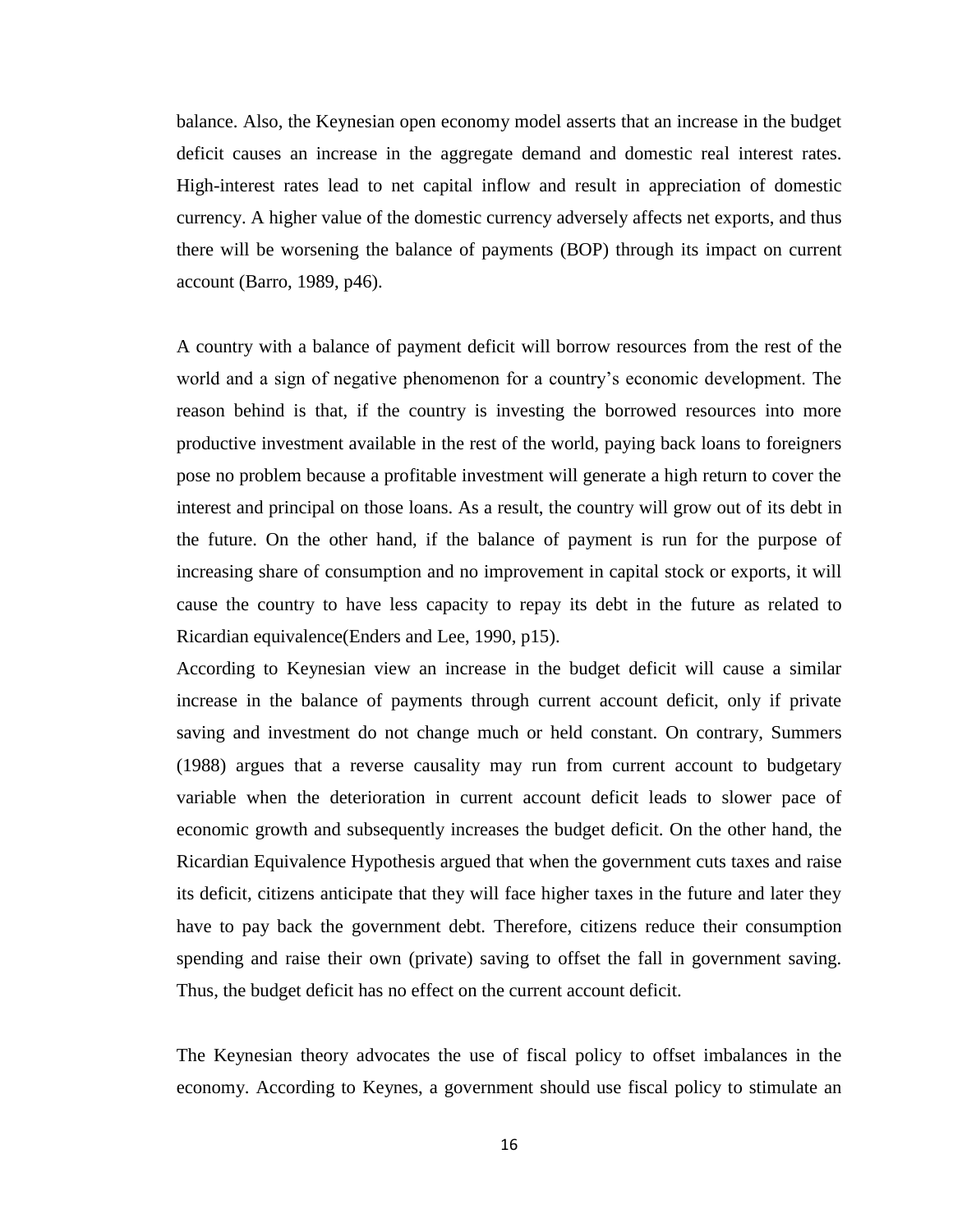balance. Also, the Keynesian open economy model asserts that an increase in the budget deficit causes an increase in the aggregate demand and domestic real interest rates. High-interest rates lead to net capital inflow and result in appreciation of domestic currency. A higher value of the domestic currency adversely affects net exports, and thus there will be worsening the balance of payments (BOP) through its impact on current account (Barro, 1989, p46).

A country with a balance of payment deficit will borrow resources from the rest of the world and a sign of negative phenomenon for a country's economic development. The reason behind is that, if the country is investing the borrowed resources into more productive investment available in the rest of the world, paying back loans to foreigners pose no problem because a profitable investment will generate a high return to cover the interest and principal on those loans. As a result, the country will grow out of its debt in the future. On the other hand, if the balance of payment is run for the purpose of increasing share of consumption and no improvement in capital stock or exports, it will cause the country to have less capacity to repay its debt in the future as related to Ricardian equivalence(Enders and Lee, 1990, p15).

According to Keynesian view an increase in the budget deficit will cause a similar increase in the balance of payments through current account deficit, only if private saving and investment do not change much or held constant. On contrary, Summers (1988) argues that a reverse causality may run from current account to budgetary variable when the deterioration in current account deficit leads to slower pace of economic growth and subsequently increases the budget deficit. On the other hand, the Ricardian Equivalence Hypothesis argued that when the government cuts taxes and raise its deficit, citizens anticipate that they will face higher taxes in the future and later they have to pay back the government debt. Therefore, citizens reduce their consumption spending and raise their own (private) saving to offset the fall in government saving. Thus, the budget deficit has no effect on the current account deficit.

The Keynesian theory advocates the use of fiscal policy to offset imbalances in the economy. According to Keynes, a government should use fiscal policy to stimulate an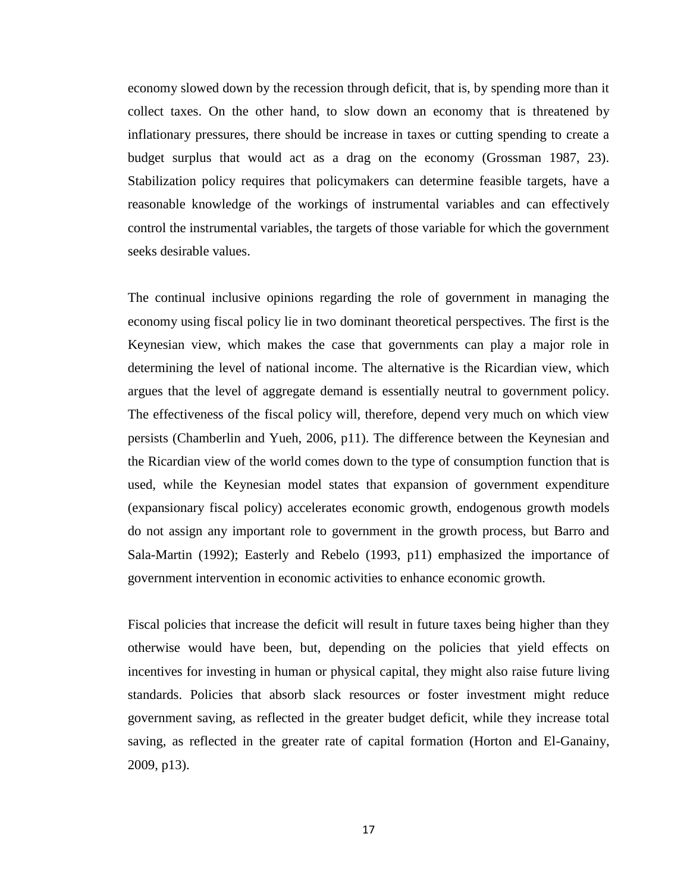economy slowed down by the recession through deficit, that is, by spending more than it collect taxes. On the other hand, to slow down an economy that is threatened by inflationary pressures, there should be increase in taxes or cutting spending to create a budget surplus that would act as a drag on the economy (Grossman 1987, 23). Stabilization policy requires that policymakers can determine feasible targets, have a reasonable knowledge of the workings of instrumental variables and can effectively control the instrumental variables, the targets of those variable for which the government seeks desirable values.

The continual inclusive opinions regarding the role of government in managing the economy using fiscal policy lie in two dominant theoretical perspectives. The first is the Keynesian view, which makes the case that governments can play a major role in determining the level of national income. The alternative is the Ricardian view, which argues that the level of aggregate demand is essentially neutral to government policy. The effectiveness of the fiscal policy will, therefore, depend very much on which view persists (Chamberlin and Yueh, 2006, p11). The difference between the Keynesian and the Ricardian view of the world comes down to the type of consumption function that is used, while the Keynesian model states that expansion of government expenditure (expansionary fiscal policy) accelerates economic growth, endogenous growth models do not assign any important role to government in the growth process, but Barro and Sala-Martin (1992); Easterly and Rebelo (1993, p11) emphasized the importance of government intervention in economic activities to enhance economic growth.

Fiscal policies that increase the deficit will result in future taxes being higher than they otherwise would have been, but, depending on the policies that yield effects on incentives for investing in human or physical capital, they might also raise future living standards. Policies that absorb slack resources or foster investment might reduce government saving, as reflected in the greater budget deficit, while they increase total saving, as reflected in the greater rate of capital formation (Horton and El-Ganainy, 2009, p13).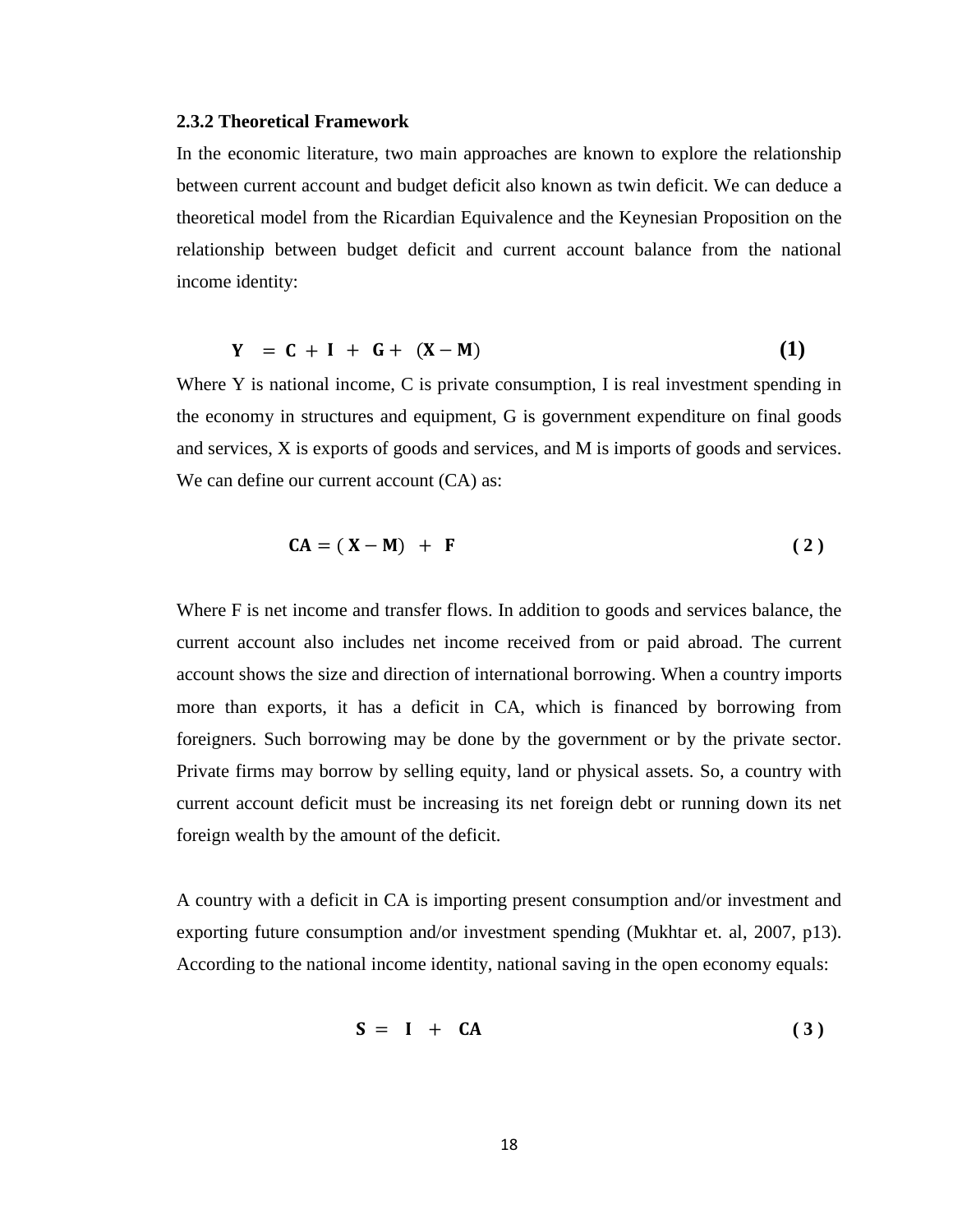### 2.3.2 Theoretical Framework

In the economic literature, two main approaches are known to explore the relationship between current account and budget deficit also known as twin deficit. We can deduce a theoretical model from the Ricardian Equivalence and the Keynesian Proposition on the relationship between budget deficit and current account balance from the national income identity:

$$\mathbf{Y} = \mathbf{C} + \mathbf{I} + \mathbf{G} + (\mathbf{X} - \mathbf{M}) \qquad \textbf{(1)}$$

Where Y is national income, C is private consumption, I is real investment spending in the economy in structures and equipment, G is government expenditure on final goods and services, X is exports of goods and services, and M is imports of goods and services. We can define our current account (CA) as:

$$\mathbf{CA} = (\mathbf{X} - \mathbf{M}) + \mathbf{F} \qquad \textbf{(2)}$$

Where F is net income and transfer flows. In addition to goods and services balance, the current account also includes net income received from or paid abroad. The current account shows the size and direction of international borrowing. When a country imports more than exports, it has a deficit in CA, which is financed by borrowing from foreigners. Such borrowing may be done by the government or by the private sector. Private firms may borrow by selling equity, land or physical assets. So, a country with current account deficit must be increasing its net foreign debt or running down its net foreign wealth by the amount of the deficit.

A country with a deficit in CA is importing present consumption and/or investment and exporting future consumption and/or investment spending (Mukhtar et. al, 2007, p13). According to the national income identity, national saving in the open economy equals:

$$\mathbf{S} = \mathbf{I} + \mathbf{CA} \qquad \textbf{(3)}$$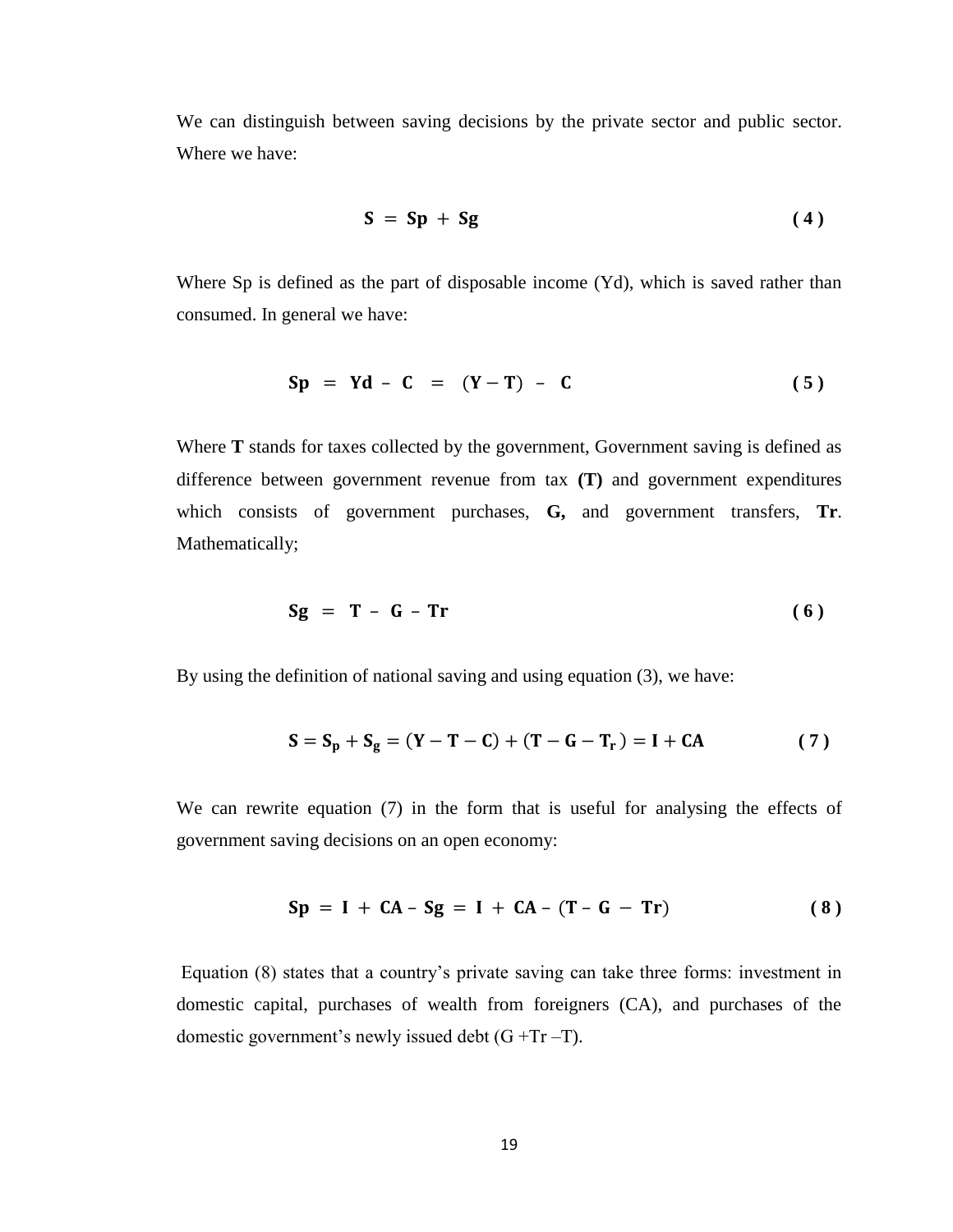We can distinguish between saving decisions by the private sector and public sector. Where we have:

$$\mathbf{S = Sp + Sg} \tag{4}$$

Where Sp is defined as the part of disposable income (Yd), which is saved rather than consumed. In general we have:

$$\mathbf{Sp = Yd - C = (Y - T) - C} \tag{5}$$

Where **T** stands for taxes collected by the government, Government saving is defined as difference between government revenue from tax **(T)** and government expenditures which consists of government purchases, **G,** and government transfers, **Tr**. Mathematically;

$$\mathbf{Sg = T - G - Tr} \tag{6}$$

By using the definition of national saving and using equation (3), we have:

$$\mathbf{S = S_p + S_g = (Y - T - C) + (T - G - T_r) = I + CA} \tag{7}$$

We can rewrite equation (7) in the form that is useful for analysing the effects of government saving decisions on an open economy:

$$\mathbf{Sp = I + CA - Sg = I + CA - (T - G - Tr)} \tag{8}$$

Equation (8) states that a country's private saving can take three forms: investment in domestic capital, purchases of wealth from foreigners (CA), and purchases of the domestic government's newly issued debt (G +Tr –T).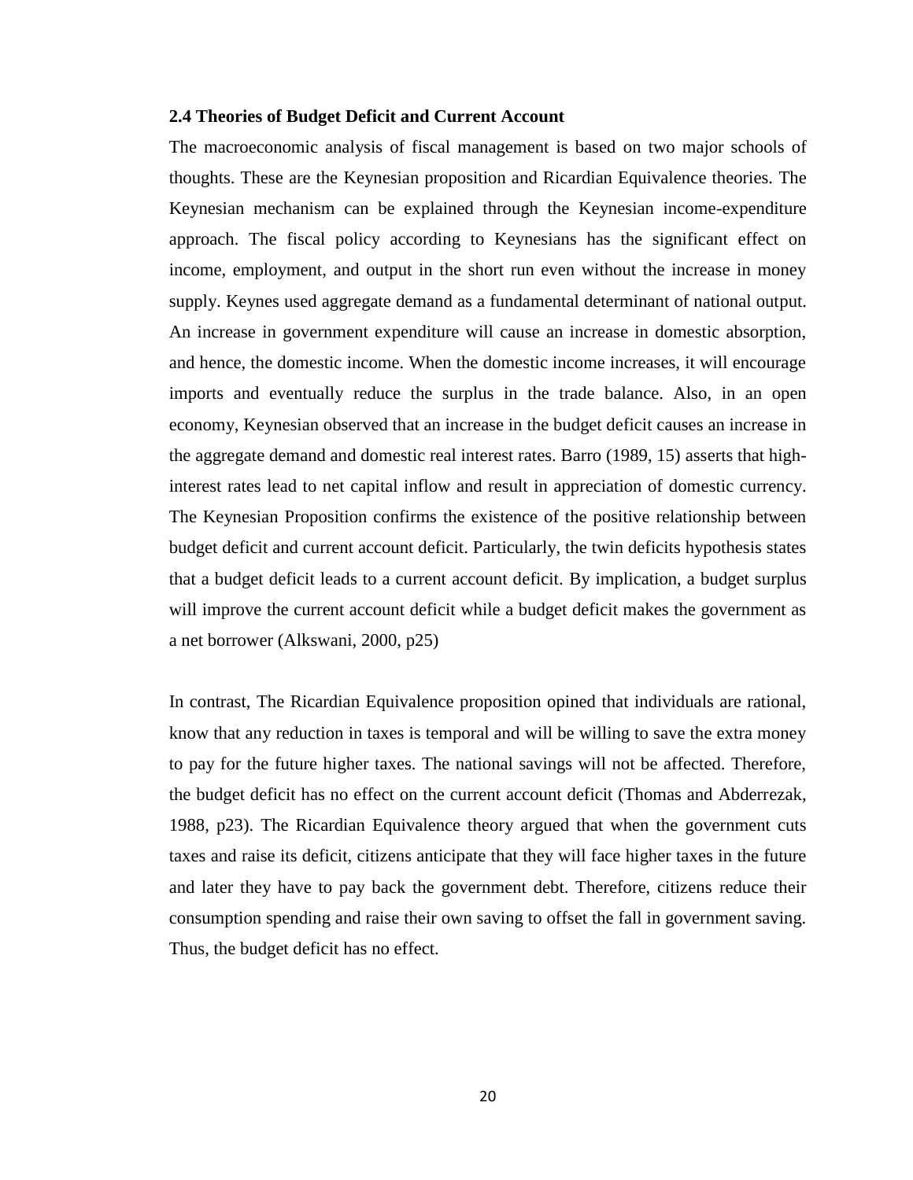**2.4 Theories of Budget Deficit and Current Account**

The macroeconomic analysis of fiscal management is based on two major schools of thoughts. These are the Keynesian proposition and Ricardian Equivalence theories. The Keynesian mechanism can be explained through the Keynesian income-expenditure approach. The fiscal policy according to Keynesians has the significant effect on income, employment, and output in the short run even without the increase in money supply. Keynes used aggregate demand as a fundamental determinant of national output. An increase in government expenditure will cause an increase in domestic absorption, and hence, the domestic income. When the domestic income increases, it will encourage imports and eventually reduce the surplus in the trade balance. Also, in an open economy, Keynesian observed that an increase in the budget deficit causes an increase in the aggregate demand and domestic real interest rates. Barro (1989, 15) asserts that high-interest rates lead to net capital inflow and result in appreciation of domestic currency. The Keynesian Proposition confirms the existence of the positive relationship between budget deficit and current account deficit. Particularly, the twin deficits hypothesis states that a budget deficit leads to a current account deficit. By implication, a budget surplus will improve the current account deficit while a budget deficit makes the government as a net borrower (Alkswani, 2000, p25)

In contrast, The Ricardian Equivalence proposition opined that individuals are rational, know that any reduction in taxes is temporal and will be willing to save the extra money to pay for the future higher taxes. The national savings will not be affected. Therefore, the budget deficit has no effect on the current account deficit (Thomas and Abderrezak, 1988, p23). The Ricardian Equivalence theory argued that when the government cuts taxes and raise its deficit, citizens anticipate that they will face higher taxes in the future and later they have to pay back the government debt. Therefore, citizens reduce their consumption spending and raise their own saving to offset the fall in government saving. Thus, the budget deficit has no effect.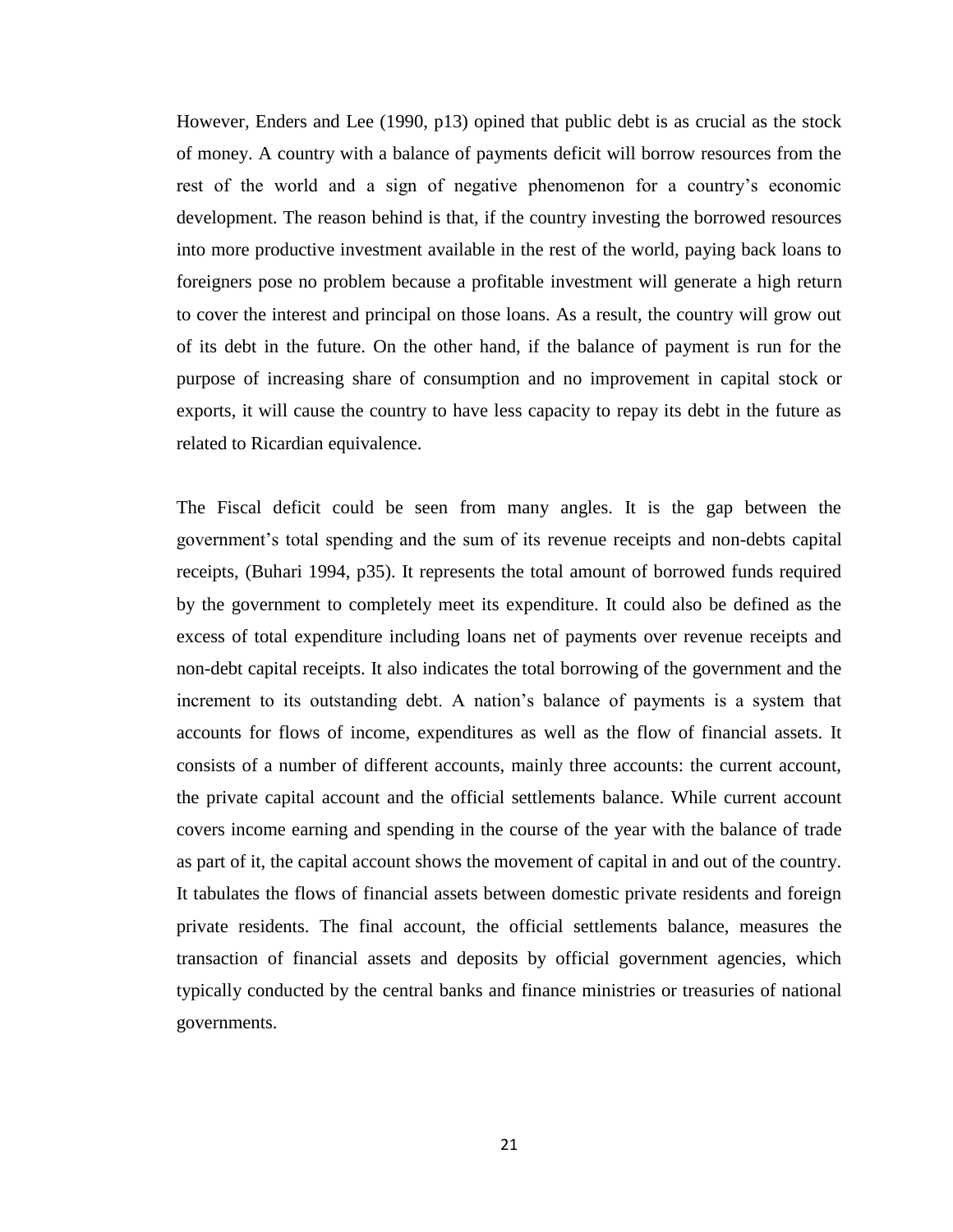However, Enders and Lee (1990, p13) opined that public debt is as crucial as the stock of money. A country with a balance of payments deficit will borrow resources from the rest of the world and a sign of negative phenomenon for a country's economic development. The reason behind is that, if the country investing the borrowed resources into more productive investment available in the rest of the world, paying back loans to foreigners pose no problem because a profitable investment will generate a high return to cover the interest and principal on those loans. As a result, the country will grow out of its debt in the future. On the other hand, if the balance of payment is run for the purpose of increasing share of consumption and no improvement in capital stock or exports, it will cause the country to have less capacity to repay its debt in the future as related to Ricardian equivalence.

The Fiscal deficit could be seen from many angles. It is the gap between the government's total spending and the sum of its revenue receipts and non-debts capital receipts, (Buhari 1994, p35). It represents the total amount of borrowed funds required by the government to completely meet its expenditure. It could also be defined as the excess of total expenditure including loans net of payments over revenue receipts and non-debt capital receipts. It also indicates the total borrowing of the government and the increment to its outstanding debt. A nation's balance of payments is a system that accounts for flows of income, expenditures as well as the flow of financial assets. It consists of a number of different accounts, mainly three accounts: the current account, the private capital account and the official settlements balance. While current account covers income earning and spending in the course of the year with the balance of trade as part of it, the capital account shows the movement of capital in and out of the country. It tabulates the flows of financial assets between domestic private residents and foreign private residents. The final account, the official settlements balance, measures the transaction of financial assets and deposits by official government agencies, which typically conducted by the central banks and finance ministries or treasuries of national governments.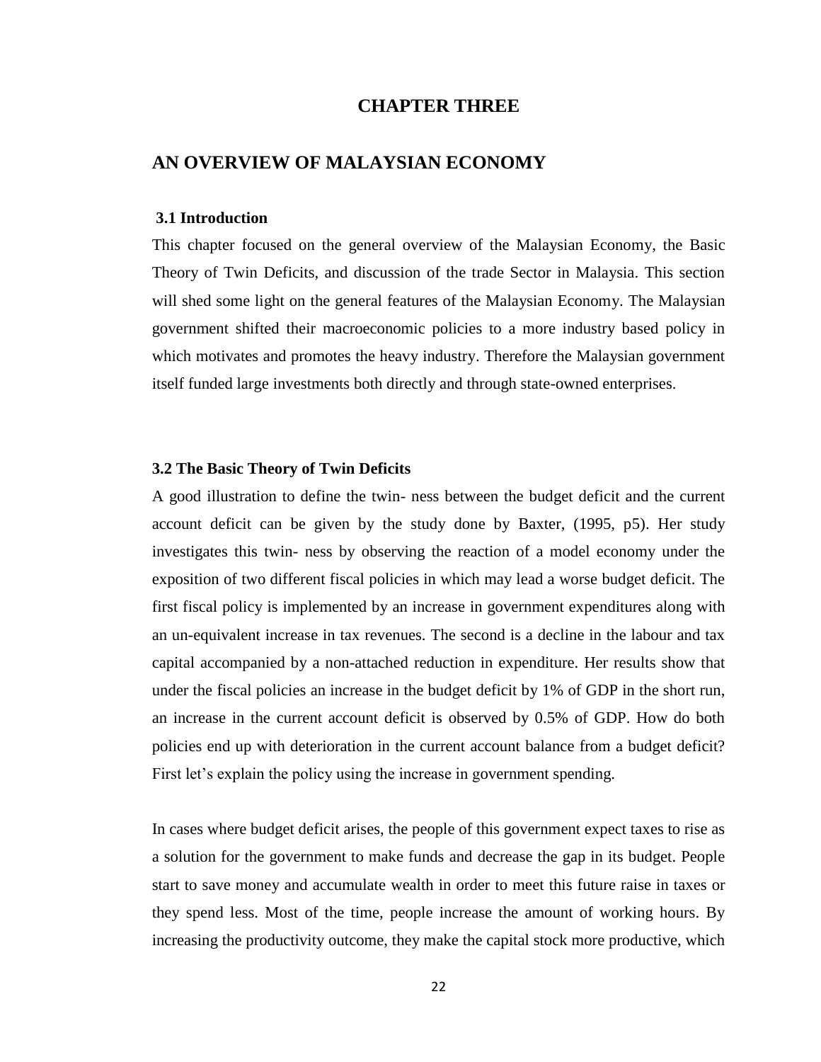# CHAPTER THREE

## AN OVERVIEW OF MALAYSIAN ECONOMY

### 3.1 Introduction

This chapter focused on the general overview of the Malaysian Economy, the Basic Theory of Twin Deficits, and discussion of the trade Sector in Malaysia. This section will shed some light on the general features of the Malaysian Economy. The Malaysian government shifted their macroeconomic policies to a more industry based policy in which motivates and promotes the heavy industry. Therefore the Malaysian government itself funded large investments both directly and through state-owned enterprises.

### 3.2 The Basic Theory of Twin Deficits

A good illustration to define the twin- ness between the budget deficit and the current account deficit can be given by the study done by Baxter, (1995, p5). Her study investigates this twin- ness by observing the reaction of a model economy under the exposition of two different fiscal policies in which may lead a worse budget deficit. The first fiscal policy is implemented by an increase in government expenditures along with an un-equivalent increase in tax revenues. The second is a decline in the labour and tax capital accompanied by a non-attached reduction in expenditure. Her results show that under the fiscal policies an increase in the budget deficit by 1% of GDP in the short run, an increase in the current account deficit is observed by 0.5% of GDP. How do both policies end up with deterioration in the current account balance from a budget deficit? First let's explain the policy using the increase in government spending.

In cases where budget deficit arises, the people of this government expect taxes to rise as a solution for the government to make funds and decrease the gap in its budget. People start to save money and accumulate wealth in order to meet this future raise in taxes or they spend less. Most of the time, people increase the amount of working hours. By increasing the productivity outcome, they make the capital stock more productive, which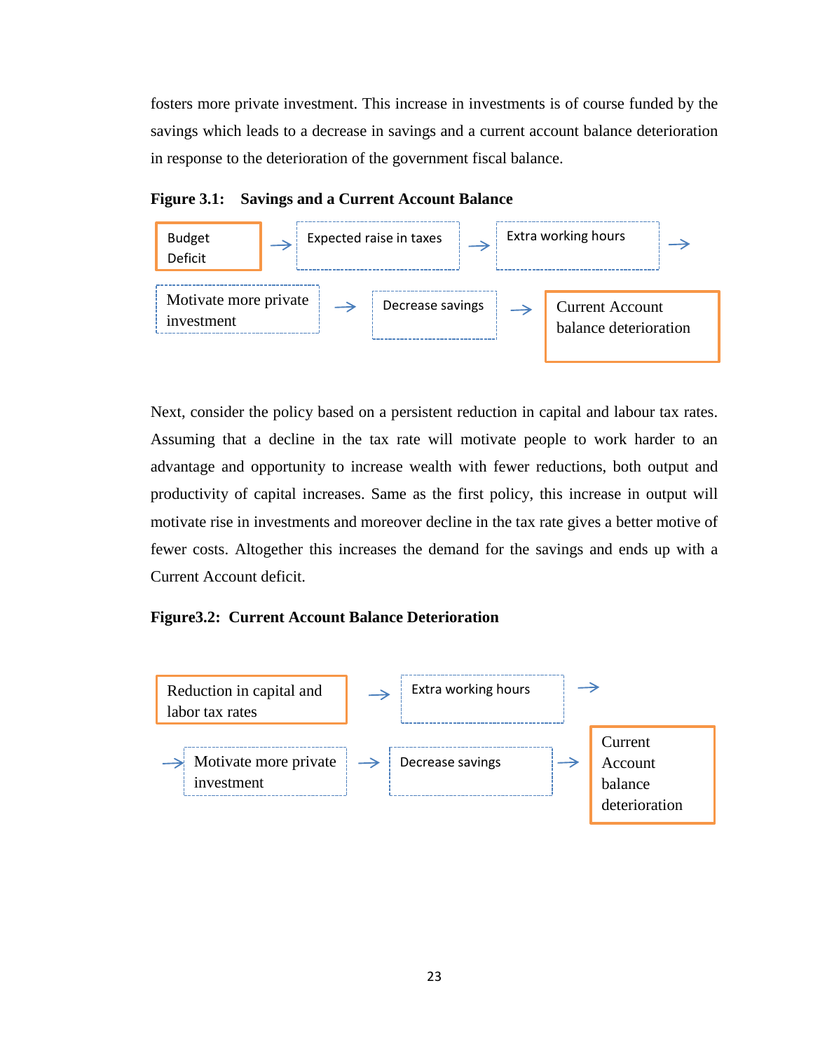fosters more private investment. This increase in investments is of course funded by the savings which leads to a decrease in savings and a current account balance deterioration in response to the deterioration of the government fiscal balance.

**Figure 3.1: Savings and a Current Account Balance**

Budget Deficit → Expected raise in taxes → Extra working hours → Motivate more private investment → Decrease savings → Current Account balance deterioration

Next, consider the policy based on a persistent reduction in capital and labour tax rates. Assuming that a decline in the tax rate will motivate people to work harder to an advantage and opportunity to increase wealth with fewer reductions, both output and productivity of capital increases. Same as the first policy, this increase in output will motivate rise in investments and moreover decline in the tax rate gives a better motive of fewer costs. Altogether this increases the demand for the savings and ends up with a Current Account deficit.

**Figure3.2: Current Account Balance Deterioration**

Reduction in capital and labor tax rates → Extra working hours → Motivate more private investment → Decrease savings → Current Account balance deterioration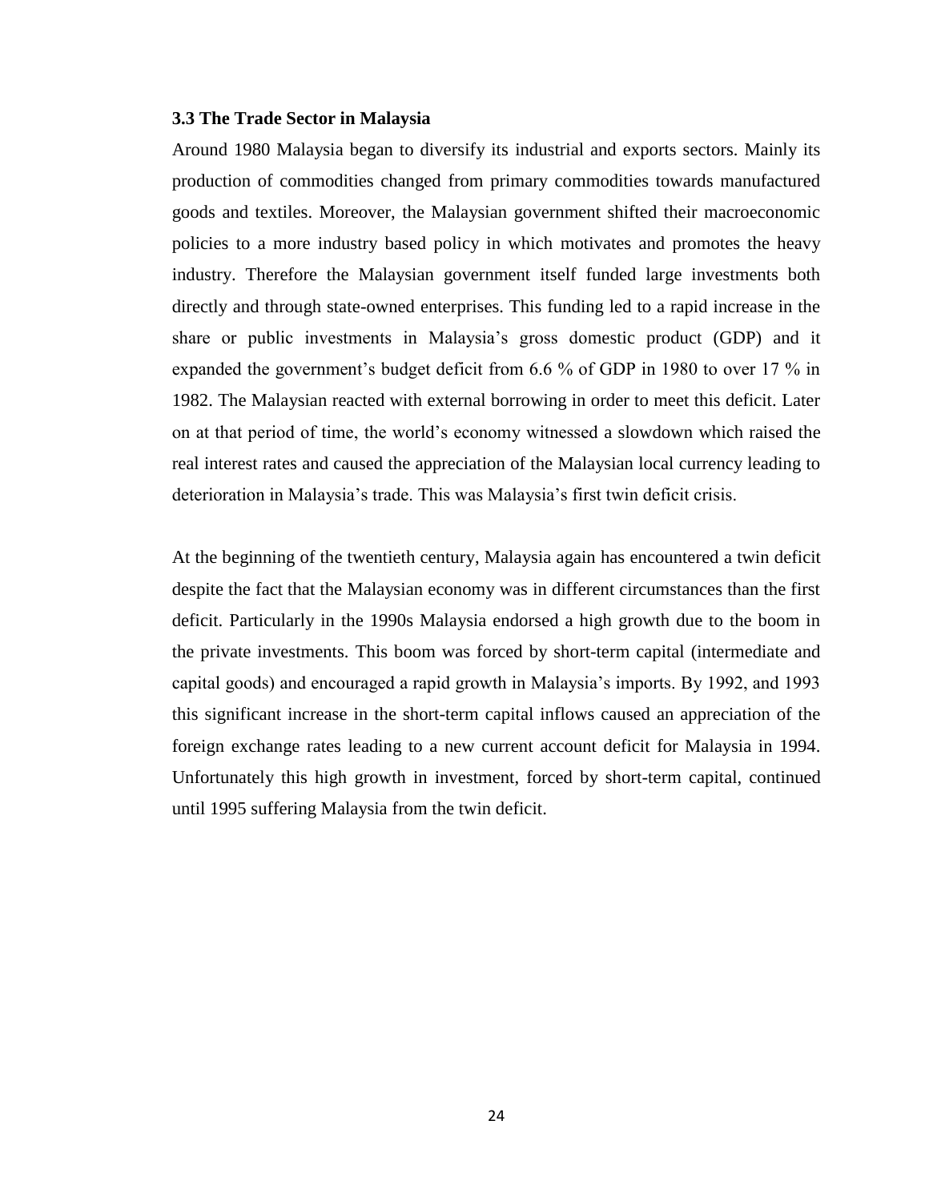### 3.3 The Trade Sector in Malaysia

Around 1980 Malaysia began to diversify its industrial and exports sectors. Mainly its production of commodities changed from primary commodities towards manufactured goods and textiles. Moreover, the Malaysian government shifted their macroeconomic policies to a more industry based policy in which motivates and promotes the heavy industry. Therefore the Malaysian government itself funded large investments both directly and through state-owned enterprises. This funding led to a rapid increase in the share or public investments in Malaysia's gross domestic product (GDP) and it expanded the government's budget deficit from 6.6 % of GDP in 1980 to over 17 % in 1982. The Malaysian reacted with external borrowing in order to meet this deficit. Later on at that period of time, the world's economy witnessed a slowdown which raised the real interest rates and caused the appreciation of the Malaysian local currency leading to deterioration in Malaysia's trade. This was Malaysia's first twin deficit crisis.

At the beginning of the twentieth century, Malaysia again has encountered a twin deficit despite the fact that the Malaysian economy was in different circumstances than the first deficit. Particularly in the 1990s Malaysia endorsed a high growth due to the boom in the private investments. This boom was forced by short-term capital (intermediate and capital goods) and encouraged a rapid growth in Malaysia's imports. By 1992, and 1993 this significant increase in the short-term capital inflows caused an appreciation of the foreign exchange rates leading to a new current account deficit for Malaysia in 1994. Unfortunately this high growth in investment, forced by short-term capital, continued until 1995 suffering Malaysia from the twin deficit.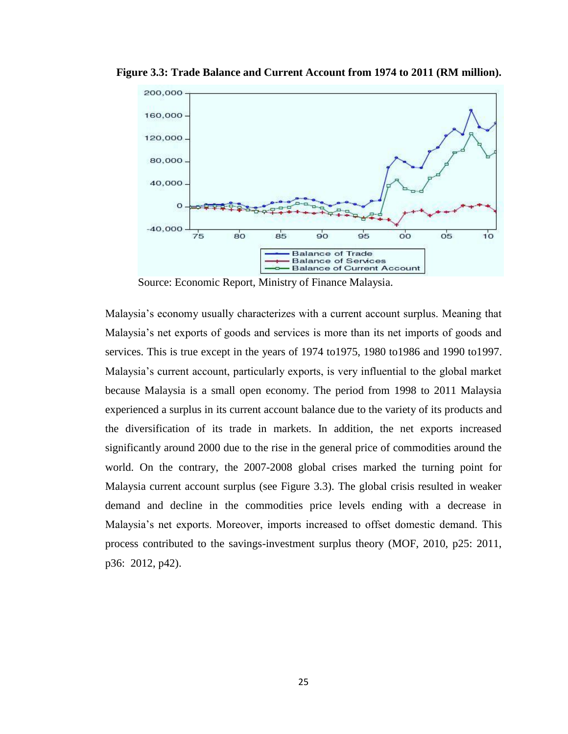**Figure 3.3: Trade Balance and Current Account from 1974 to 2011 (RM million).**

Source: Economic Report, Ministry of Finance Malaysia.

Malaysia's economy usually characterizes with a current account surplus. Meaning that Malaysia's net exports of goods and services is more than its net imports of goods and services. This is true except in the years of 1974 to1975, 1980 to1986 and 1990 to1997. Malaysia's current account, particularly exports, is very influential to the global market because Malaysia is a small open economy. The period from 1998 to 2011 Malaysia experienced a surplus in its current account balance due to the variety of its products and the diversification of its trade in markets. In addition, the net exports increased significantly around 2000 due to the rise in the general price of commodities around the world. On the contrary, the 2007-2008 global crises marked the turning point for Malaysia current account surplus (see Figure 3.3). The global crisis resulted in weaker demand and decline in the commodities price levels ending with a decrease in Malaysia's net exports. Moreover, imports increased to offset domestic demand. This process contributed to the savings-investment surplus theory (MOF, 2010, p25: 2011, p36: 2012, p42).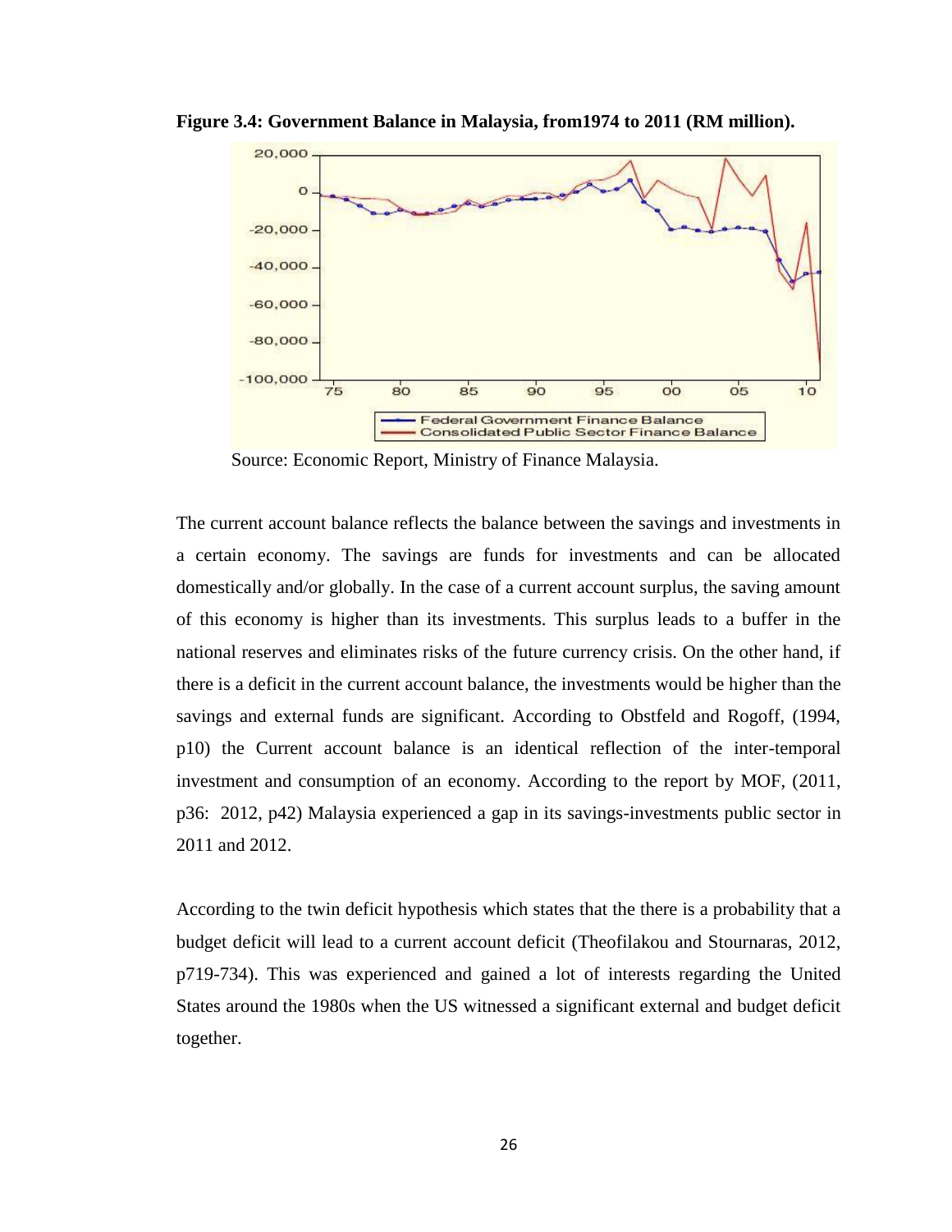**Figure 3.4: Government Balance in Malaysia, from1974 to 2011 (RM million).**

Source: Economic Report, Ministry of Finance Malaysia.

The current account balance reflects the balance between the savings and investments in a certain economy. The savings are funds for investments and can be allocated domestically and/or globally. In the case of a current account surplus, the saving amount of this economy is higher than its investments. This surplus leads to a buffer in the national reserves and eliminates risks of the future currency crisis. On the other hand, if there is a deficit in the current account balance, the investments would be higher than the savings and external funds are significant. According to Obstfeld and Rogoff, (1994, p10) the Current account balance is an identical reflection of the inter-temporal investment and consumption of an economy. According to the report by MOF, (2011, p36: 2012, p42) Malaysia experienced a gap in its savings-investments public sector in 2011 and 2012.

According to the twin deficit hypothesis which states that the there is a probability that a budget deficit will lead to a current account deficit (Theofilakou and Stournaras, 2012, p719-734). This was experienced and gained a lot of interests regarding the United States around the 1980s when the US witnessed a significant external and budget deficit together.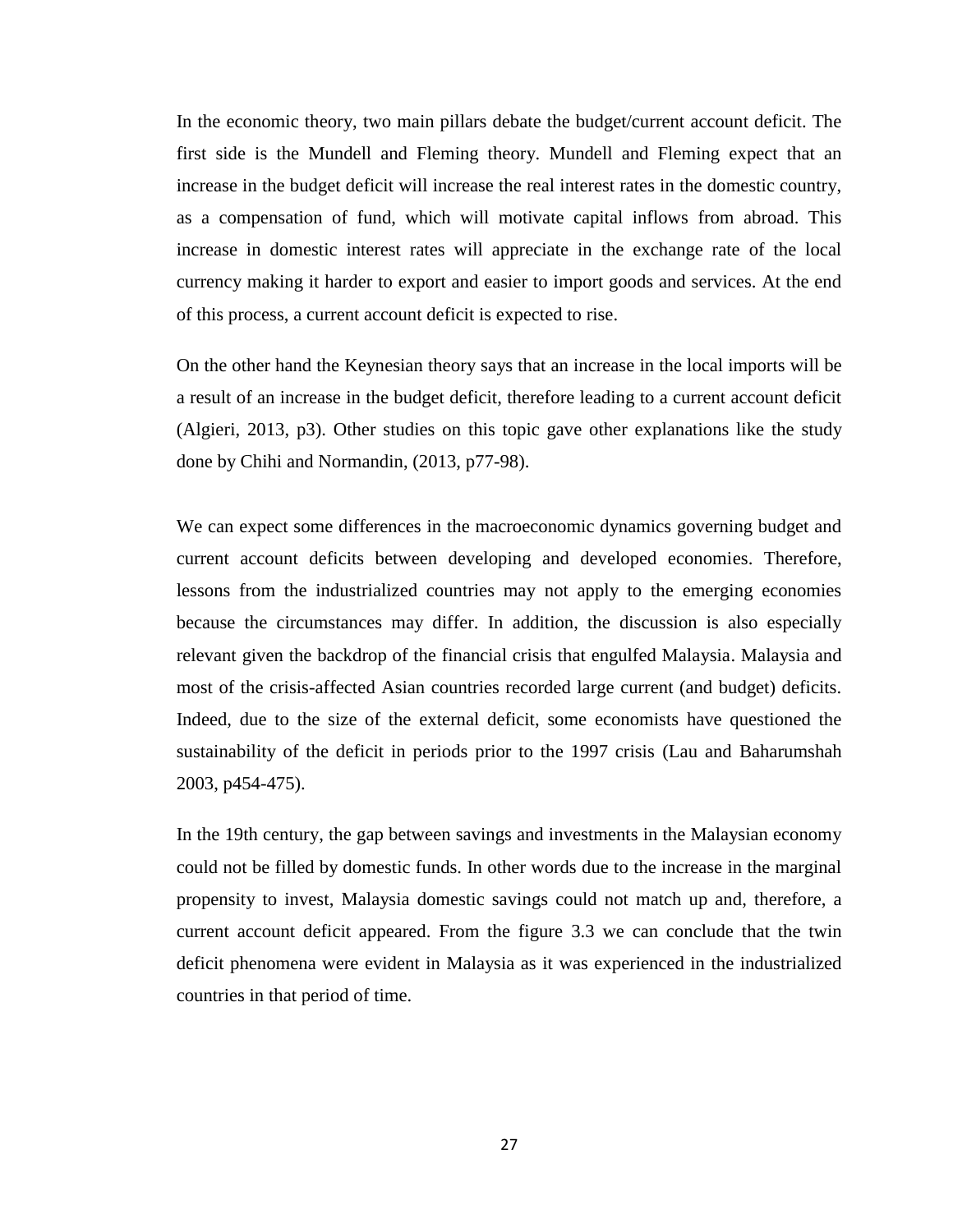In the economic theory, two main pillars debate the budget/current account deficit. The first side is the Mundell and Fleming theory. Mundell and Fleming expect that an increase in the budget deficit will increase the real interest rates in the domestic country, as a compensation of fund, which will motivate capital inflows from abroad. This increase in domestic interest rates will appreciate in the exchange rate of the local currency making it harder to export and easier to import goods and services. At the end of this process, a current account deficit is expected to rise.

On the other hand the Keynesian theory says that an increase in the local imports will be a result of an increase in the budget deficit, therefore leading to a current account deficit (Algieri, 2013, p3). Other studies on this topic gave other explanations like the study done by Chihi and Normandin, (2013, p77-98).

We can expect some differences in the macroeconomic dynamics governing budget and current account deficits between developing and developed economies. Therefore, lessons from the industrialized countries may not apply to the emerging economies because the circumstances may differ. In addition, the discussion is also especially relevant given the backdrop of the financial crisis that engulfed Malaysia. Malaysia and most of the crisis-affected Asian countries recorded large current (and budget) deficits. Indeed, due to the size of the external deficit, some economists have questioned the sustainability of the deficit in periods prior to the 1997 crisis (Lau and Baharumshah 2003, p454-475).

In the 19th century, the gap between savings and investments in the Malaysian economy could not be filled by domestic funds. In other words due to the increase in the marginal propensity to invest, Malaysia domestic savings could not match up and, therefore, a current account deficit appeared. From the figure 3.3 we can conclude that the twin deficit phenomena were evident in Malaysia as it was experienced in the industrialized countries in that period of time.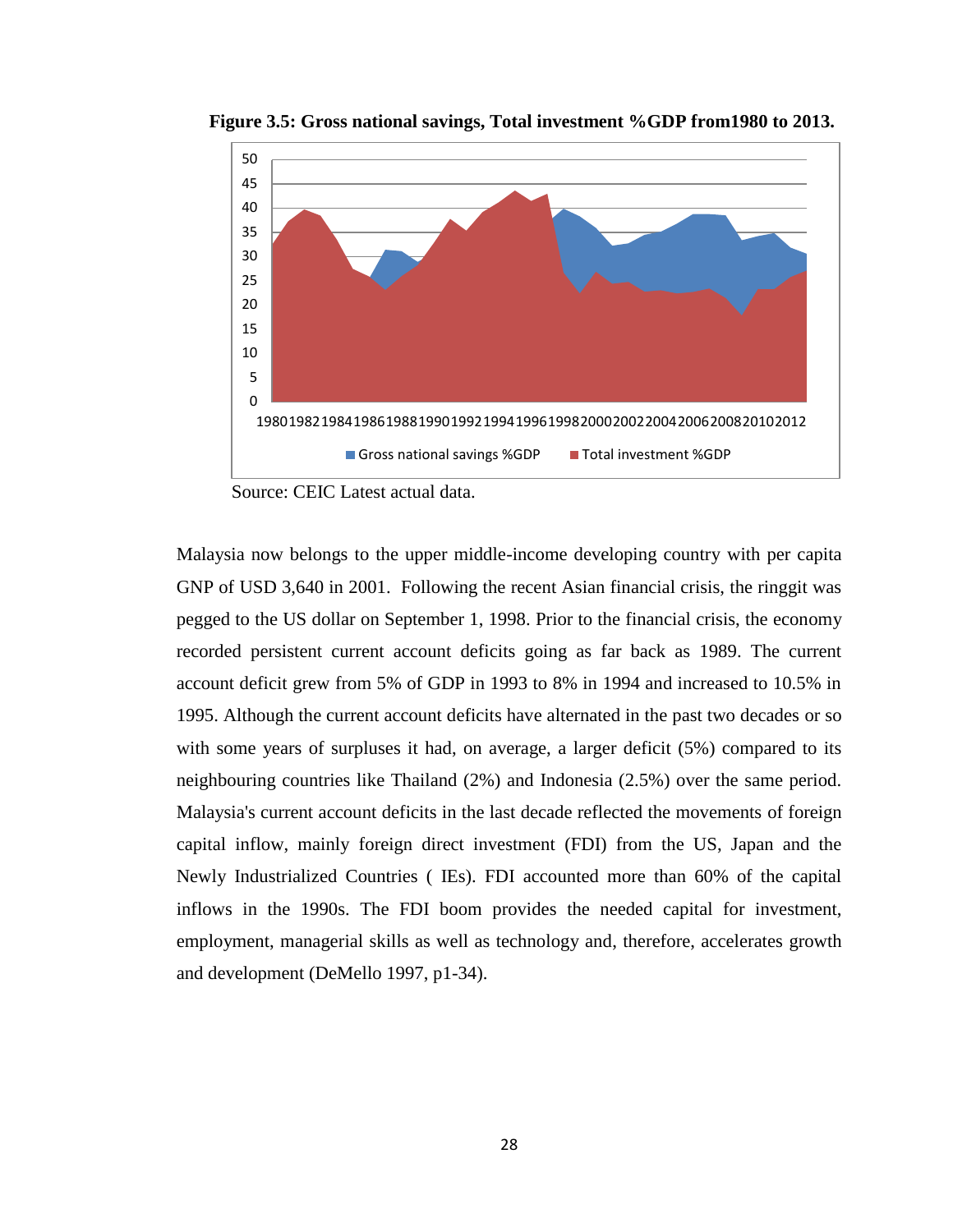**Figure 3.5: Gross national savings, Total investment %GDP from1980 to 2013.**

Source: CEIC Latest actual data.

Malaysia now belongs to the upper middle-income developing country with per capita GNP of USD 3,640 in 2001. Following the recent Asian financial crisis, the ringgit was pegged to the US dollar on September 1, 1998. Prior to the financial crisis, the economy recorded persistent current account deficits going as far back as 1989. The current account deficit grew from 5% of GDP in 1993 to 8% in 1994 and increased to 10.5% in 1995. Although the current account deficits have alternated in the past two decades or so with some years of surpluses it had, on average, a larger deficit (5%) compared to its neighbouring countries like Thailand (2%) and Indonesia (2.5%) over the same period. Malaysia's current account deficits in the last decade reflected the movements of foreign capital inflow, mainly foreign direct investment (FDI) from the US, Japan and the Newly Industrialized Countries ( IEs). FDI accounted more than 60% of the capital inflows in the 1990s. The FDI boom provides the needed capital for investment, employment, managerial skills as well as technology and, therefore, accelerates growth and development (DeMello 1997, p1-34).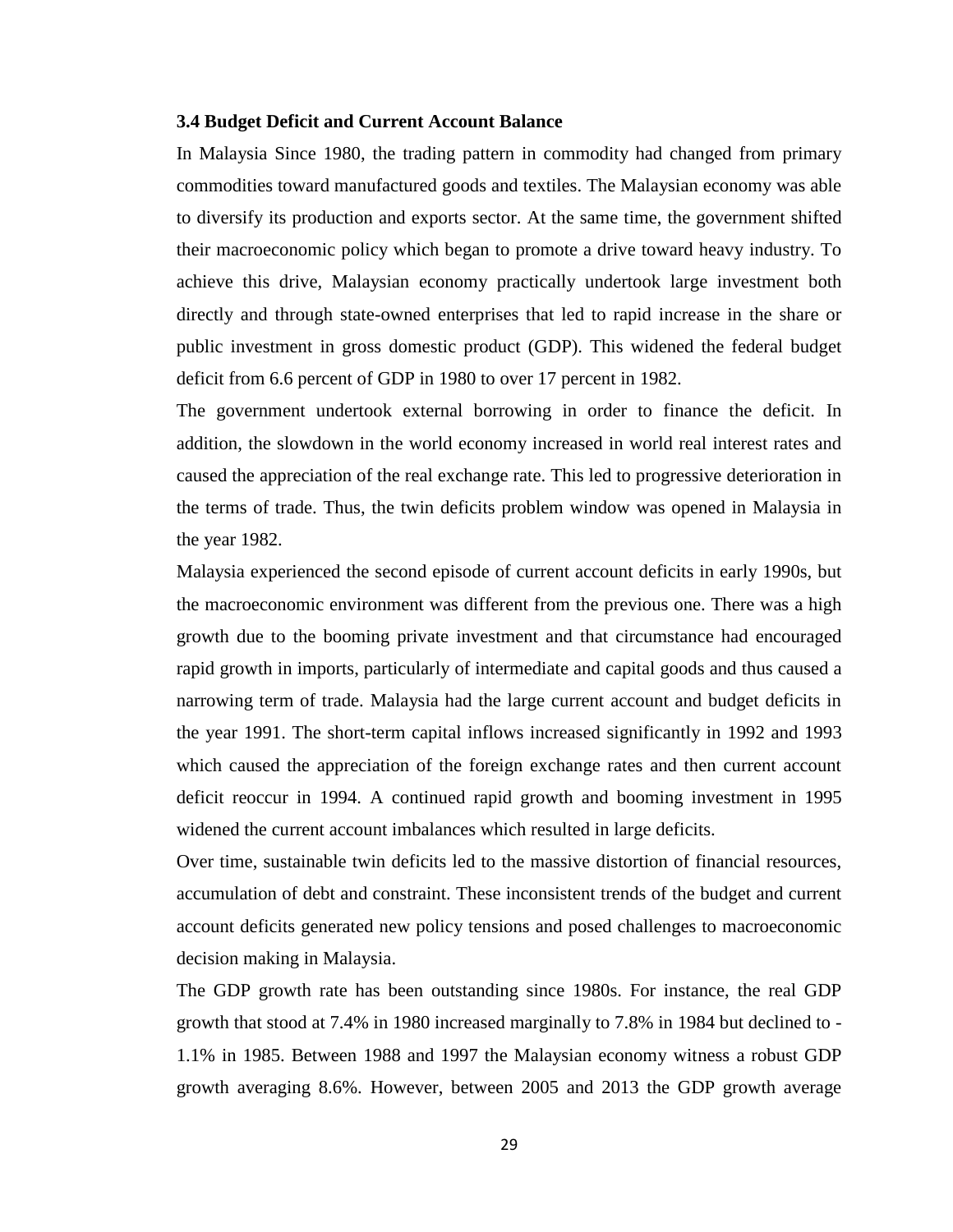### 3.4 Budget Deficit and Current Account Balance

In Malaysia Since 1980, the trading pattern in commodity had changed from primary commodities toward manufactured goods and textiles. The Malaysian economy was able to diversify its production and exports sector. At the same time, the government shifted their macroeconomic policy which began to promote a drive toward heavy industry. To achieve this drive, Malaysian economy practically undertook large investment both directly and through state-owned enterprises that led to rapid increase in the share or public investment in gross domestic product (GDP). This widened the federal budget deficit from 6.6 percent of GDP in 1980 to over 17 percent in 1982.

The government undertook external borrowing in order to finance the deficit. In addition, the slowdown in the world economy increased in world real interest rates and caused the appreciation of the real exchange rate. This led to progressive deterioration in the terms of trade. Thus, the twin deficits problem window was opened in Malaysia in the year 1982.

Malaysia experienced the second episode of current account deficits in early 1990s, but the macroeconomic environment was different from the previous one. There was a high growth due to the booming private investment and that circumstance had encouraged rapid growth in imports, particularly of intermediate and capital goods and thus caused a narrowing term of trade. Malaysia had the large current account and budget deficits in the year 1991. The short-term capital inflows increased significantly in 1992 and 1993 which caused the appreciation of the foreign exchange rates and then current account deficit reoccur in 1994. A continued rapid growth and booming investment in 1995 widened the current account imbalances which resulted in large deficits.

Over time, sustainable twin deficits led to the massive distortion of financial resources, accumulation of debt and constraint. These inconsistent trends of the budget and current account deficits generated new policy tensions and posed challenges to macroeconomic decision making in Malaysia.

The GDP growth rate has been outstanding since 1980s. For instance, the real GDP growth that stood at 7.4% in 1980 increased marginally to 7.8% in 1984 but declined to -1.1% in 1985. Between 1988 and 1997 the Malaysian economy witness a robust GDP growth averaging 8.6%. However, between 2005 and 2013 the GDP growth average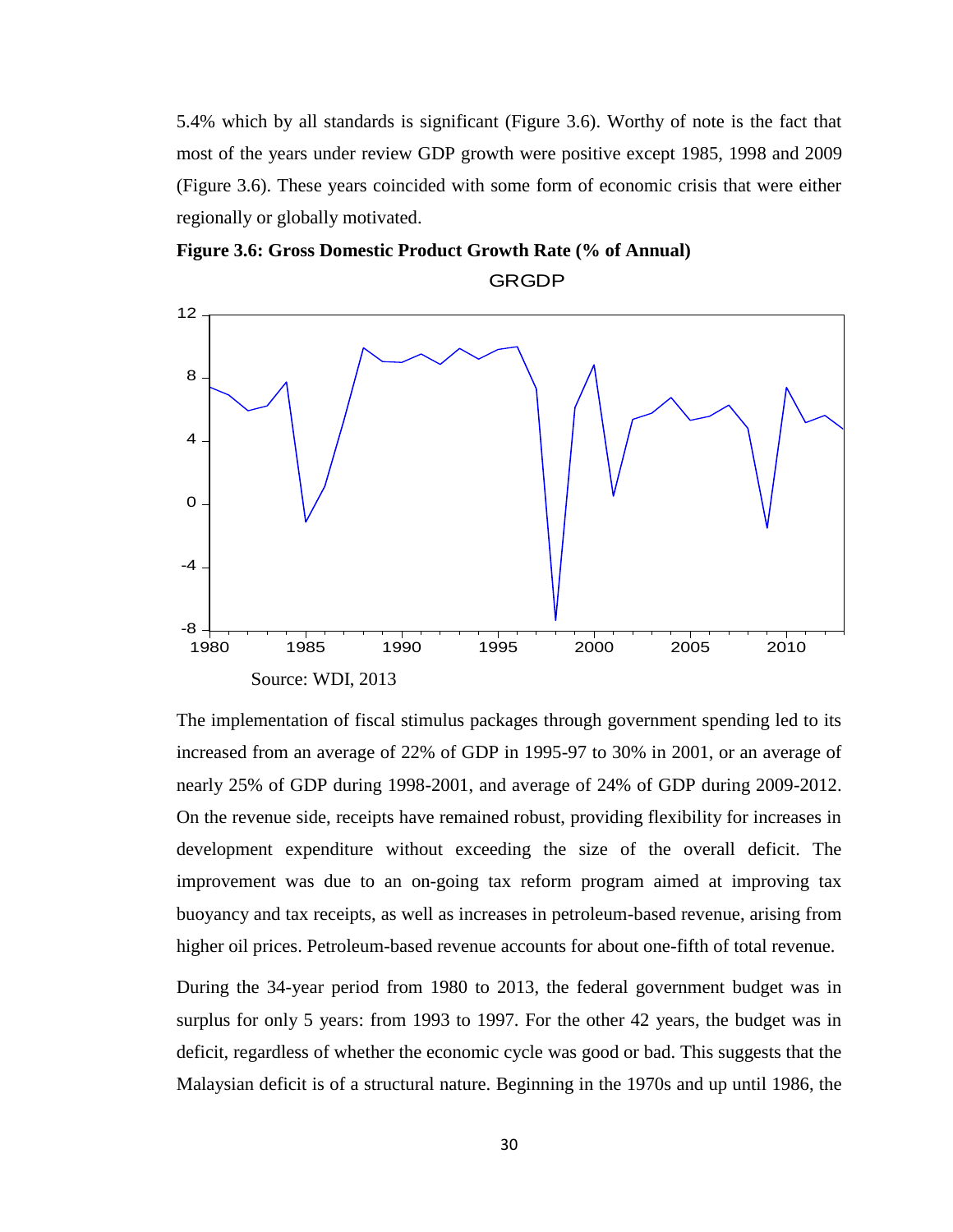5.4% which by all standards is significant (Figure 3.6). Worthy of note is the fact that most of the years under review GDP growth were positive except 1985, 1998 and 2009 (Figure 3.6). These years coincided with some form of economic crisis that were either regionally or globally motivated.

**Figure 3.6: Gross Domestic Product Growth Rate (% of Annual)**

GRGDP

Source: WDI, 2013

The implementation of fiscal stimulus packages through government spending led to its increased from an average of 22% of GDP in 1995-97 to 30% in 2001, or an average of nearly 25% of GDP during 1998-2001, and average of 24% of GDP during 2009-2012. On the revenue side, receipts have remained robust, providing flexibility for increases in development expenditure without exceeding the size of the overall deficit. The improvement was due to an on-going tax reform program aimed at improving tax buoyancy and tax receipts, as well as increases in petroleum-based revenue, arising from higher oil prices. Petroleum-based revenue accounts for about one-fifth of total revenue.

During the 34-year period from 1980 to 2013, the federal government budget was in surplus for only 5 years: from 1993 to 1997. For the other 42 years, the budget was in deficit, regardless of whether the economic cycle was good or bad. This suggests that the Malaysian deficit is of a structural nature. Beginning in the 1970s and up until 1986, the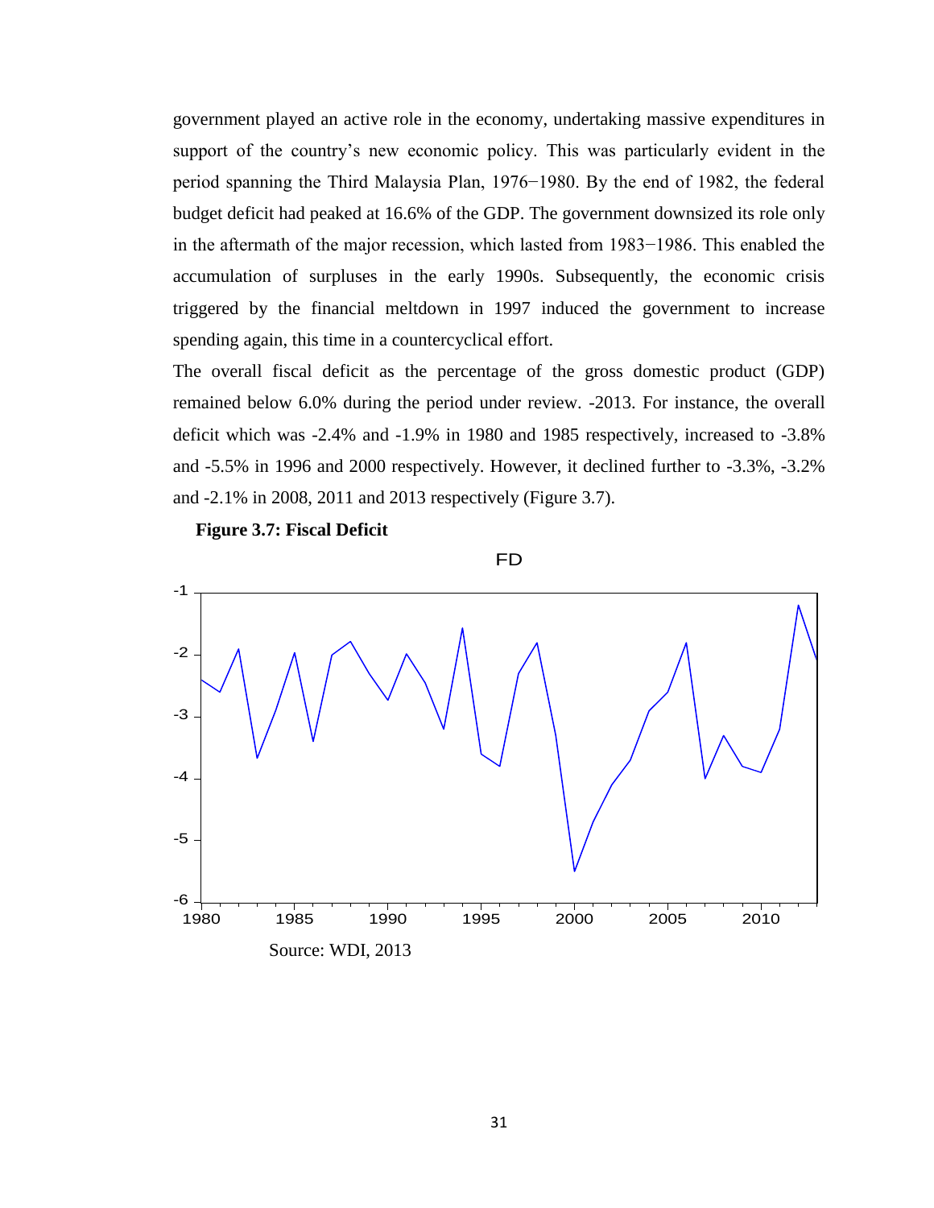government played an active role in the economy, undertaking massive expenditures in support of the country's new economic policy. This was particularly evident in the period spanning the Third Malaysia Plan, 1976−1980. By the end of 1982, the federal budget deficit had peaked at 16.6% of the GDP. The government downsized its role only in the aftermath of the major recession, which lasted from 1983−1986. This enabled the accumulation of surpluses in the early 1990s. Subsequently, the economic crisis triggered by the financial meltdown in 1997 induced the government to increase spending again, this time in a countercyclical effort.

The overall fiscal deficit as the percentage of the gross domestic product (GDP) remained below 6.0% during the period under review. -2013. For instance, the overall deficit which was -2.4% and -1.9% in 1980 and 1985 respectively, increased to -3.8% and -5.5% in 1996 and 2000 respectively. However, it declined further to -3.3%, -3.2% and -2.1% in 2008, 2011 and 2013 respectively (Figure 3.7).

**Figure 3.7: Fiscal Deficit**

Source: WDI, 2013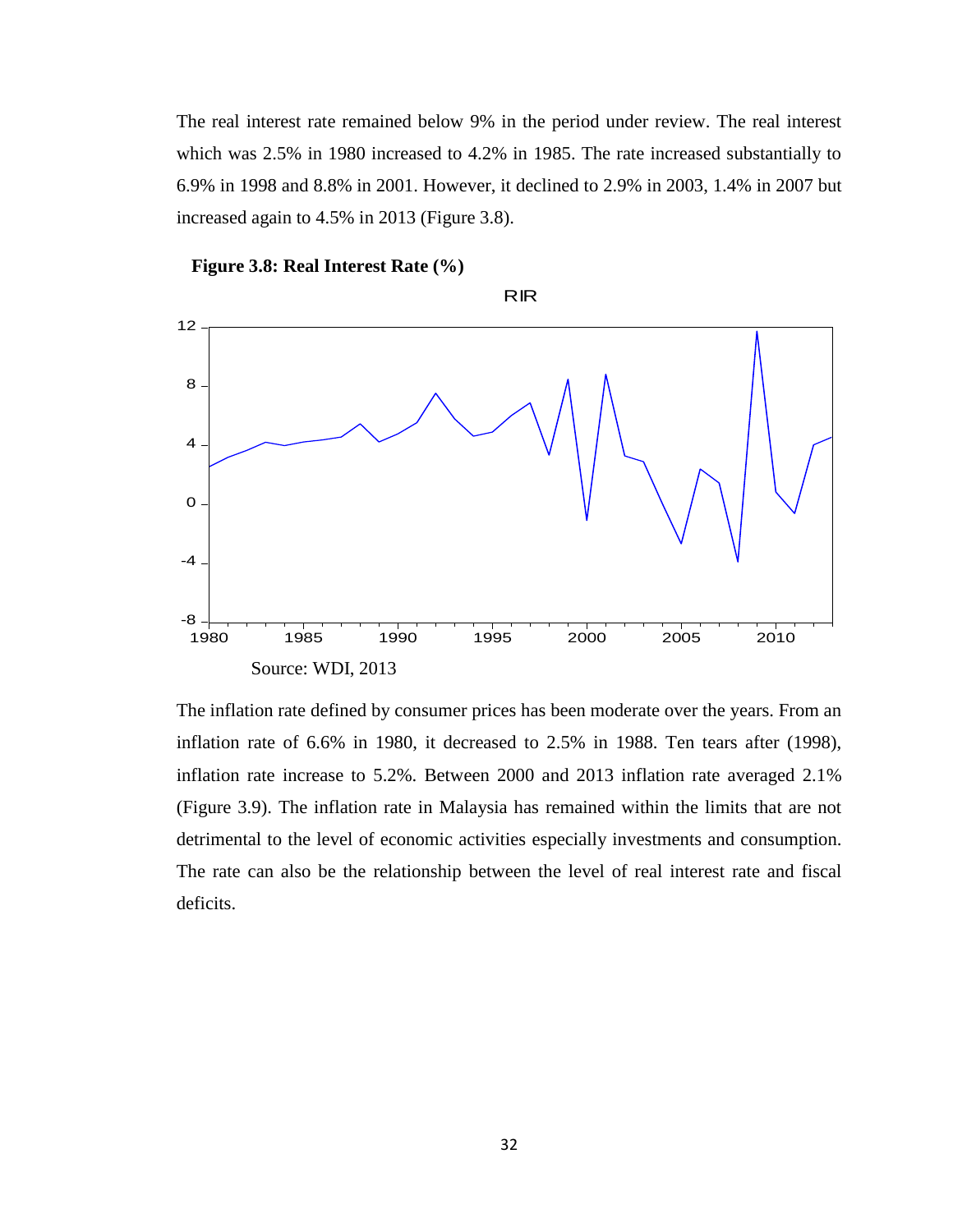The real interest rate remained below 9% in the period under review. The real interest which was 2.5% in 1980 increased to 4.2% in 1985. The rate increased substantially to 6.9% in 1998 and 8.8% in 2001. However, it declined to 2.9% in 2003, 1.4% in 2007 but increased again to 4.5% in 2013 (Figure 3.8).

**Figure 3.8: Real Interest Rate (%)**

Source: WDI, 2013

The inflation rate defined by consumer prices has been moderate over the years. From an inflation rate of 6.6% in 1980, it decreased to 2.5% in 1988. Ten tears after (1998), inflation rate increase to 5.2%. Between 2000 and 2013 inflation rate averaged 2.1% (Figure 3.9). The inflation rate in Malaysia has remained within the limits that are not detrimental to the level of economic activities especially investments and consumption. The rate can also be the relationship between the level of real interest rate and fiscal deficits.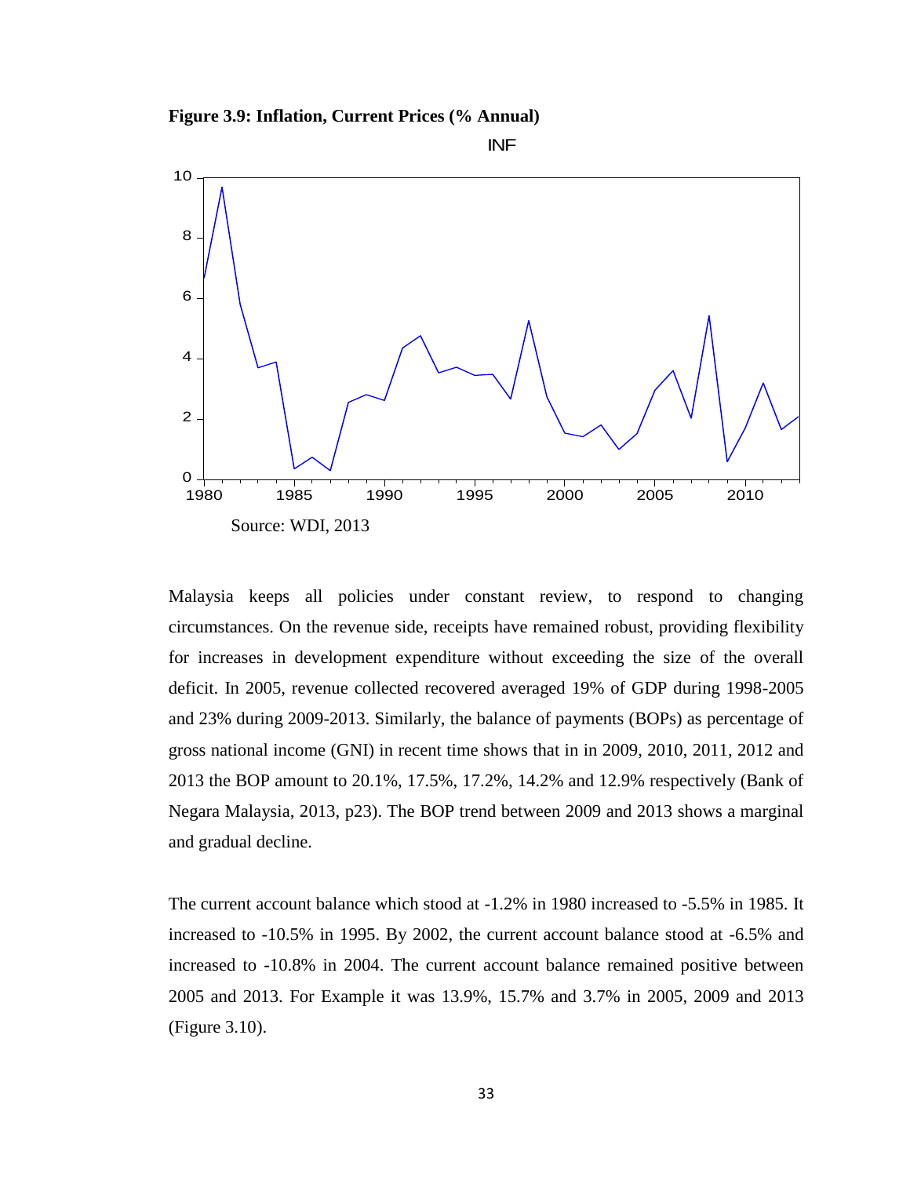**Figure 3.9: Inflation, Current Prices (% Annual)**

Source: WDI, 2013

Malaysia keeps all policies under constant review, to respond to changing circumstances. On the revenue side, receipts have remained robust, providing flexibility for increases in development expenditure without exceeding the size of the overall deficit. In 2005, revenue collected recovered averaged 19% of GDP during 1998-2005 and 23% during 2009-2013. Similarly, the balance of payments (BOPs) as percentage of gross national income (GNI) in recent time shows that in in 2009, 2010, 2011, 2012 and 2013 the BOP amount to 20.1%, 17.5%, 17.2%, 14.2% and 12.9% respectively (Bank of Negara Malaysia, 2013, p23). The BOP trend between 2009 and 2013 shows a marginal and gradual decline.

The current account balance which stood at -1.2% in 1980 increased to -5.5% in 1985. It increased to -10.5% in 1995. By 2002, the current account balance stood at -6.5% and increased to -10.8% in 2004. The current account balance remained positive between 2005 and 2013. For Example it was 13.9%, 15.7% and 3.7% in 2005, 2009 and 2013 (Figure 3.10).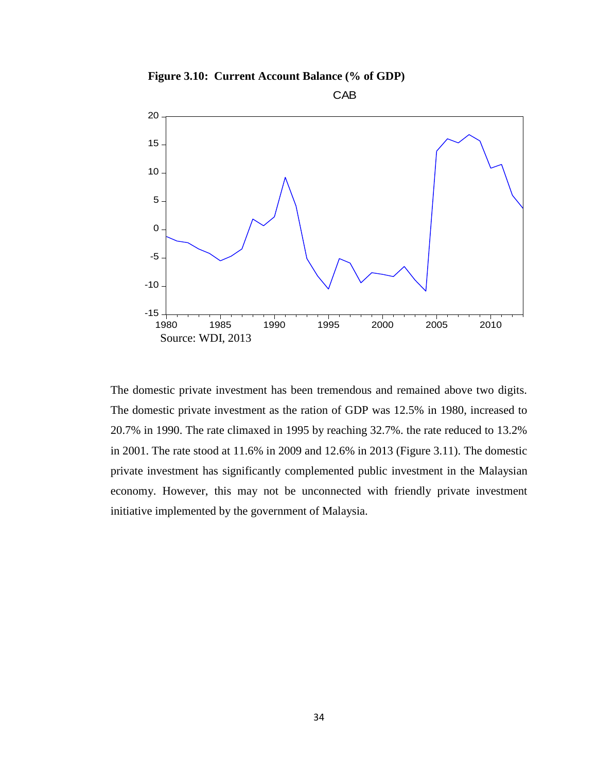**Figure 3.10: Current Account Balance (% of GDP)**

Source: WDI, 2013

The domestic private investment has been tremendous and remained above two digits. The domestic private investment as the ration of GDP was 12.5% in 1980, increased to 20.7% in 1990. The rate climaxed in 1995 by reaching 32.7%. the rate reduced to 13.2% in 2001. The rate stood at 11.6% in 2009 and 12.6% in 2013 (Figure 3.11). The domestic private investment has significantly complemented public investment in the Malaysian economy. However, this may not be unconnected with friendly private investment initiative implemented by the government of Malaysia.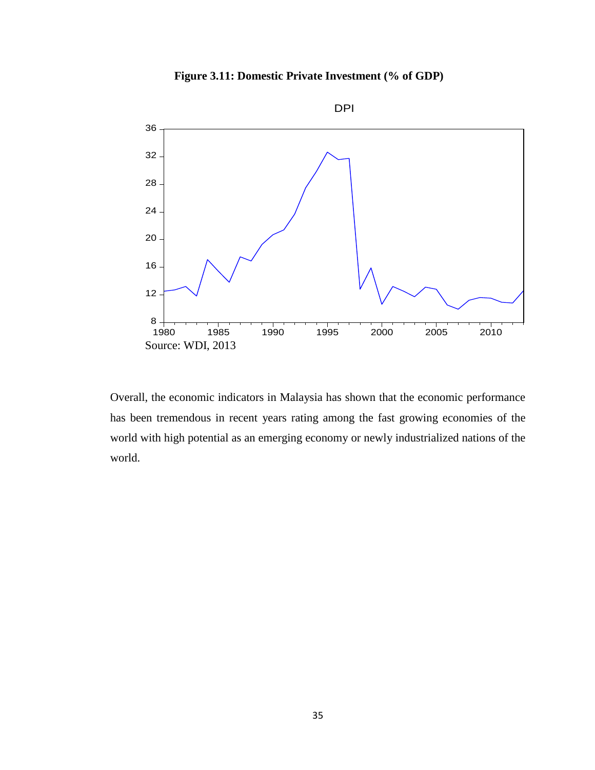**Figure 3.11: Domestic Private Investment (% of GDP)**

Source: WDI, 2013

Overall, the economic indicators in Malaysia has shown that the economic performance has been tremendous in recent years rating among the fast growing economies of the world with high potential as an emerging economy or newly industrialized nations of the world.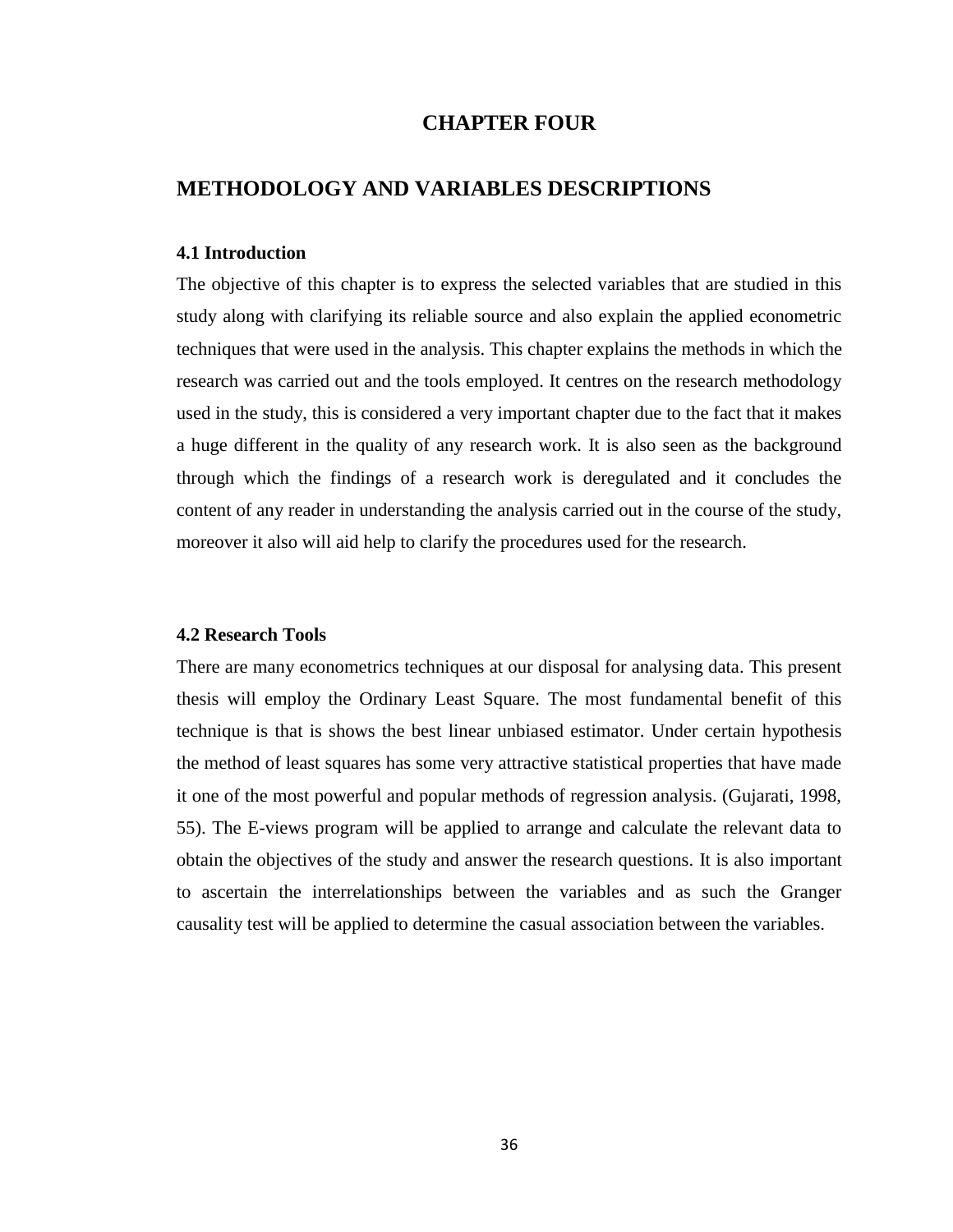# CHAPTER FOUR

## METHODOLOGY AND VARIABLES DESCRIPTIONS

### 4.1 Introduction

The objective of this chapter is to express the selected variables that are studied in this study along with clarifying its reliable source and also explain the applied econometric techniques that were used in the analysis. This chapter explains the methods in which the research was carried out and the tools employed. It centres on the research methodology used in the study, this is considered a very important chapter due to the fact that it makes a huge different in the quality of any research work. It is also seen as the background through which the findings of a research work is deregulated and it concludes the content of any reader in understanding the analysis carried out in the course of the study, moreover it also will aid help to clarify the procedures used for the research.

### 4.2 Research Tools

There are many econometrics techniques at our disposal for analysing data. This present thesis will employ the Ordinary Least Square. The most fundamental benefit of this technique is that is shows the best linear unbiased estimator. Under certain hypothesis the method of least squares has some very attractive statistical properties that have made it one of the most powerful and popular methods of regression analysis. (Gujarati, 1998, 55). The E-views program will be applied to arrange and calculate the relevant data to obtain the objectives of the study and answer the research questions. It is also important to ascertain the interrelationships between the variables and as such the Granger causality test will be applied to determine the casual association between the variables.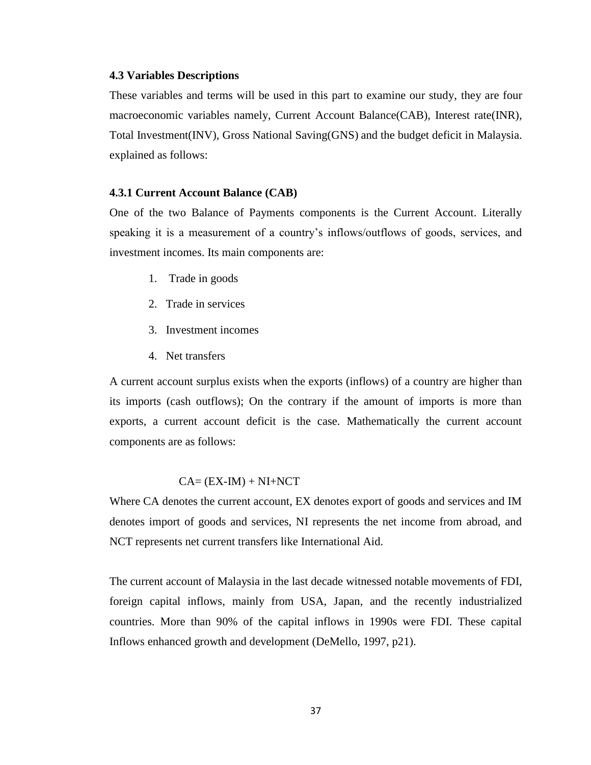### 4.3 Variables Descriptions

These variables and terms will be used in this part to examine our study, they are four macroeconomic variables namely, Current Account Balance(CAB), Interest rate(INR), Total Investment(INV), Gross National Saving(GNS) and the budget deficit in Malaysia. explained as follows:

#### 4.3.1 Current Account Balance (CAB)

One of the two Balance of Payments components is the Current Account. Literally speaking it is a measurement of a country's inflows/outflows of goods, services, and investment incomes. Its main components are:

1. Trade in goods
2. Trade in services
3. Investment incomes
4. Net transfers

A current account surplus exists when the exports (inflows) of a country are higher than its imports (cash outflows); On the contrary if the amount of imports is more than exports, a current account deficit is the case. Mathematically the current account components are as follows:

$$CA = (EX - IM) + NI + NCT$$

Where CA denotes the current account, EX denotes export of goods and services and IM denotes import of goods and services, NI represents the net income from abroad, and NCT represents net current transfers like International Aid.

The current account of Malaysia in the last decade witnessed notable movements of FDI, foreign capital inflows, mainly from USA, Japan, and the recently industrialized countries. More than 90% of the capital inflows in 1990s were FDI. These capital Inflows enhanced growth and development (DeMello, 1997, p21).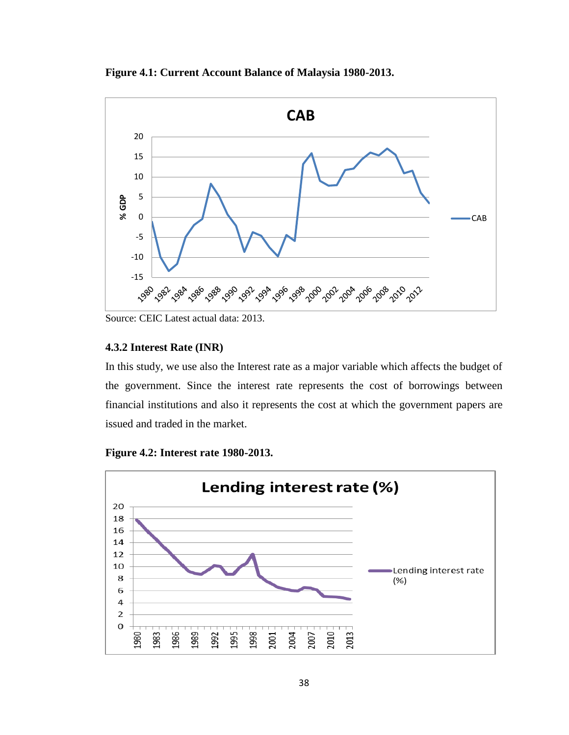**Figure 4.1: Current Account Balance of Malaysia 1980-2013.**

Source: CEIC Latest actual data: 2013.

### 4.3.2 Interest Rate (INR)

In this study, we use also the Interest rate as a major variable which affects the budget of the government. Since the interest rate represents the cost of borrowings between financial institutions and also it represents the cost at which the government papers are issued and traded in the market.

**Figure 4.2: Interest rate 1980-2013.**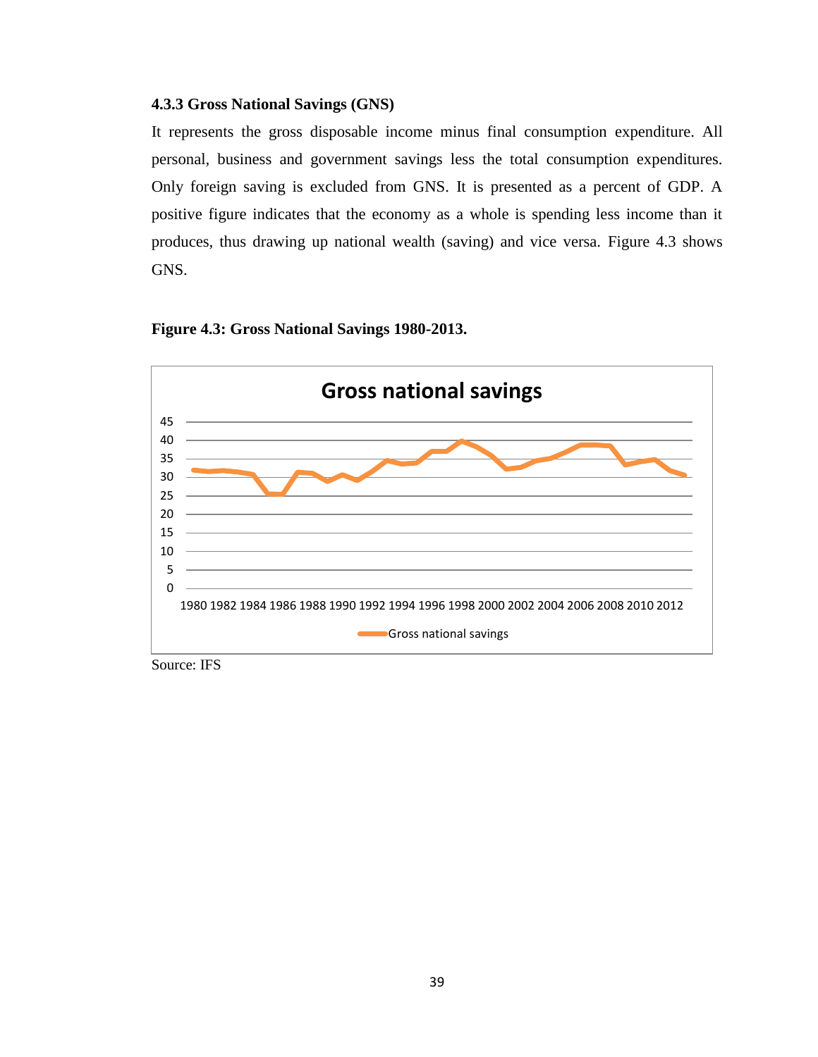### 4.3.3 Gross National Savings (GNS)

It represents the gross disposable income minus final consumption expenditure. All personal, business and government savings less the total consumption expenditures. Only foreign saving is excluded from GNS. It is presented as a percent of GDP. A positive figure indicates that the economy as a whole is spending less income than it produces, thus drawing up national wealth (saving) and vice versa. Figure 4.3 shows GNS.

**Figure 4.3: Gross National Savings 1980-2013.**

Source: IFS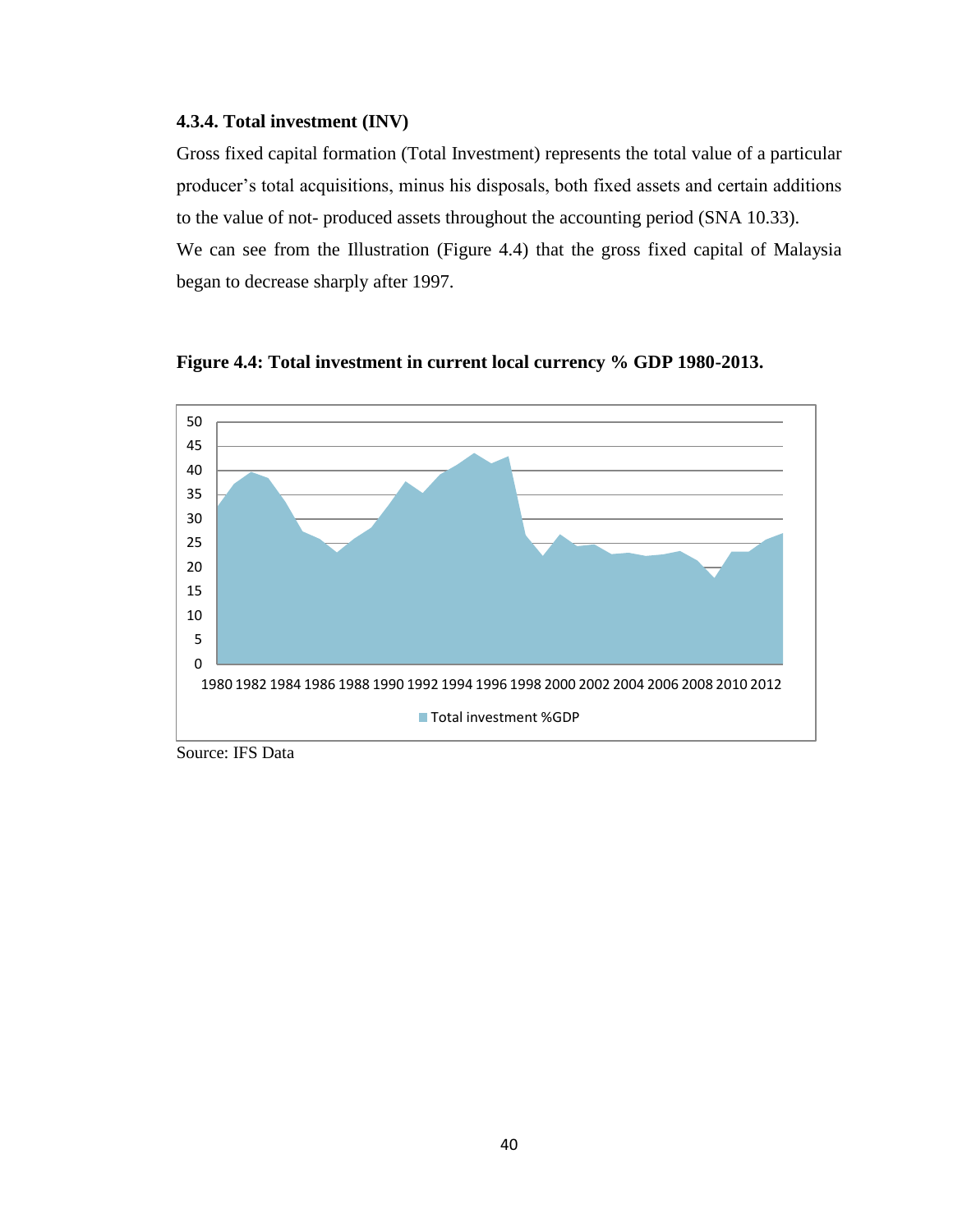### 4.3.4. Total investment (INV)

Gross fixed capital formation (Total Investment) represents the total value of a particular producer's total acquisitions, minus his disposals, both fixed assets and certain additions to the value of not- produced assets throughout the accounting period (SNA 10.33).

We can see from the Illustration (Figure 4.4) that the gross fixed capital of Malaysia began to decrease sharply after 1997.

**Figure 4.4: Total investment in current local currency % GDP 1980-2013.**

Source: IFS Data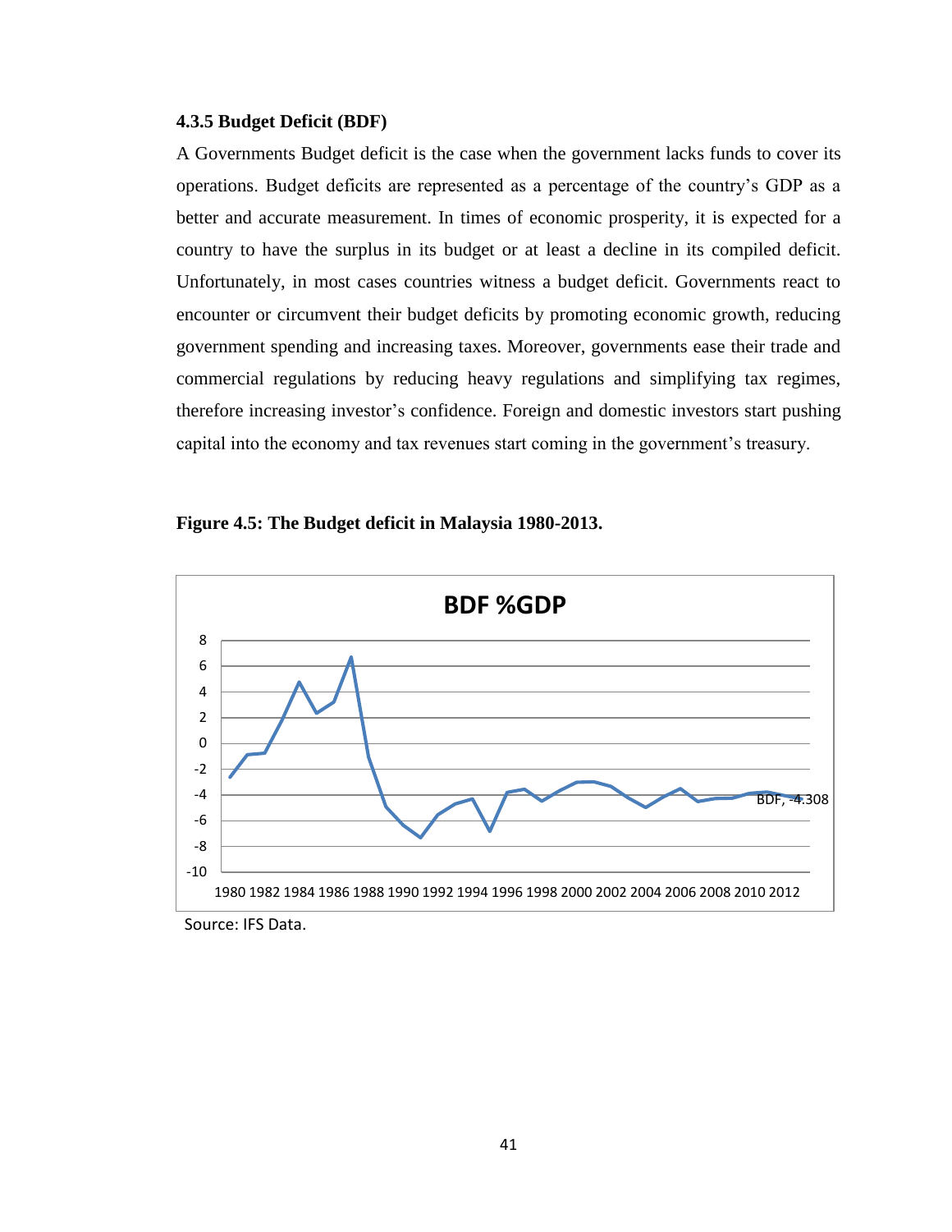### 4.3.5 Budget Deficit (BDF)

A Governments Budget deficit is the case when the government lacks funds to cover its operations. Budget deficits are represented as a percentage of the country's GDP as a better and accurate measurement. In times of economic prosperity, it is expected for a country to have the surplus in its budget or at least a decline in its compiled deficit. Unfortunately, in most cases countries witness a budget deficit. Governments react to encounter or circumvent their budget deficits by promoting economic growth, reducing government spending and increasing taxes. Moreover, governments ease their trade and commercial regulations by reducing heavy regulations and simplifying tax regimes, therefore increasing investor's confidence. Foreign and domestic investors start pushing capital into the economy and tax revenues start coming in the government's treasury.

**Figure 4.5: The Budget deficit in Malaysia 1980-2013.**

Source: IFS Data.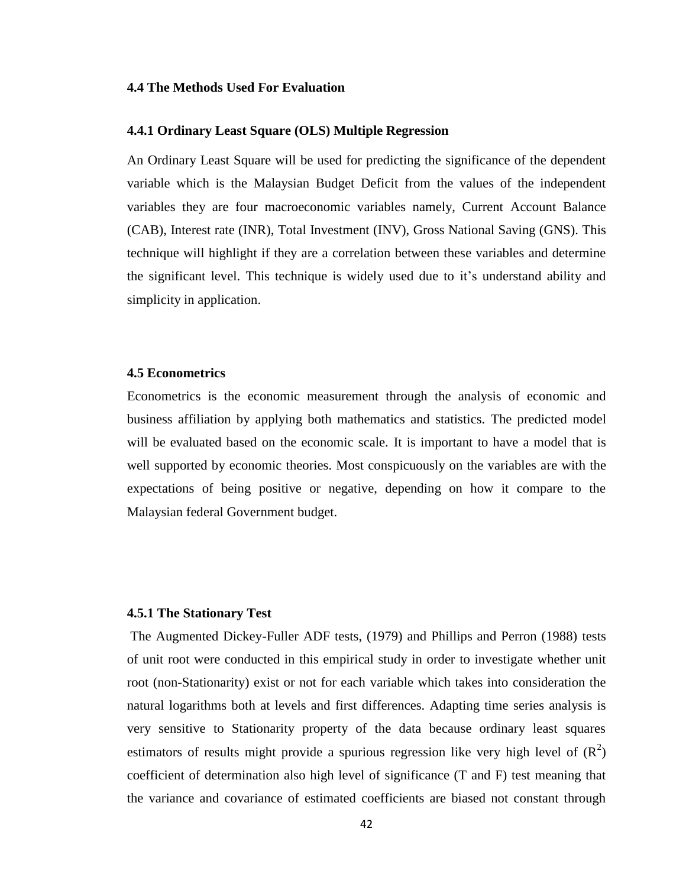### 4.4 The Methods Used For Evaluation

#### 4.4.1 Ordinary Least Square (OLS) Multiple Regression

An Ordinary Least Square will be used for predicting the significance of the dependent variable which is the Malaysian Budget Deficit from the values of the independent variables they are four macroeconomic variables namely, Current Account Balance (CAB), Interest rate (INR), Total Investment (INV), Gross National Saving (GNS). This technique will highlight if they are a correlation between these variables and determine the significant level. This technique is widely used due to it's understand ability and simplicity in application.

### 4.5 Econometrics

Econometrics is the economic measurement through the analysis of economic and business affiliation by applying both mathematics and statistics. The predicted model will be evaluated based on the economic scale. It is important to have a model that is well supported by economic theories. Most conspicuously on the variables are with the expectations of being positive or negative, depending on how it compare to the Malaysian federal Government budget.

#### 4.5.1 The Stationary Test

The Augmented Dickey-Fuller ADF tests, (1979) and Phillips and Perron (1988) tests of unit root were conducted in this empirical study in order to investigate whether unit root (non-Stationarity) exist or not for each variable which takes into consideration the natural logarithms both at levels and first differences. Adapting time series analysis is very sensitive to Stationarity property of the data because ordinary least squares estimators of results might provide a spurious regression like very high level of ($R^2$) coefficient of determination also high level of significance (T and F) test meaning that the variance and covariance of estimated coefficients are biased not constant through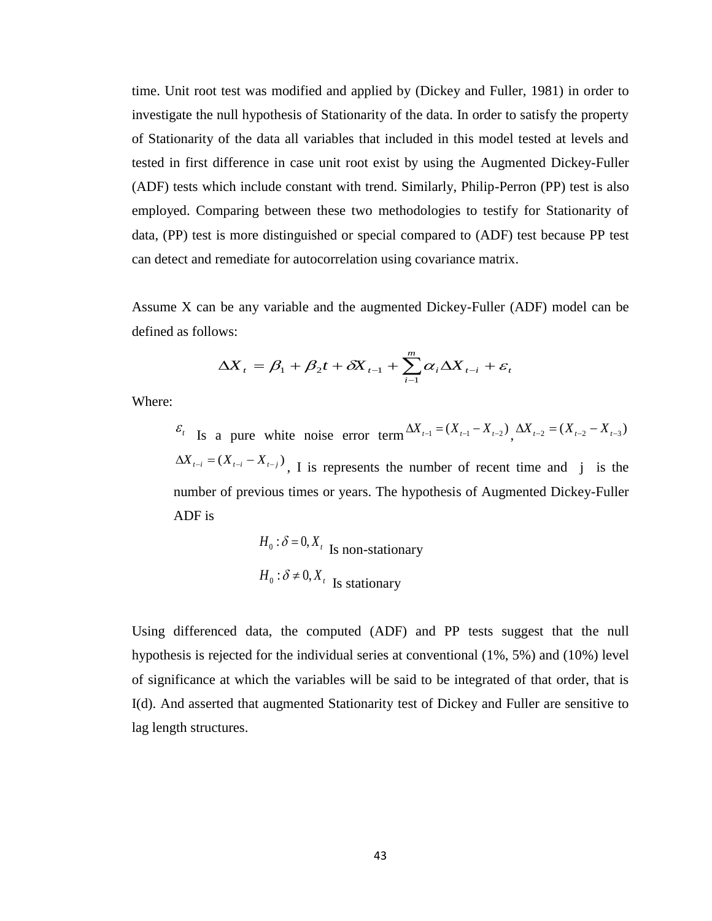time. Unit root test was modified and applied by (Dickey and Fuller, 1981) in order to investigate the null hypothesis of Stationarity of the data. In order to satisfy the property of Stationarity of the data all variables that included in this model tested at levels and tested in first difference in case unit root exist by using the Augmented Dickey-Fuller (ADF) tests which include constant with trend. Similarly, Philip-Perron (PP) test is also employed. Comparing between these two methodologies to testify for Stationarity of data, (PP) test is more distinguished or special compared to (ADF) test because PP test can detect and remediate for autocorrelation using covariance matrix.

Assume X can be any variable and the augmented Dickey-Fuller (ADF) model can be defined as follows:

$$\Delta X_t = \beta_1 + \beta_2 t + \delta X_{t-1} + \sum_{i-1}^{m} \alpha_i \Delta X_{t-i} + \varepsilon_t$$

Where:

> $\varepsilon_t$ Is a pure white noise error term $\Delta X_{t-1} = (X_{t-1} - X_{t-2})$, $\Delta X_{t-2} = (X_{t-2} - X_{t-3})$ $\Delta X_{t-i} = (X_{t-i} - X_{t-j})$, I is represents the number of recent time and j is the number of previous times or years. The hypothesis of Augmented Dickey-Fuller ADF is
>
> $H_0 : \delta = 0, X_t$ Is non-stationary
>
> $H_0 : \delta \neq 0, X_t$ Is stationary

Using differenced data, the computed (ADF) and PP tests suggest that the null hypothesis is rejected for the individual series at conventional (1%, 5%) and (10%) level of significance at which the variables will be said to be integrated of that order, that is I(d). And asserted that augmented Stationarity test of Dickey and Fuller are sensitive to lag length structures.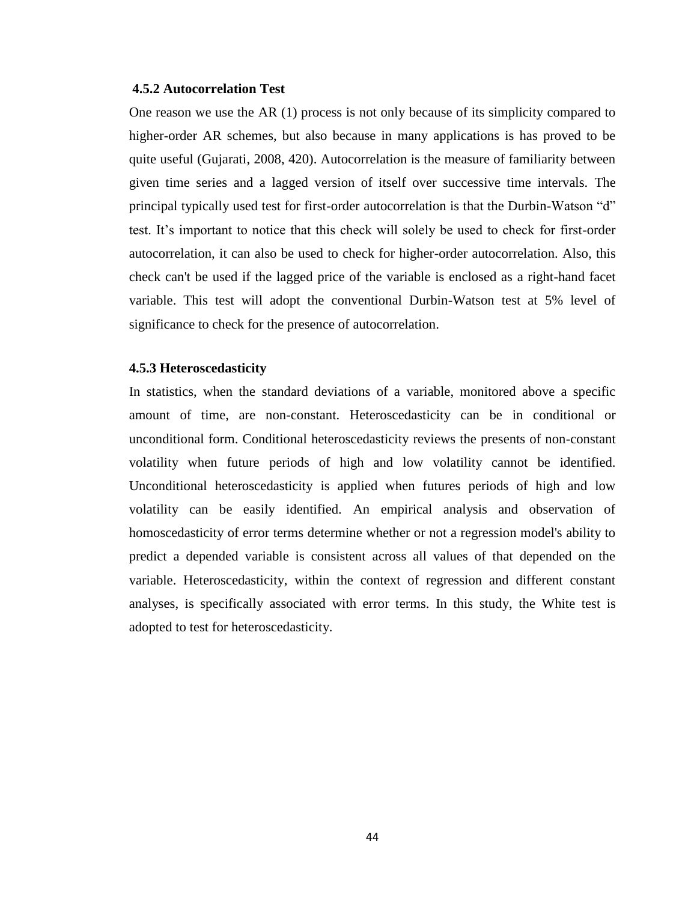### 4.5.2 Autocorrelation Test

One reason we use the AR (1) process is not only because of its simplicity compared to higher-order AR schemes, but also because in many applications is has proved to be quite useful (Gujarati, 2008, 420). Autocorrelation is the measure of familiarity between given time series and a lagged version of itself over successive time intervals. The principal typically used test for first-order autocorrelation is that the Durbin-Watson "d" test. It's important to notice that this check will solely be used to check for first-order autocorrelation, it can also be used to check for higher-order autocorrelation. Also, this check can't be used if the lagged price of the variable is enclosed as a right-hand facet variable. This test will adopt the conventional Durbin-Watson test at 5% level of significance to check for the presence of autocorrelation.

### 4.5.3 Heteroscedasticity

In statistics, when the standard deviations of a variable, monitored above a specific amount of time, are non-constant. Heteroscedasticity can be in conditional or unconditional form. Conditional heteroscedasticity reviews the presents of non-constant volatility when future periods of high and low volatility cannot be identified. Unconditional heteroscedasticity is applied when futures periods of high and low volatility can be easily identified. An empirical analysis and observation of homoscedasticity of error terms determine whether or not a regression model's ability to predict a depended variable is consistent across all values of that depended on the variable. Heteroscedasticity, within the context of regression and different constant analyses, is specifically associated with error terms. In this study, the White test is adopted to test for heteroscedasticity.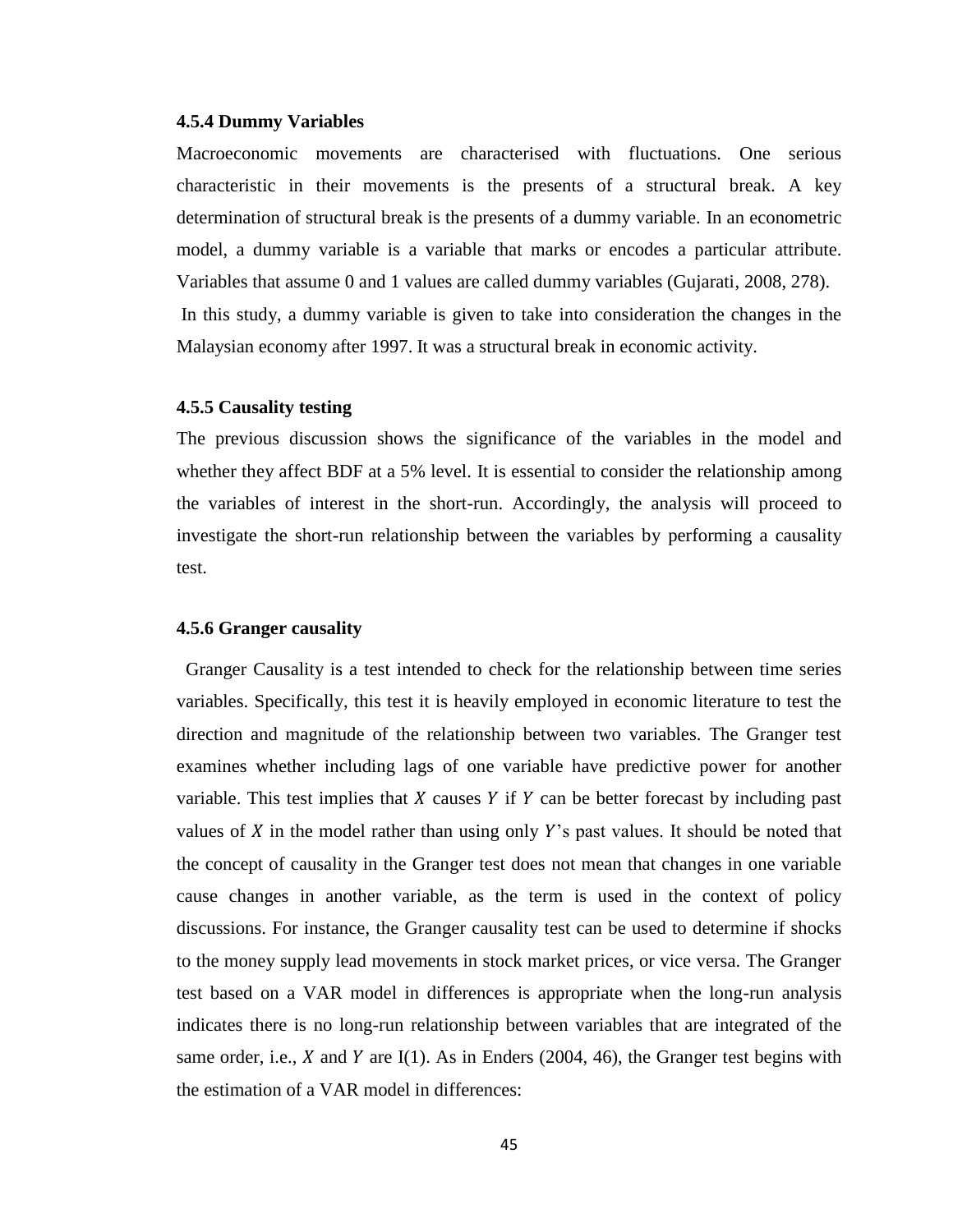#### 4.5.4 Dummy Variables

Macroeconomic movements are characterised with fluctuations. One serious characteristic in their movements is the presents of a structural break. A key determination of structural break is the presents of a dummy variable. In an econometric model, a dummy variable is a variable that marks or encodes a particular attribute. Variables that assume 0 and 1 values are called dummy variables (Gujarati, 2008, 278).

In this study, a dummy variable is given to take into consideration the changes in the Malaysian economy after 1997. It was a structural break in economic activity.

#### 4.5.5 Causality testing

The previous discussion shows the significance of the variables in the model and whether they affect BDF at a 5% level. It is essential to consider the relationship among the variables of interest in the short-run. Accordingly, the analysis will proceed to investigate the short-run relationship between the variables by performing a causality test.

#### 4.5.6 Granger causality

Granger Causality is a test intended to check for the relationship between time series variables. Specifically, this test it is heavily employed in economic literature to test the direction and magnitude of the relationship between two variables. The Granger test examines whether including lags of one variable have predictive power for another variable. This test implies that $X$ causes $Y$ if $Y$ can be better forecast by including past values of $X$ in the model rather than using only $Y$'s past values. It should be noted that the concept of causality in the Granger test does not mean that changes in one variable cause changes in another variable, as the term is used in the context of policy discussions. For instance, the Granger causality test can be used to determine if shocks to the money supply lead movements in stock market prices, or vice versa. The Granger test based on a VAR model in differences is appropriate when the long-run analysis indicates there is no long-run relationship between variables that are integrated of the same order, i.e., $X$ and $Y$ are I(1). As in Enders (2004, 46), the Granger test begins with the estimation of a VAR model in differences: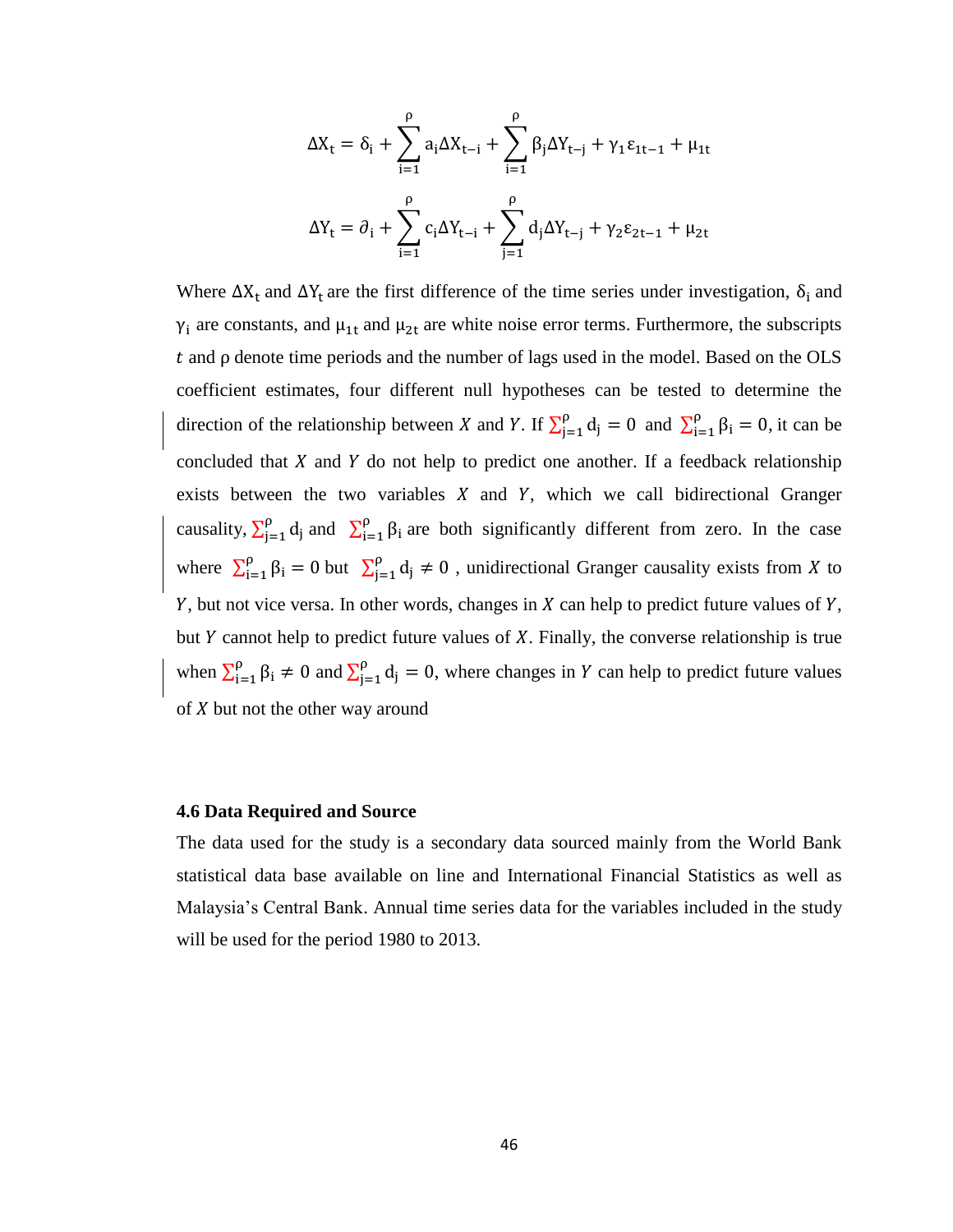$$\Delta X_t = \delta_i + \sum_{i=1}^{\rho} a_i \Delta X_{t-i} + \sum_{i=1}^{\rho} \beta_j \Delta Y_{t-j} + \gamma_1 \varepsilon_{1t-1} + \mu_{1t}$$

$$\Delta Y_t = \partial_i + \sum_{i=1}^{\rho} c_i \Delta Y_{t-i} + \sum_{j=1}^{\rho} d_j \Delta Y_{t-j} + \gamma_2 \varepsilon_{2t-1} + \mu_{2t}$$

Where $\Delta X_t$ and $\Delta Y_t$ are the first difference of the time series under investigation, $\delta_i$ and $\gamma_i$ are constants, and $\mu_{1t}$ and $\mu_{2t}$ are white noise error terms. Furthermore, the subscripts $t$ and $\rho$ denote time periods and the number of lags used in the model. Based on the OLS coefficient estimates, four different null hypotheses can be tested to determine the direction of the relationship between $X$ and $Y$. If $\sum_{j=1}^{\rho} d_j = 0$ and $\sum_{i=1}^{\rho} \beta_i = 0$, it can be concluded that $X$ and $Y$ do not help to predict one another. If a feedback relationship exists between the two variables $X$ and $Y$, which we call bidirectional Granger causality, $\sum_{j=1}^{\rho} d_j$ and $\sum_{i=1}^{\rho} \beta_i$ are both significantly different from zero. In the case where $\sum_{i=1}^{\rho} \beta_i = 0$ but $\sum_{j=1}^{\rho} d_j \neq 0$, unidirectional Granger causality exists from $X$ to $Y$, but not vice versa. In other words, changes in $X$ can help to predict future values of $Y$, but $Y$ cannot help to predict future values of $X$. Finally, the converse relationship is true when $\sum_{i=1}^{\rho} \beta_i \neq 0$ and $\sum_{j=1}^{\rho} d_j = 0$, where changes in $Y$ can help to predict future values of $X$ but not the other way around

### 4.6 Data Required and Source

The data used for the study is a secondary data sourced mainly from the World Bank statistical data base available on line and International Financial Statistics as well as Malaysia's Central Bank. Annual time series data for the variables included in the study will be used for the period 1980 to 2013.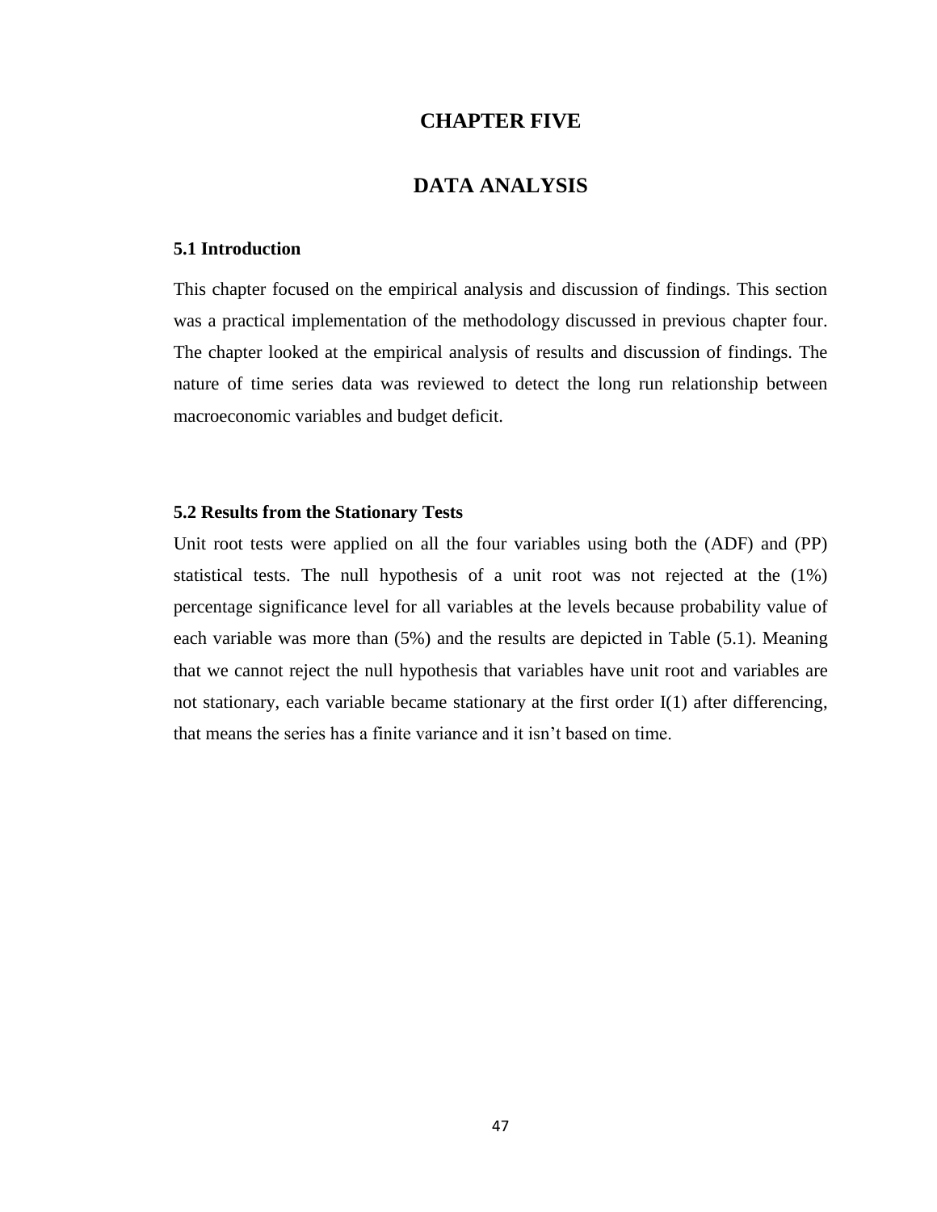# CHAPTER FIVE

# DATA ANALYSIS

### 5.1 Introduction

This chapter focused on the empirical analysis and discussion of findings. This section was a practical implementation of the methodology discussed in previous chapter four. The chapter looked at the empirical analysis of results and discussion of findings. The nature of time series data was reviewed to detect the long run relationship between macroeconomic variables and budget deficit.

### 5.2 Results from the Stationary Tests

Unit root tests were applied on all the four variables using both the (ADF) and (PP) statistical tests. The null hypothesis of a unit root was not rejected at the (1%) percentage significance level for all variables at the levels because probability value of each variable was more than (5%) and the results are depicted in Table (5.1). Meaning that we cannot reject the null hypothesis that variables have unit root and variables are not stationary, each variable became stationary at the first order I(1) after differencing, that means the series has a finite variance and it isn't based on time.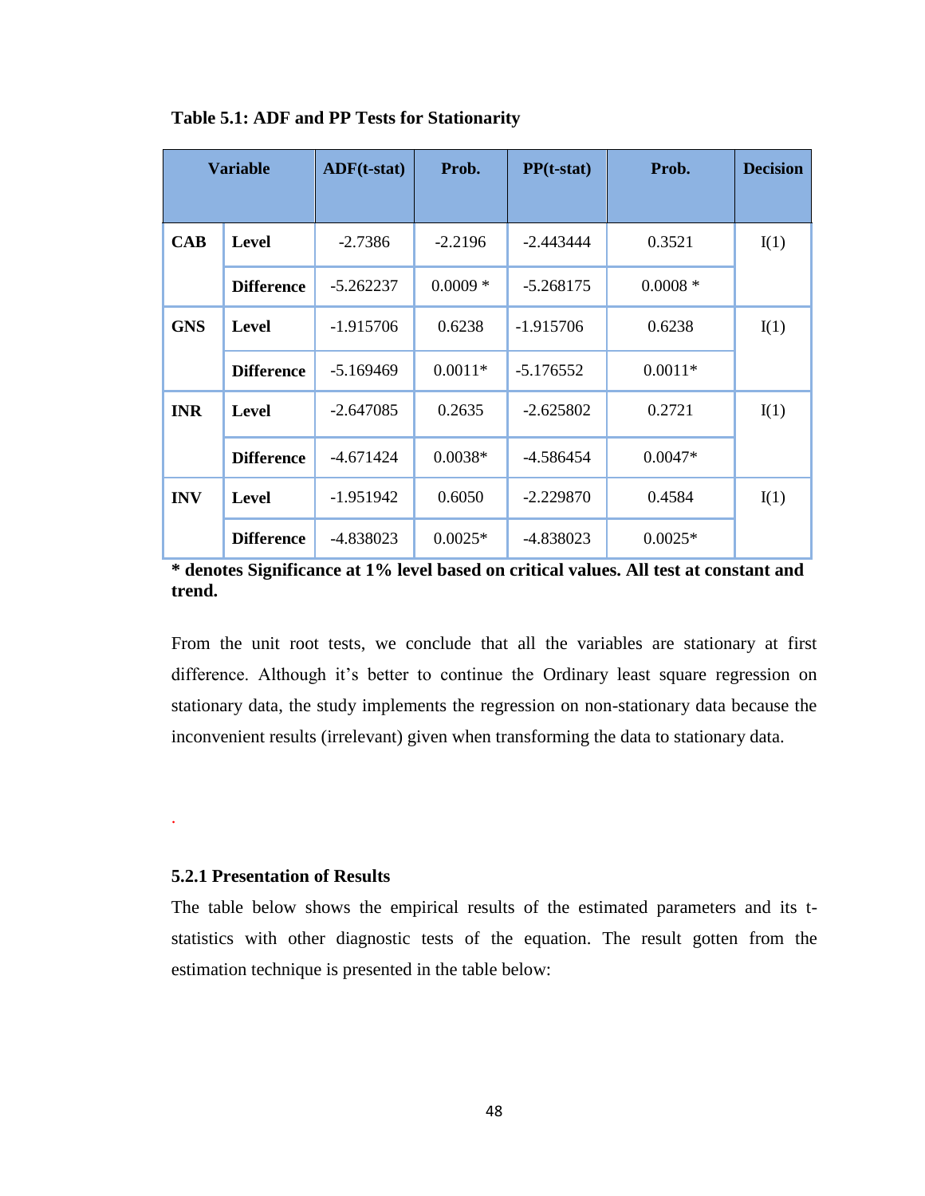**Table 5.1: ADF and PP Tests for Stationarity**

| Variable | | ADF(t-stat) | Prob. | PP(t-stat) | Prob. | Decision |
|---|---|---|---|---|---|---|
| **CAB** | **Level** | -2.7386 | -2.2196 | -2.443444 | 0.3521 | I(1) |
| | **Difference** | -5.262237 | 0.0009 * | -5.268175 | 0.0008 * | |
| **GNS** | **Level** | -1.915706 | 0.6238 | -1.915706 | 0.6238 | I(1) |
| | **Difference** | -5.169469 | 0.0011* | -5.176552 | 0.0011* | |
| **INR** | **Level** | -2.647085 | 0.2635 | -2.625802 | 0.2721 | I(1) |
| | **Difference** | -4.671424 | 0.0038* | -4.586454 | 0.0047* | |
| **INV** | **Level** | -1.951942 | 0.6050 | -2.229870 | 0.4584 | I(1) |
| | **Difference** | -4.838023 | 0.0025* | -4.838023 | 0.0025* | |

**\* denotes Significance at 1% level based on critical values. All test at constant and trend.**

From the unit root tests, we conclude that all the variables are stationary at first difference. Although it's better to continue the Ordinary least square regression on stationary data, the study implements the regression on non-stationary data because the inconvenient results (irrelevant) given when transforming the data to stationary data.

.

### 5.2.1 Presentation of Results

The table below shows the empirical results of the estimated parameters and its t-statistics with other diagnostic tests of the equation. The result gotten from the estimation technique is presented in the table below: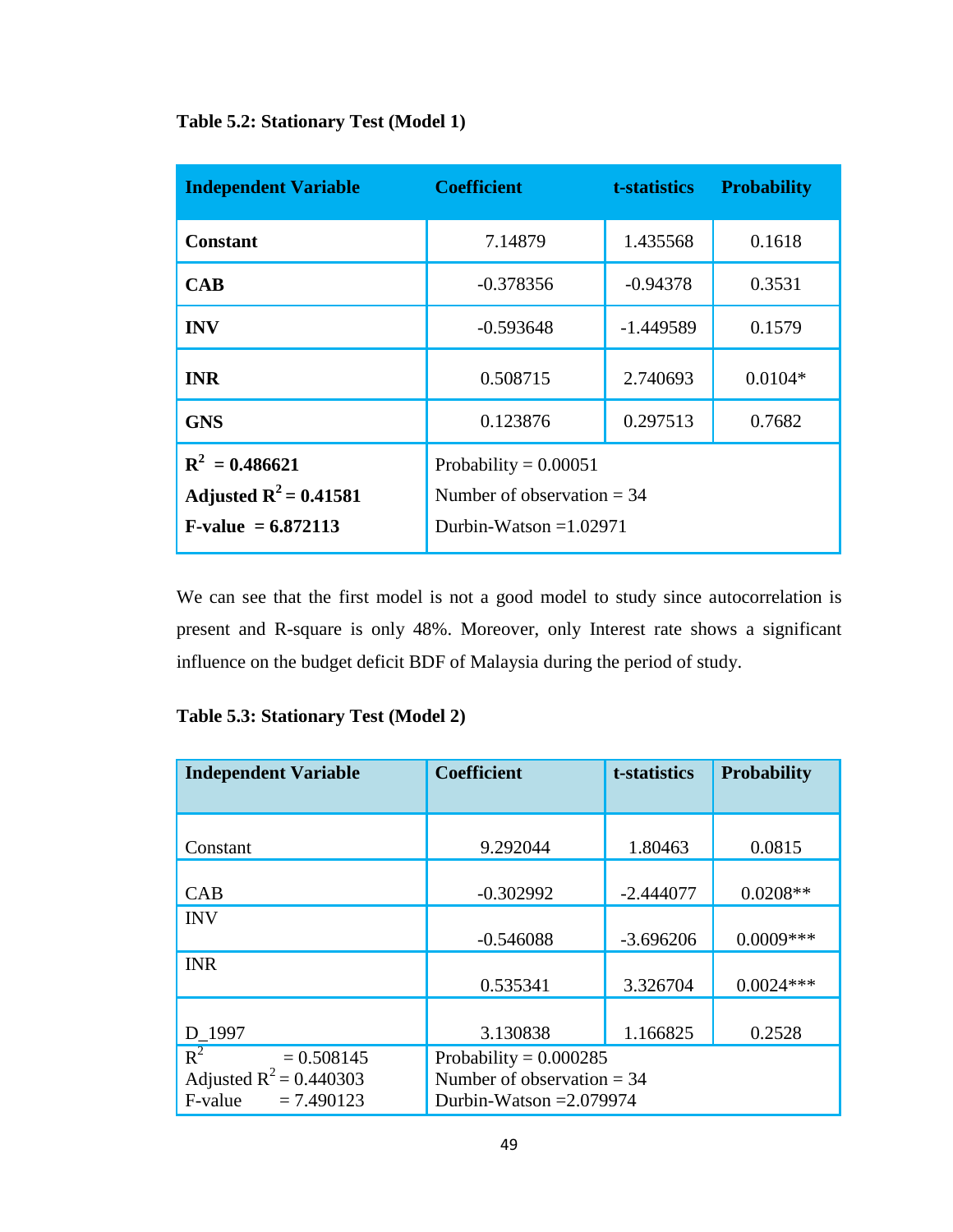**Table 5.2: Stationary Test (Model 1)**

| Independent Variable | Coefficient | t-statistics | Probability |
|---|---|---|---|
| **Constant** | 7.14879 | 1.435568 | 0.1618 |
| **CAB** | -0.378356 | -0.94378 | 0.3531 |
| **INV** | -0.593648 | -1.449589 | 0.1579 |
| **INR** | 0.508715 | 2.740693 | 0.0104* |
| **GNS** | 0.123876 | 0.297513 | 0.7682 |
| **$R^2$ = 0.486621**<br>**Adjusted $R^2$ = 0.41581**<br>**F-value = 6.872113** | Probability = 0.00051<br>Number of observation = 34<br>Durbin-Watson =1.02971 | | |

We can see that the first model is not a good model to study since autocorrelation is present and R-square is only 48%. Moreover, only Interest rate shows a significant influence on the budget deficit BDF of Malaysia during the period of study.

**Table 5.3: Stationary Test (Model 2)**

| Independent Variable | Coefficient | t-statistics | Probability |
|---|---|---|---|
| Constant | 9.292044 | 1.80463 | 0.0815 |
| CAB | -0.302992 | -2.444077 | 0.0208** |
| INV | -0.546088 | -3.696206 | 0.0009*** |
| INR | 0.535341 | 3.326704 | 0.0024*** |
| D_1997 | 3.130838 | 1.166825 | 0.2528 |
| $R^2$ = 0.508145<br>Adjusted $R^2$ = 0.440303<br>F-value = 7.490123 | Probability = 0.000285<br>Number of observation = 34<br>Durbin-Watson =2.079974 | | |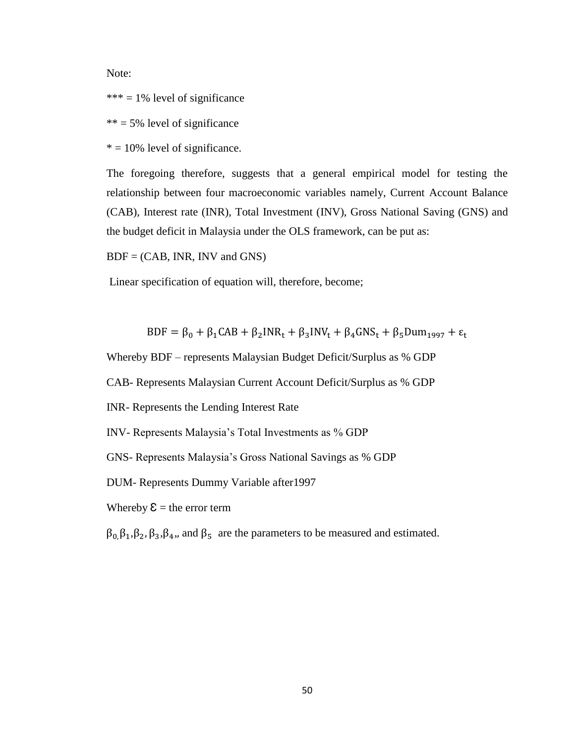Note:

*** = 1% level of significance

** = 5% level of significance

* = 10% level of significance.

The foregoing therefore, suggests that a general empirical model for testing the relationship between four macroeconomic variables namely, Current Account Balance (CAB), Interest rate (INR), Total Investment (INV), Gross National Saving (GNS) and the budget deficit in Malaysia under the OLS framework, can be put as:

BDF = (CAB, INR, INV and GNS)

Linear specification of equation will, therefore, become;

$$\mathrm{BDF} = \beta_0 + \beta_1 \mathrm{CAB} + \beta_2 \mathrm{INR_t} + \beta_3 \mathrm{INV_t} + \beta_4 \mathrm{GNS_t} + \beta_5 \mathrm{Dum_{1997}} + \varepsilon_t$$

Whereby BDF – represents Malaysian Budget Deficit/Surplus as % GDP

CAB- Represents Malaysian Current Account Deficit/Surplus as % GDP

INR- Represents the Lending Interest Rate

INV- Represents Malaysia's Total Investments as % GDP

GNS- Represents Malaysia's Gross National Savings as % GDP

DUM- Represents Dummy Variable after1997

Whereby $\mathcal{E}$ = the error term

$\beta_0, \beta_1, \beta_2, \beta_3, \beta_4$, and $\beta_5$ are the parameters to be measured and estimated.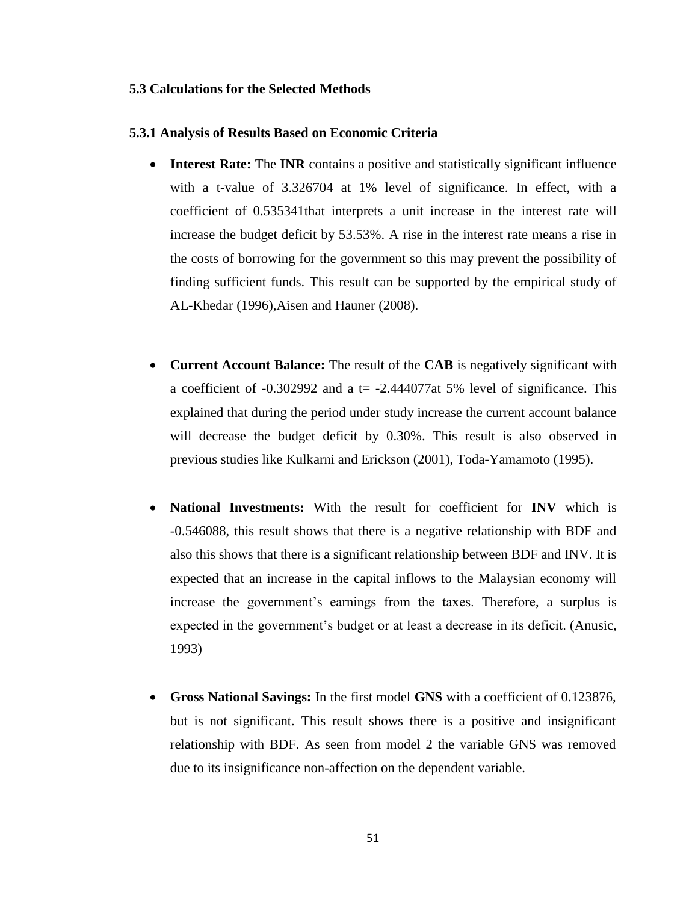### 5.3 Calculations for the Selected Methods

#### 5.3.1 Analysis of Results Based on Economic Criteria

- **Interest Rate:** The **INR** contains a positive and statistically significant influence with a t-value of 3.326704 at 1% level of significance. In effect, with a coefficient of 0.535341that interprets a unit increase in the interest rate will increase the budget deficit by 53.53%. A rise in the interest rate means a rise in the costs of borrowing for the government so this may prevent the possibility of finding sufficient funds. This result can be supported by the empirical study of AL-Khedar (1996),Aisen and Hauner (2008).

- **Current Account Balance:** The result of the **CAB** is negatively significant with a coefficient of -0.302992 and a t= -2.444077at 5% level of significance. This explained that during the period under study increase the current account balance will decrease the budget deficit by 0.30%. This result is also observed in previous studies like Kulkarni and Erickson (2001), Toda-Yamamoto (1995).

- **National Investments:** With the result for coefficient for **INV** which is -0.546088, this result shows that there is a negative relationship with BDF and also this shows that there is a significant relationship between BDF and INV. It is expected that an increase in the capital inflows to the Malaysian economy will increase the government's earnings from the taxes. Therefore, a surplus is expected in the government's budget or at least a decrease in its deficit. (Anusic, 1993)

- **Gross National Savings:** In the first model **GNS** with a coefficient of 0.123876, but is not significant. This result shows there is a positive and insignificant relationship with BDF. As seen from model 2 the variable GNS was removed due to its insignificance non-affection on the dependent variable.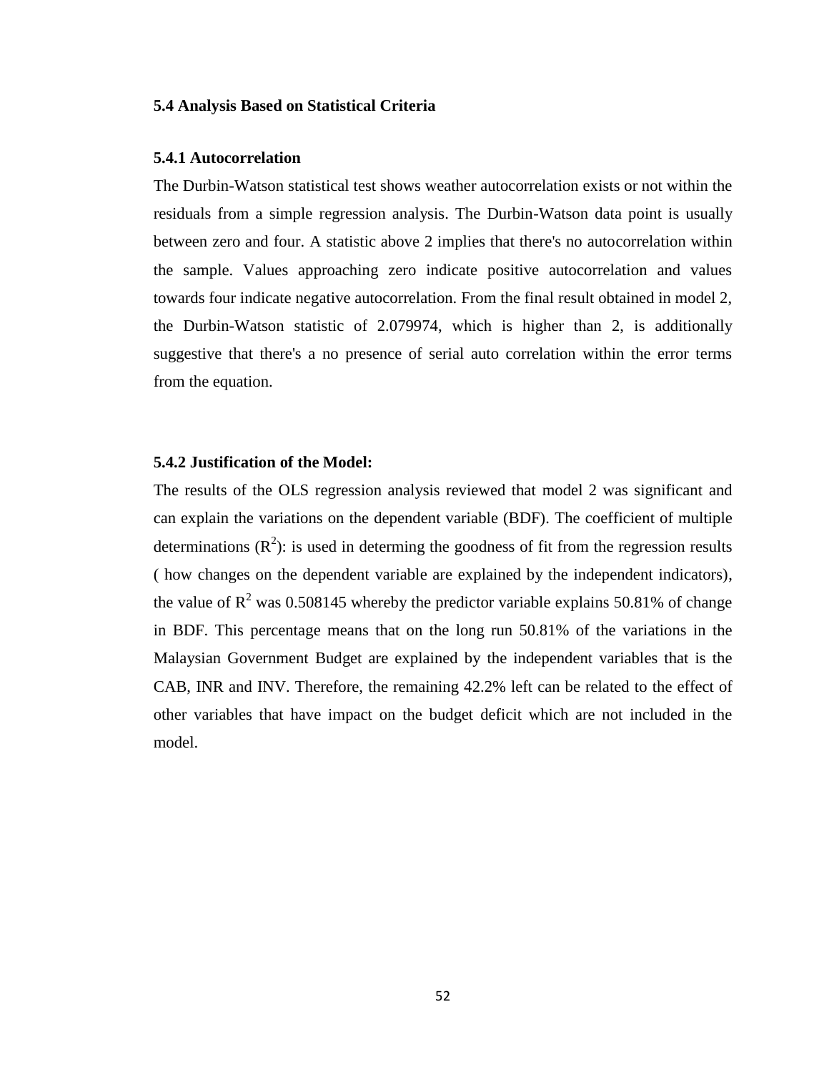### 5.4 Analysis Based on Statistical Criteria

#### 5.4.1 Autocorrelation

The Durbin-Watson statistical test shows weather autocorrelation exists or not within the residuals from a simple regression analysis. The Durbin-Watson data point is usually between zero and four. A statistic above 2 implies that there's no autocorrelation within the sample. Values approaching zero indicate positive autocorrelation and values towards four indicate negative autocorrelation. From the final result obtained in model 2, the Durbin-Watson statistic of 2.079974, which is higher than 2, is additionally suggestive that there's a no presence of serial auto correlation within the error terms from the equation.

#### 5.4.2 Justification of the Model:

The results of the OLS regression analysis reviewed that model 2 was significant and can explain the variations on the dependent variable (BDF). The coefficient of multiple determinations ($R^2$): is used in determing the goodness of fit from the regression results ( how changes on the dependent variable are explained by the independent indicators), the value of $R^2$ was 0.508145 whereby the predictor variable explains 50.81% of change in BDF. This percentage means that on the long run 50.81% of the variations in the Malaysian Government Budget are explained by the independent variables that is the CAB, INR and INV. Therefore, the remaining 42.2% left can be related to the effect of other variables that have impact on the budget deficit which are not included in the model.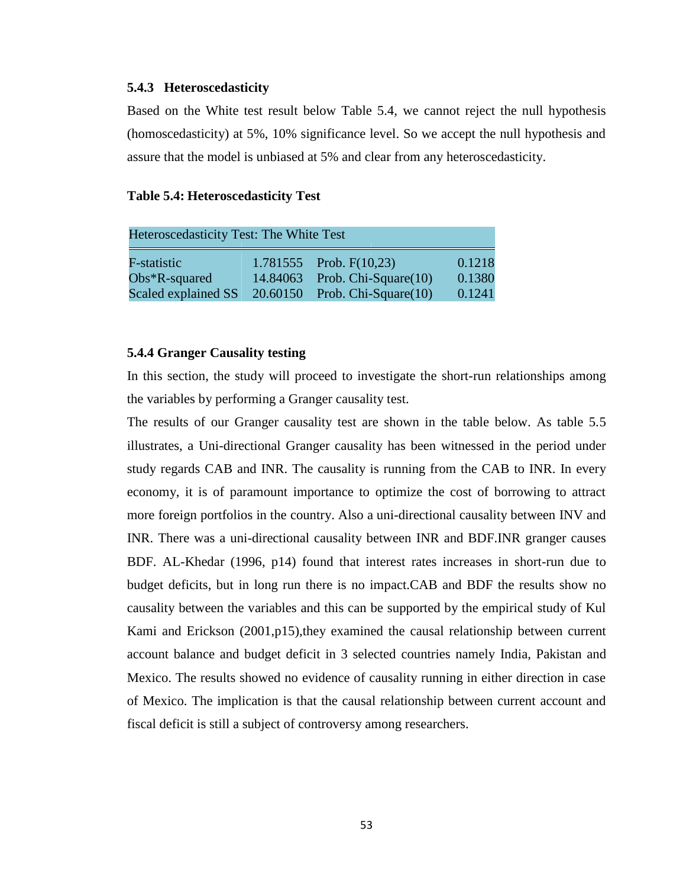### 5.4.3 Heteroscedasticity

Based on the White test result below Table 5.4, we cannot reject the null hypothesis (homoscedasticity) at 5%, 10% significance level. So we accept the null hypothesis and assure that the model is unbiased at 5% and clear from any heteroscedasticity.

**Table 5.4: Heteroscedasticity Test**

| Heteroscedasticity Test: The White Test | | | |
|---|---|---|---|
| F-statistic | 1.781555 | Prob. F(10,23) | 0.1218 |
| Obs*R-squared | 14.84063 | Prob. Chi-Square(10) | 0.1380 |
| Scaled explained SS | 20.60150 | Prob. Chi-Square(10) | 0.1241 |

### 5.4.4 Granger Causality testing

In this section, the study will proceed to investigate the short-run relationships among the variables by performing a Granger causality test.

The results of our Granger causality test are shown in the table below. As table 5.5 illustrates, a Uni-directional Granger causality has been witnessed in the period under study regards CAB and INR. The causality is running from the CAB to INR. In every economy, it is of paramount importance to optimize the cost of borrowing to attract more foreign portfolios in the country. Also a uni-directional causality between INV and INR. There was a uni-directional causality between INR and BDF.INR granger causes BDF. AL-Khedar (1996, p14) found that interest rates increases in short-run due to budget deficits, but in long run there is no impact.CAB and BDF the results show no causality between the variables and this can be supported by the empirical study of Kul Kami and Erickson (2001,p15),they examined the causal relationship between current account balance and budget deficit in 3 selected countries namely India, Pakistan and Mexico. The results showed no evidence of causality running in either direction in case of Mexico. The implication is that the causal relationship between current account and fiscal deficit is still a subject of controversy among researchers.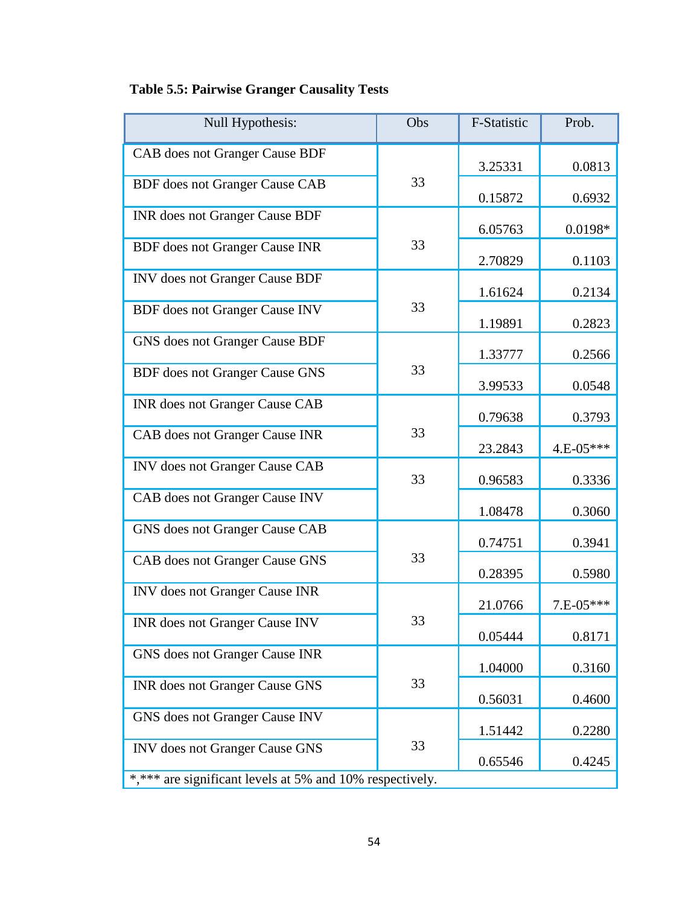**Table 5.5: Pairwise Granger Causality Tests**

| Null Hypothesis: | Obs | F-Statistic | Prob. |
|---|---|---|---|
| CAB does not Granger Cause BDF | 33 | 3.25331 | 0.0813 |
| BDF does not Granger Cause CAB | | 0.15872 | 0.6932 |
| INR does not Granger Cause BDF | 33 | 6.05763 | 0.0198* |
| BDF does not Granger Cause INR | | 2.70829 | 0.1103 |
| INV does not Granger Cause BDF | 33 | 1.61624 | 0.2134 |
| BDF does not Granger Cause INV | | 1.19891 | 0.2823 |
| GNS does not Granger Cause BDF | 33 | 1.33777 | 0.2566 |
| BDF does not Granger Cause GNS | | 3.99533 | 0.0548 |
| INR does not Granger Cause CAB | 33 | 0.79638 | 0.3793 |
| CAB does not Granger Cause INR | | 23.2843 | 4.E-05*** |
| INV does not Granger Cause CAB | 33 | 0.96583 | 0.3336 |
| CAB does not Granger Cause INV | | 1.08478 | 0.3060 |
| GNS does not Granger Cause CAB | 33 | 0.74751 | 0.3941 |
| CAB does not Granger Cause GNS | | 0.28395 | 0.5980 |
| INV does not Granger Cause INR | 33 | 21.0766 | 7.E-05*** |
| INR does not Granger Cause INV | | 0.05444 | 0.8171 |
| GNS does not Granger Cause INR | 33 | 1.04000 | 0.3160 |
| INR does not Granger Cause GNS | | 0.56031 | 0.4600 |
| GNS does not Granger Cause INV | 33 | 1.51442 | 0.2280 |
| INV does not Granger Cause GNS | | 0.65546 | 0.4245 |

*,*** are significant levels at 5% and 10% respectively.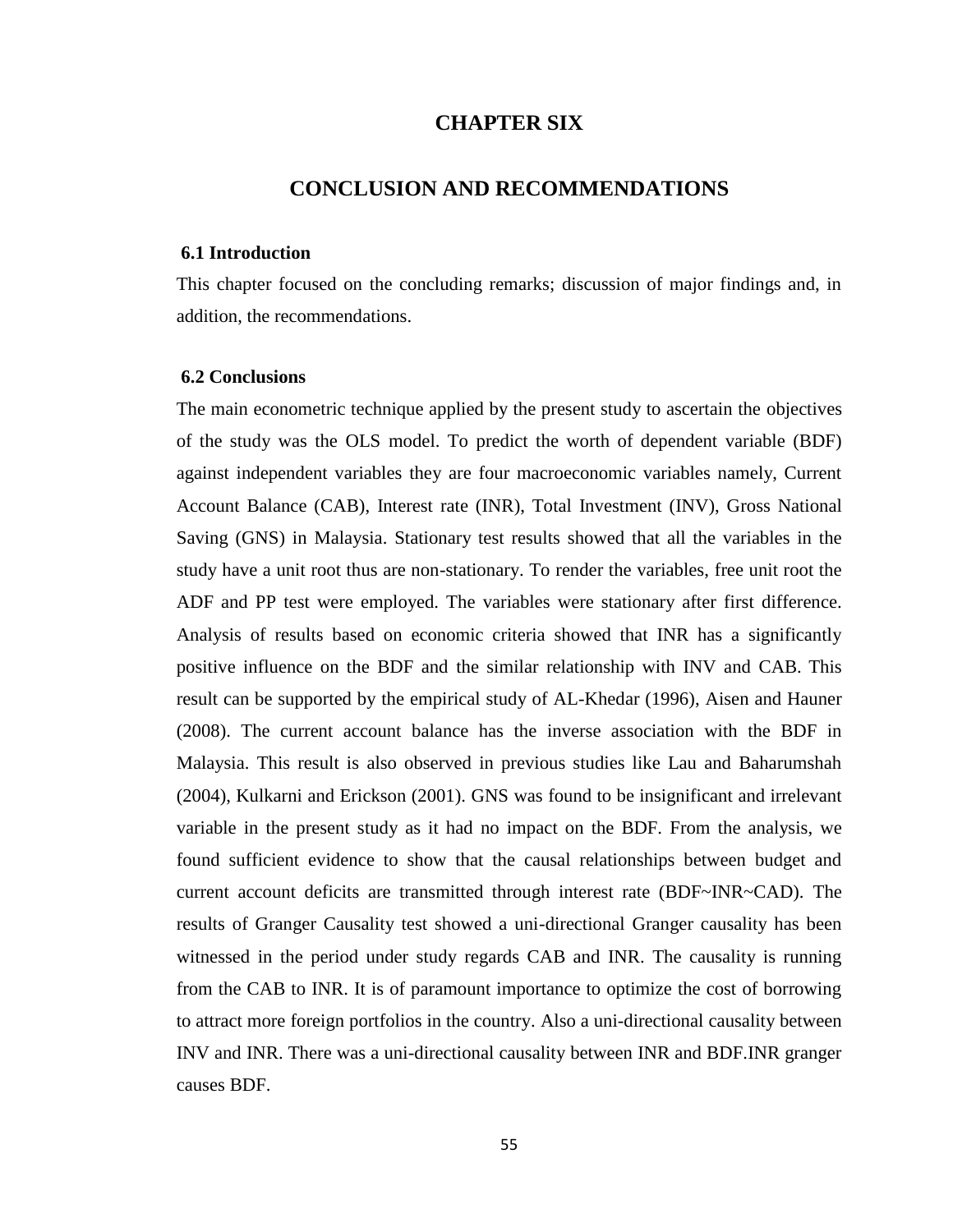# CHAPTER SIX

# CONCLUSION AND RECOMMENDATIONS

## 6.1 Introduction

This chapter focused on the concluding remarks; discussion of major findings and, in addition, the recommendations.

## 6.2 Conclusions

The main econometric technique applied by the present study to ascertain the objectives of the study was the OLS model. To predict the worth of dependent variable (BDF) against independent variables they are four macroeconomic variables namely, Current Account Balance (CAB), Interest rate (INR), Total Investment (INV), Gross National Saving (GNS) in Malaysia. Stationary test results showed that all the variables in the study have a unit root thus are non-stationary. To render the variables, free unit root the ADF and PP test were employed. The variables were stationary after first difference. Analysis of results based on economic criteria showed that INR has a significantly positive influence on the BDF and the similar relationship with INV and CAB. This result can be supported by the empirical study of AL-Khedar (1996), Aisen and Hauner (2008). The current account balance has the inverse association with the BDF in Malaysia. This result is also observed in previous studies like Lau and Baharumshah (2004), Kulkarni and Erickson (2001). GNS was found to be insignificant and irrelevant variable in the present study as it had no impact on the BDF. From the analysis, we found sufficient evidence to show that the causal relationships between budget and current account deficits are transmitted through interest rate (BDF~INR~CAD). The results of Granger Causality test showed a uni-directional Granger causality has been witnessed in the period under study regards CAB and INR. The causality is running from the CAB to INR. It is of paramount importance to optimize the cost of borrowing to attract more foreign portfolios in the country. Also a uni-directional causality between INV and INR. There was a uni-directional causality between INR and BDF.INR granger causes BDF.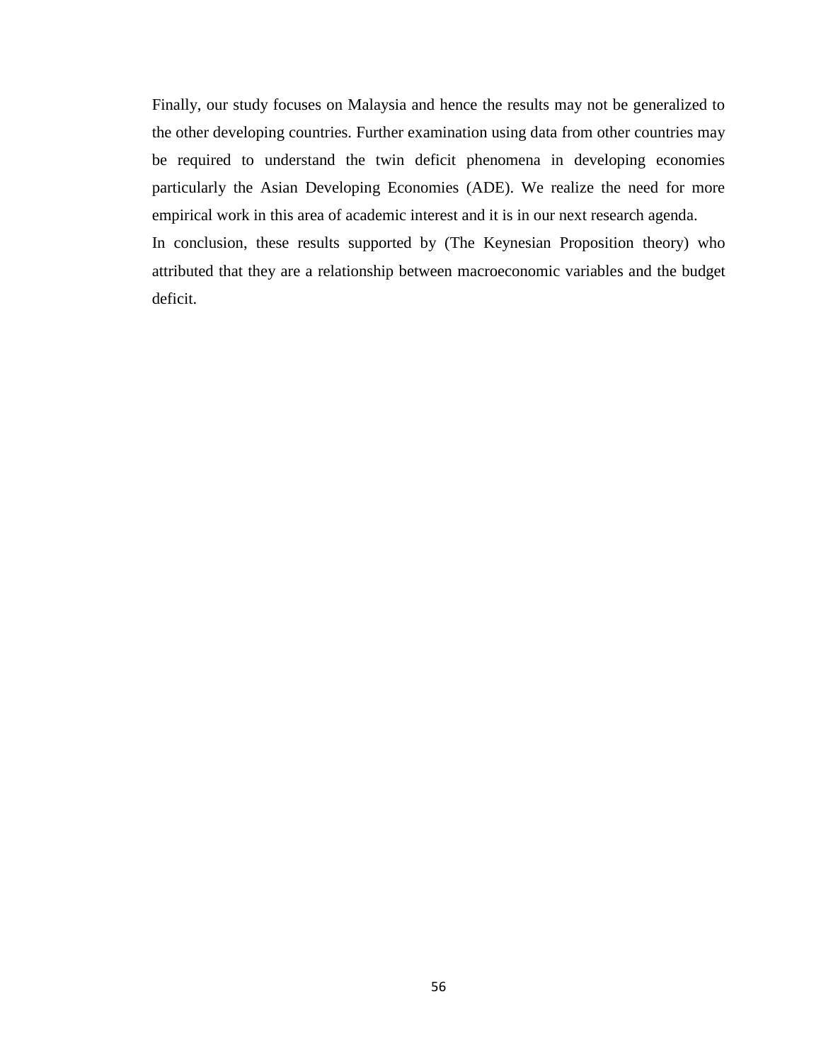Finally, our study focuses on Malaysia and hence the results may not be generalized to the other developing countries. Further examination using data from other countries may be required to understand the twin deficit phenomena in developing economies particularly the Asian Developing Economies (ADE). We realize the need for more empirical work in this area of academic interest and it is in our next research agenda.

In conclusion, these results supported by (The Keynesian Proposition theory) who attributed that they are a relationship between macroeconomic variables and the budget deficit.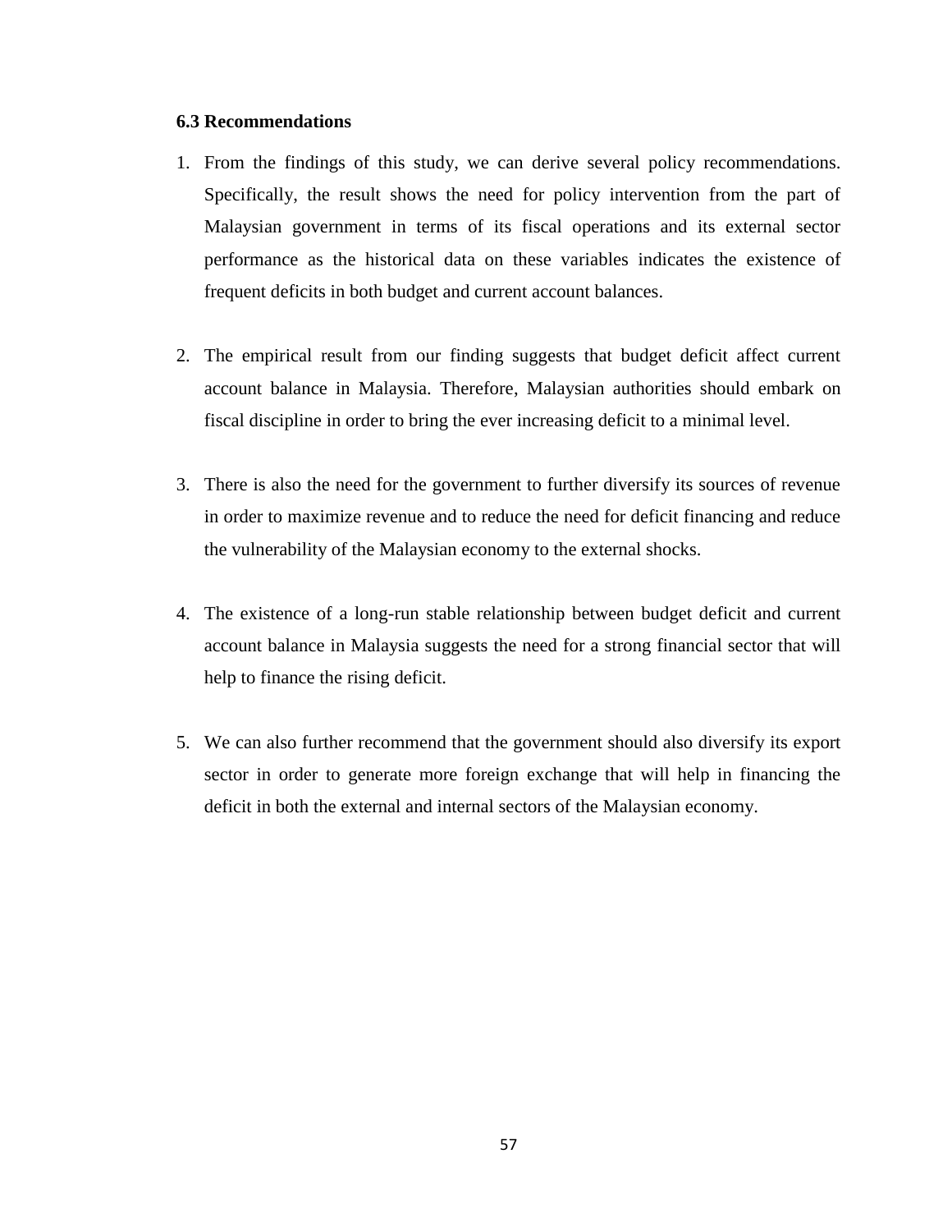### 6.3 Recommendations

1. From the findings of this study, we can derive several policy recommendations. Specifically, the result shows the need for policy intervention from the part of Malaysian government in terms of its fiscal operations and its external sector performance as the historical data on these variables indicates the existence of frequent deficits in both budget and current account balances.

2. The empirical result from our finding suggests that budget deficit affect current account balance in Malaysia. Therefore, Malaysian authorities should embark on fiscal discipline in order to bring the ever increasing deficit to a minimal level.

3. There is also the need for the government to further diversify its sources of revenue in order to maximize revenue and to reduce the need for deficit financing and reduce the vulnerability of the Malaysian economy to the external shocks.

4. The existence of a long-run stable relationship between budget deficit and current account balance in Malaysia suggests the need for a strong financial sector that will help to finance the rising deficit.

5. We can also further recommend that the government should also diversify its export sector in order to generate more foreign exchange that will help in financing the deficit in both the external and internal sectors of the Malaysian economy.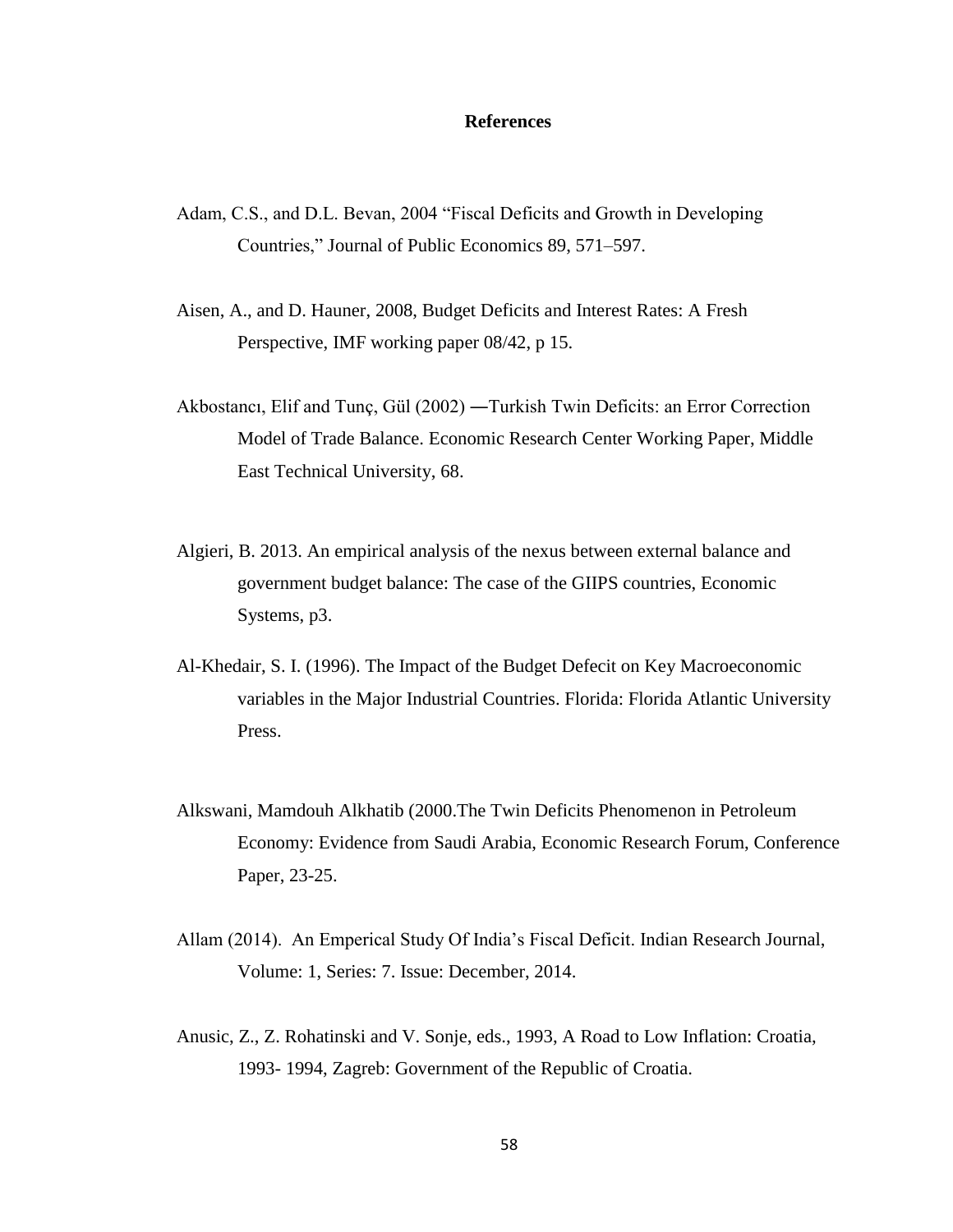# References

Adam, C.S., and D.L. Bevan, 2004 "Fiscal Deficits and Growth in Developing Countries," Journal of Public Economics 89, 571–597.

Aisen, A., and D. Hauner, 2008, Budget Deficits and Interest Rates: A Fresh Perspective, IMF working paper 08/42, p 15.

Akbostancı, Elif and Tunç, Gül (2002) ―Turkish Twin Deficits: an Error Correction Model of Trade Balance. Economic Research Center Working Paper, Middle East Technical University, 68.

Algieri, B. 2013. An empirical analysis of the nexus between external balance and government budget balance: The case of the GIIPS countries, Economic Systems, p3.

Al-Khedair, S. I. (1996). The Impact of the Budget Defecit on Key Macroeconomic variables in the Major Industrial Countries. Florida: Florida Atlantic University Press.

Alkswani, Mamdouh Alkhatib (2000.The Twin Deficits Phenomenon in Petroleum Economy: Evidence from Saudi Arabia, Economic Research Forum, Conference Paper, 23-25.

Allam (2014). An Emperical Study Of India's Fiscal Deficit. Indian Research Journal, Volume: 1, Series: 7. Issue: December, 2014.

Anusic, Z., Z. Rohatinski and V. Sonje, eds., 1993, A Road to Low Inflation: Croatia, 1993- 1994, Zagreb: Government of the Republic of Croatia.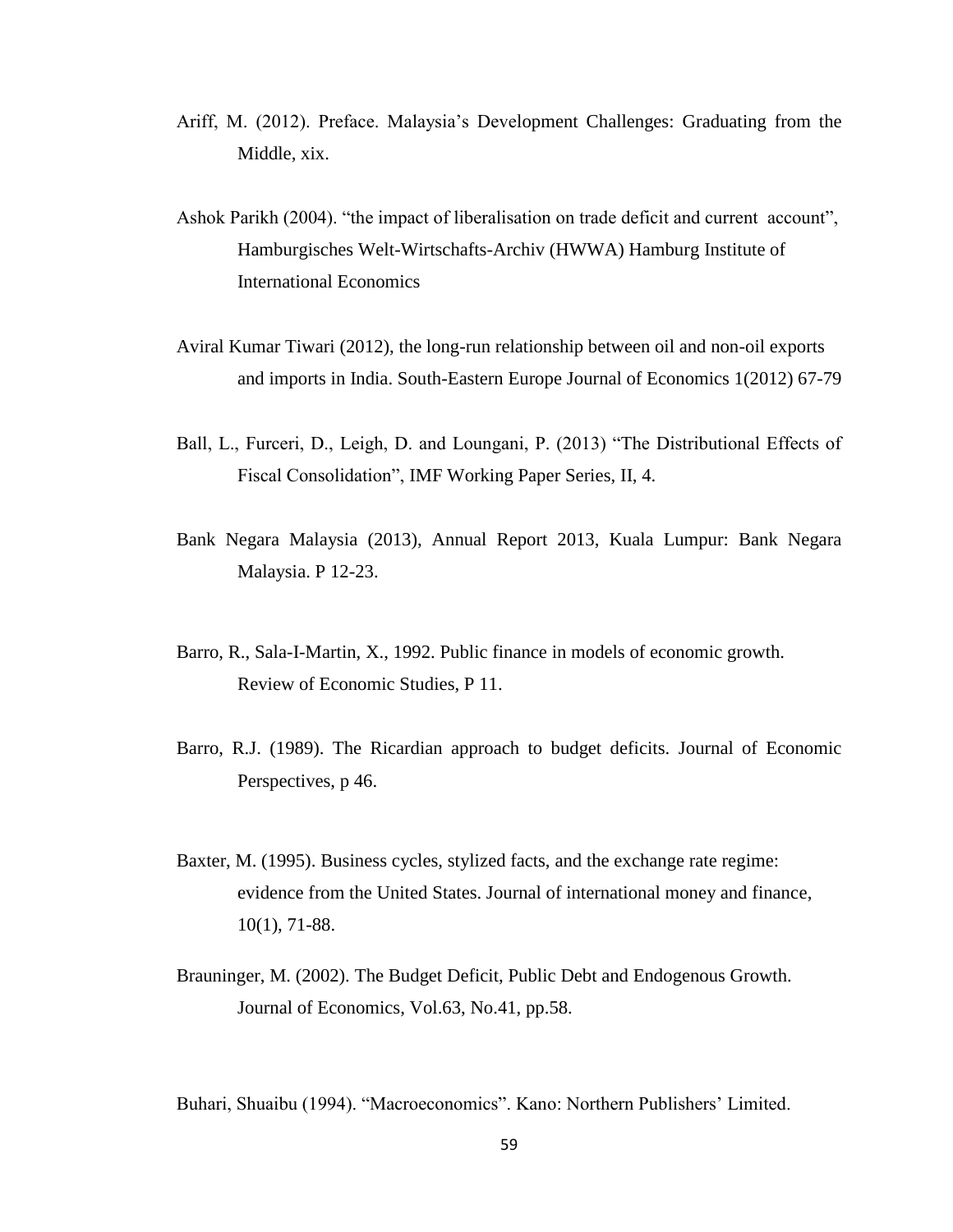Ariff, M. (2012). Preface. Malaysia's Development Challenges: Graduating from the Middle, xix.

Ashok Parikh (2004). "the impact of liberalisation on trade deficit and current account", Hamburgisches Welt-Wirtschafts-Archiv (HWWA) Hamburg Institute of International Economics

Aviral Kumar Tiwari (2012), the long-run relationship between oil and non-oil exports and imports in India. South-Eastern Europe Journal of Economics 1(2012) 67-79

Ball, L., Furceri, D., Leigh, D. and Loungani, P. (2013) "The Distributional Effects of Fiscal Consolidation", IMF Working Paper Series, II, 4.

Bank Negara Malaysia (2013), Annual Report 2013, Kuala Lumpur: Bank Negara Malaysia. P 12-23.

Barro, R., Sala-I-Martin, X., 1992. Public finance in models of economic growth. Review of Economic Studies, P 11.

Barro, R.J. (1989). The Ricardian approach to budget deficits. Journal of Economic Perspectives, p 46.

Baxter, M. (1995). Business cycles, stylized facts, and the exchange rate regime: evidence from the United States. Journal of international money and finance, 10(1), 71-88.

Brauninger, M. (2002). The Budget Deficit, Public Debt and Endogenous Growth. Journal of Economics, Vol.63, No.41, pp.58.

Buhari, Shuaibu (1994). "Macroeconomics". Kano: Northern Publishers' Limited.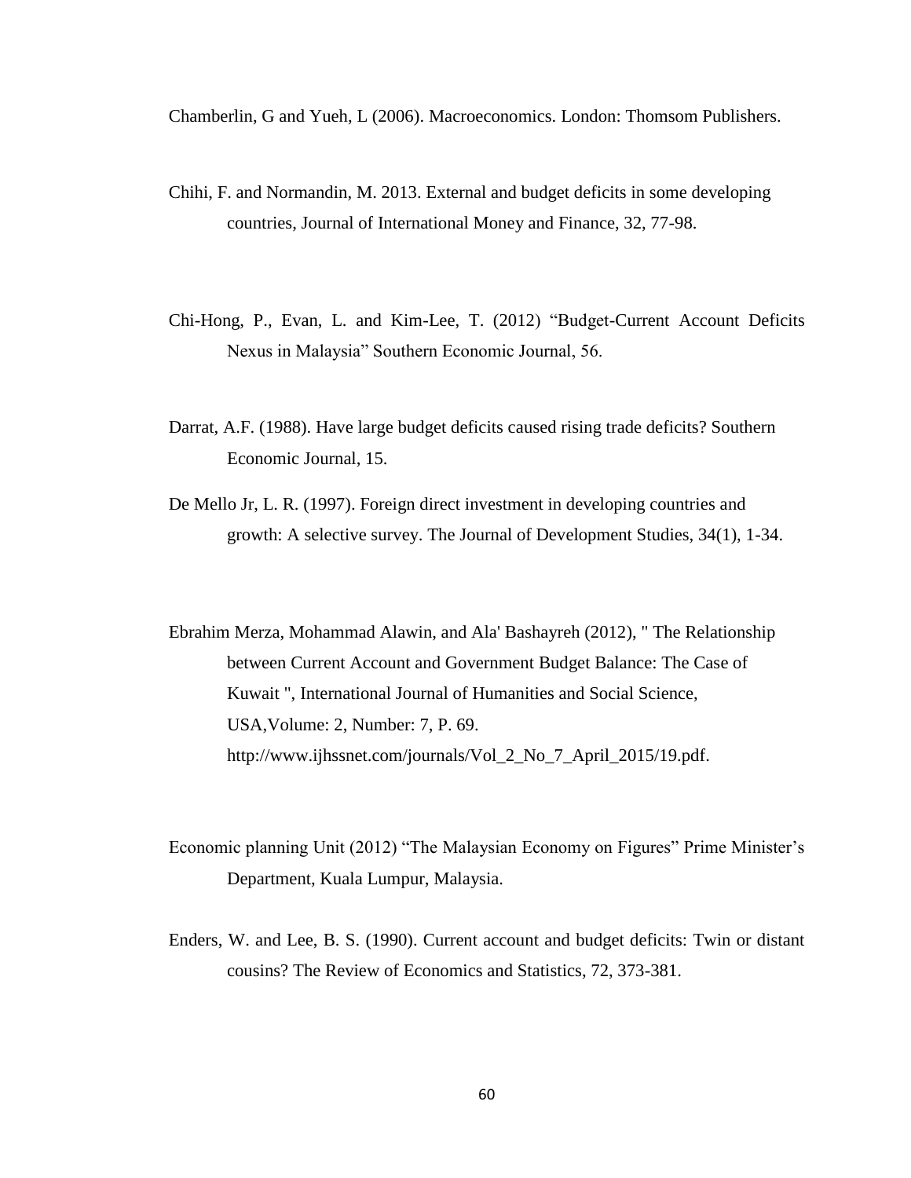Chamberlin, G and Yueh, L (2006). Macroeconomics. London: Thomsom Publishers.

Chihi, F. and Normandin, M. 2013. External and budget deficits in some developing countries, Journal of International Money and Finance, 32, 77-98.

Chi-Hong, P., Evan, L. and Kim-Lee, T. (2012) "Budget-Current Account Deficits Nexus in Malaysia" Southern Economic Journal, 56.

Darrat, A.F. (1988). Have large budget deficits caused rising trade deficits? Southern Economic Journal, 15.

De Mello Jr, L. R. (1997). Foreign direct investment in developing countries and growth: A selective survey. The Journal of Development Studies, 34(1), 1-34.

Ebrahim Merza, Mohammad Alawin, and Ala' Bashayreh (2012), " The Relationship between Current Account and Government Budget Balance: The Case of Kuwait ", International Journal of Humanities and Social Science, USA,Volume: 2, Number: 7, P. 69. http://www.ijhssnet.com/journals/Vol_2_No_7_April_2015/19.pdf.

Economic planning Unit (2012) "The Malaysian Economy on Figures" Prime Minister's Department, Kuala Lumpur, Malaysia.

Enders, W. and Lee, B. S. (1990). Current account and budget deficits: Twin or distant cousins? The Review of Economics and Statistics, 72, 373-381.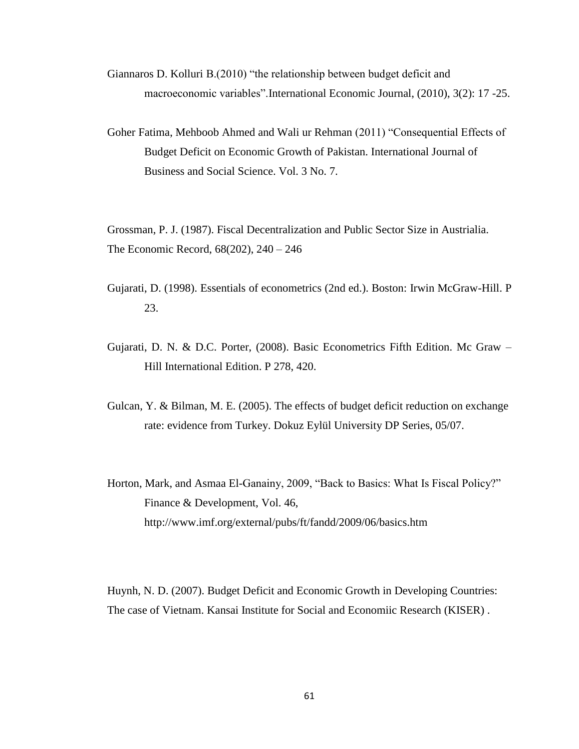Giannaros D. Kolluri B.(2010) "the relationship between budget deficit and macroeconomic variables".International Economic Journal, (2010), 3(2): 17 -25.

Goher Fatima, Mehboob Ahmed and Wali ur Rehman (2011) "Consequential Effects of Budget Deficit on Economic Growth of Pakistan. International Journal of Business and Social Science. Vol. 3 No. 7.

Grossman, P. J. (1987). Fiscal Decentralization and Public Sector Size in Austrialia. The Economic Record, 68(202), 240 – 246

Gujarati, D. (1998). Essentials of econometrics (2nd ed.). Boston: Irwin McGraw-Hill. P 23.

Gujarati, D. N. & D.C. Porter, (2008). Basic Econometrics Fifth Edition. Mc Graw – Hill International Edition. P 278, 420.

Gulcan, Y. & Bilman, M. E. (2005). The effects of budget deficit reduction on exchange rate: evidence from Turkey. Dokuz Eylül University DP Series, 05/07.

Horton, Mark, and Asmaa El-Ganainy, 2009, "Back to Basics: What Is Fiscal Policy?" Finance & Development, Vol. 46, http://www.imf.org/external/pubs/ft/fandd/2009/06/basics.htm

Huynh, N. D. (2007). Budget Deficit and Economic Growth in Developing Countries: The case of Vietnam. Kansai Institute for Social and Economiic Research (KISER) .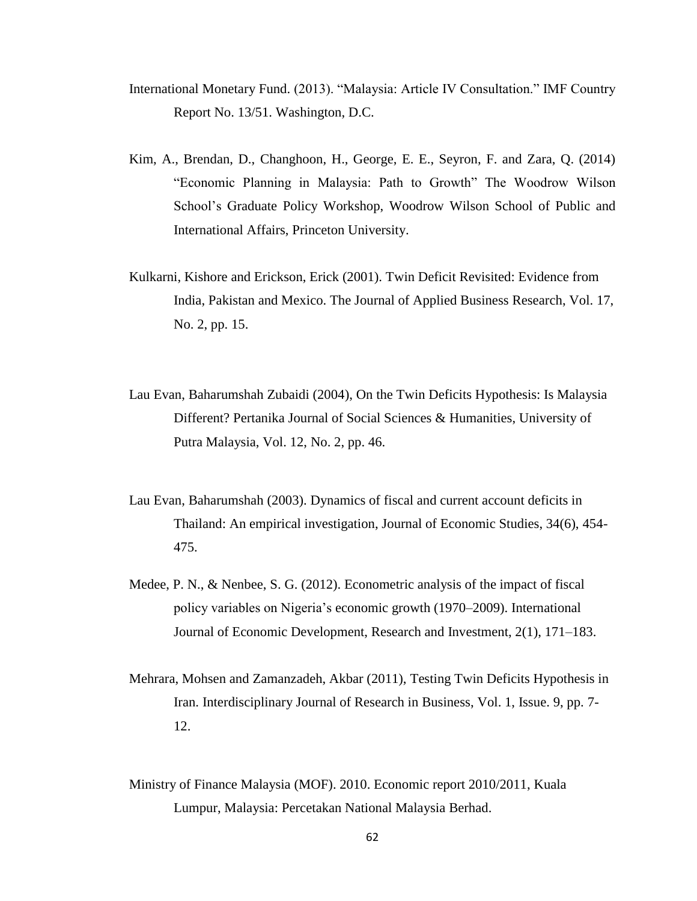International Monetary Fund. (2013). "Malaysia: Article IV Consultation." IMF Country Report No. 13/51. Washington, D.C.

Kim, A., Brendan, D., Changhoon, H., George, E. E., Seyron, F. and Zara, Q. (2014) "Economic Planning in Malaysia: Path to Growth" The Woodrow Wilson School's Graduate Policy Workshop, Woodrow Wilson School of Public and International Affairs, Princeton University.

Kulkarni, Kishore and Erickson, Erick (2001). Twin Deficit Revisited: Evidence from India, Pakistan and Mexico. The Journal of Applied Business Research, Vol. 17, No. 2, pp. 15.

Lau Evan, Baharumshah Zubaidi (2004), On the Twin Deficits Hypothesis: Is Malaysia Different? Pertanika Journal of Social Sciences & Humanities, University of Putra Malaysia, Vol. 12, No. 2, pp. 46.

Lau Evan, Baharumshah (2003). Dynamics of fiscal and current account deficits in Thailand: An empirical investigation, Journal of Economic Studies, 34(6), 454-475.

Medee, P. N., & Nenbee, S. G. (2012). Econometric analysis of the impact of fiscal policy variables on Nigeria's economic growth (1970–2009). International Journal of Economic Development, Research and Investment, 2(1), 171–183.

Mehrara, Mohsen and Zamanzadeh, Akbar (2011), Testing Twin Deficits Hypothesis in Iran. Interdisciplinary Journal of Research in Business, Vol. 1, Issue. 9, pp. 7-12.

Ministry of Finance Malaysia (MOF). 2010. Economic report 2010/2011, Kuala Lumpur, Malaysia: Percetakan National Malaysia Berhad.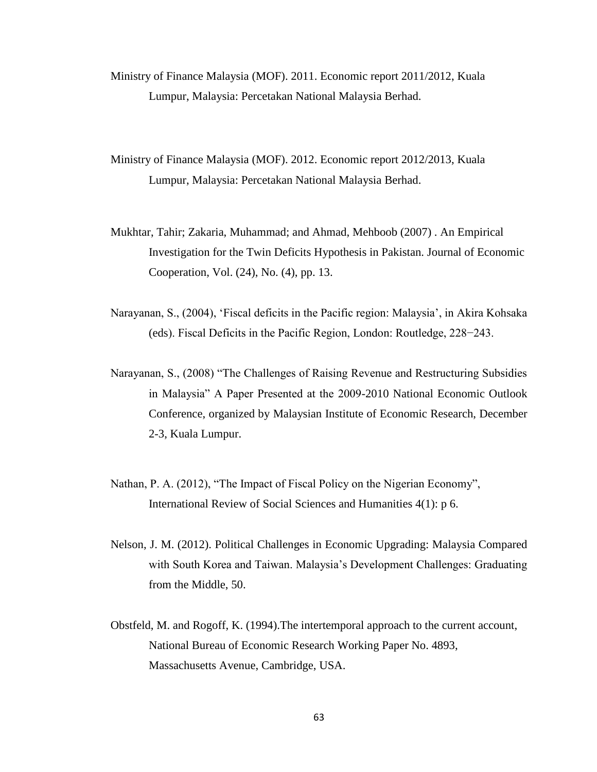Ministry of Finance Malaysia (MOF). 2011. Economic report 2011/2012, Kuala Lumpur, Malaysia: Percetakan National Malaysia Berhad.

Ministry of Finance Malaysia (MOF). 2012. Economic report 2012/2013, Kuala Lumpur, Malaysia: Percetakan National Malaysia Berhad.

Mukhtar, Tahir; Zakaria, Muhammad; and Ahmad, Mehboob (2007) . An Empirical Investigation for the Twin Deficits Hypothesis in Pakistan. Journal of Economic Cooperation, Vol. (24), No. (4), pp. 13.

Narayanan, S., (2004), 'Fiscal deficits in the Pacific region: Malaysia', in Akira Kohsaka (eds). Fiscal Deficits in the Pacific Region, London: Routledge, 228−243.

Narayanan, S., (2008) "The Challenges of Raising Revenue and Restructuring Subsidies in Malaysia" A Paper Presented at the 2009-2010 National Economic Outlook Conference, organized by Malaysian Institute of Economic Research, December 2-3, Kuala Lumpur.

Nathan, P. A. (2012), "The Impact of Fiscal Policy on the Nigerian Economy", International Review of Social Sciences and Humanities 4(1): p 6.

Nelson, J. M. (2012). Political Challenges in Economic Upgrading: Malaysia Compared with South Korea and Taiwan. Malaysia's Development Challenges: Graduating from the Middle, 50.

Obstfeld, M. and Rogoff, K. (1994).The intertemporal approach to the current account, National Bureau of Economic Research Working Paper No. 4893, Massachusetts Avenue, Cambridge, USA.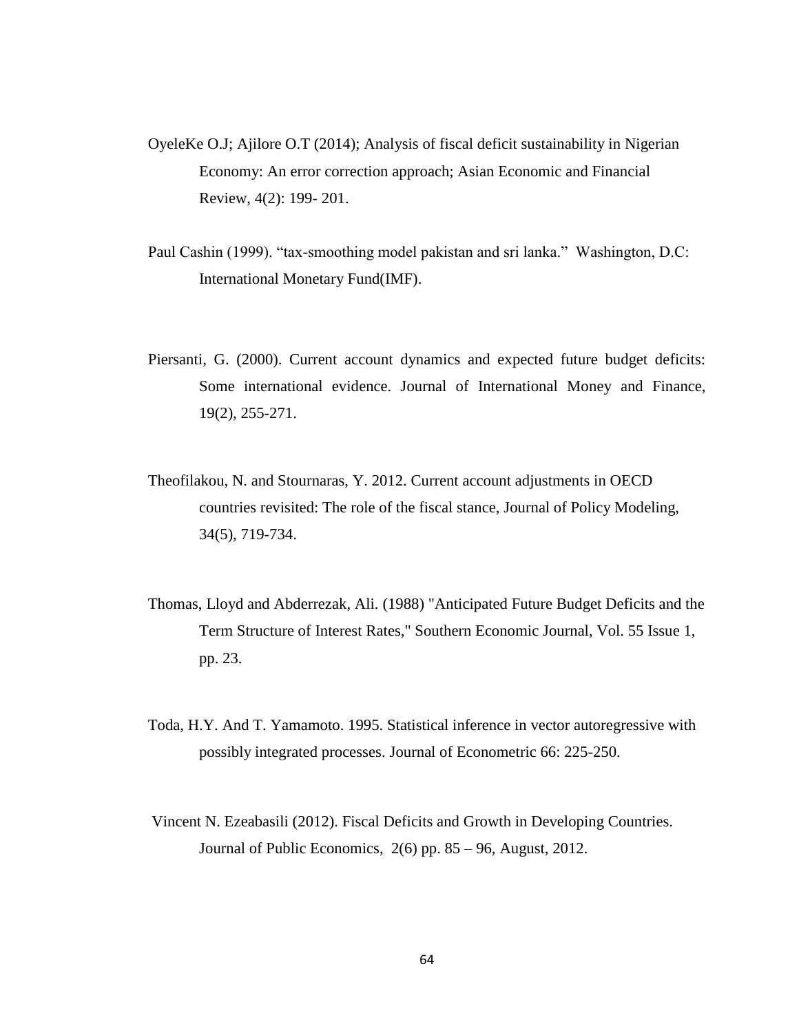OyeleKe O.J; Ajilore O.T (2014); Analysis of fiscal deficit sustainability in Nigerian Economy: An error correction approach; Asian Economic and Financial Review, 4(2): 199- 201.

Paul Cashin (1999). “tax-smoothing model pakistan and sri lanka.” Washington, D.C: International Monetary Fund(IMF).

Piersanti, G. (2000). Current account dynamics and expected future budget deficits: Some international evidence. Journal of International Money and Finance, 19(2), 255-271.

Theofilakou, N. and Stournaras, Y. 2012. Current account adjustments in OECD countries revisited: The role of the fiscal stance, Journal of Policy Modeling, 34(5), 719-734.

Thomas, Lloyd and Abderrezak, Ali. (1988) "Anticipated Future Budget Deficits and the Term Structure of Interest Rates," Southern Economic Journal, Vol. 55 Issue 1, pp. 23.

Toda, H.Y. And T. Yamamoto. 1995. Statistical inference in vector autoregressive with possibly integrated processes. Journal of Econometric 66: 225-250.

Vincent N. Ezeabasili (2012). Fiscal Deficits and Growth in Developing Countries. Journal of Public Economics, 2(6) pp. 85 – 96, August, 2012.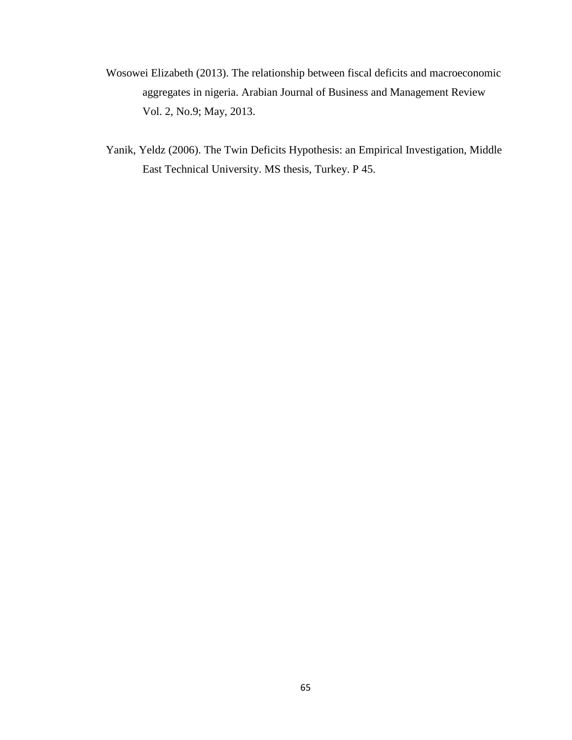Wosowei Elizabeth (2013). The relationship between fiscal deficits and macroeconomic aggregates in nigeria. Arabian Journal of Business and Management Review Vol. 2, No.9; May, 2013.

Yanik, Yeldz (2006). The Twin Deficits Hypothesis: an Empirical Investigation, Middle East Technical University. MS thesis, Turkey. P 45.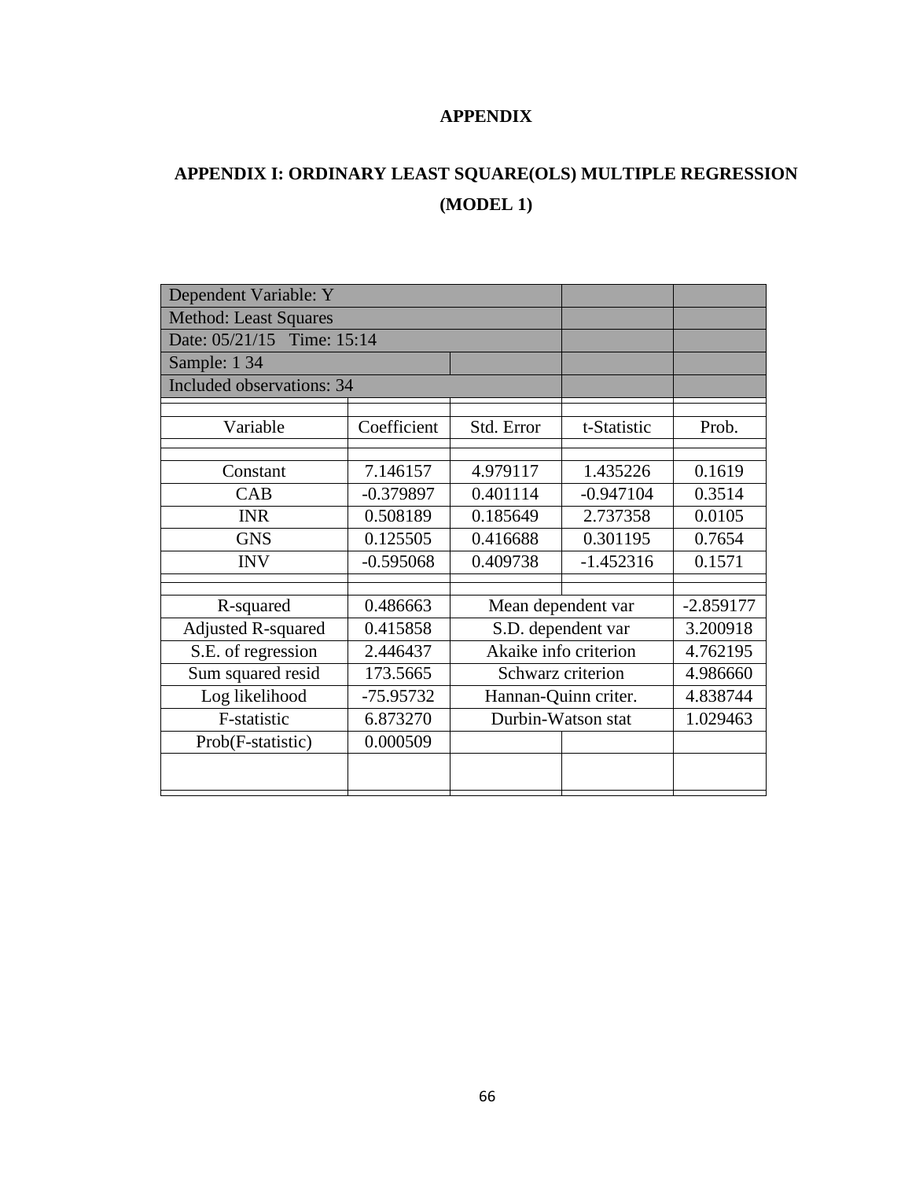# APPENDIX

## APPENDIX I: ORDINARY LEAST SQUARE(OLS) MULTIPLE REGRESSION (MODEL 1)

| Dependent Variable: Y | | | | |
|---|---|---|---|---|
| Method: Least Squares | | | | |
| Date: 05/21/15   Time: 15:14 | | | | |
| Sample: 1 34 | | | | |
| Included observations: 34 | | | | |
| Variable | Coefficient | Std. Error | t-Statistic | Prob. |
| Constant | 7.146157 | 4.979117 | 1.435226 | 0.1619 |
| CAB | -0.379897 | 0.401114 | -0.947104 | 0.3514 |
| INR | 0.508189 | 0.185649 | 2.737358 | 0.0105 |
| GNS | 0.125505 | 0.416688 | 0.301195 | 0.7654 |
| INV | -0.595068 | 0.409738 | -1.452316 | 0.1571 |
| R-squared | 0.486663 | Mean dependent var | | -2.859177 |
| Adjusted R-squared | 0.415858 | S.D. dependent var | | 3.200918 |
| S.E. of regression | 2.446437 | Akaike info criterion | | 4.762195 |
| Sum squared resid | 173.5665 | Schwarz criterion | | 4.986660 |
| Log likelihood | -75.95732 | Hannan-Quinn criter. | | 4.838744 |
| F-statistic | 6.873270 | Durbin-Watson stat | | 1.029463 |
| Prob(F-statistic) | 0.000509 | | | |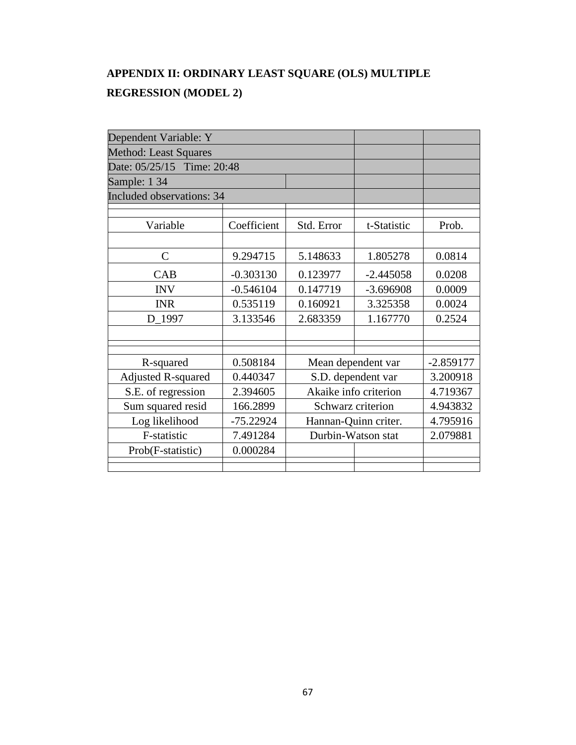## APPENDIX II: ORDINARY LEAST SQUARE (OLS) MULTIPLE REGRESSION (MODEL 2)

| Dependent Variable: Y | | | | |
|---|---|---|---|---|
| Method: Least Squares | | | | |
| Date: 05/25/15 Time: 20:48 | | | | |
| Sample: 1 34 | | | | |
| Included observations: 34 | | | | |
| Variable | Coefficient | Std. Error | t-Statistic | Prob. |
| C | 9.294715 | 5.148633 | 1.805278 | 0.0814 |
| CAB | -0.303130 | 0.123977 | -2.445058 | 0.0208 |
| INV | -0.546104 | 0.147719 | -3.696908 | 0.0009 |
| INR | 0.535119 | 0.160921 | 3.325358 | 0.0024 |
| D_1997 | 3.133546 | 2.683359 | 1.167770 | 0.2524 |
| R-squared | 0.508184 | Mean dependent var | | -2.859177 |
| Adjusted R-squared | 0.440347 | S.D. dependent var | | 3.200918 |
| S.E. of regression | 2.394605 | Akaike info criterion | | 4.719367 |
| Sum squared resid | 166.2899 | Schwarz criterion | | 4.943832 |
| Log likelihood | -75.22924 | Hannan-Quinn criter. | | 4.795916 |
| F-statistic | 7.491284 | Durbin-Watson stat | | 2.079881 |
| Prob(F-statistic) | 0.000284 | | | |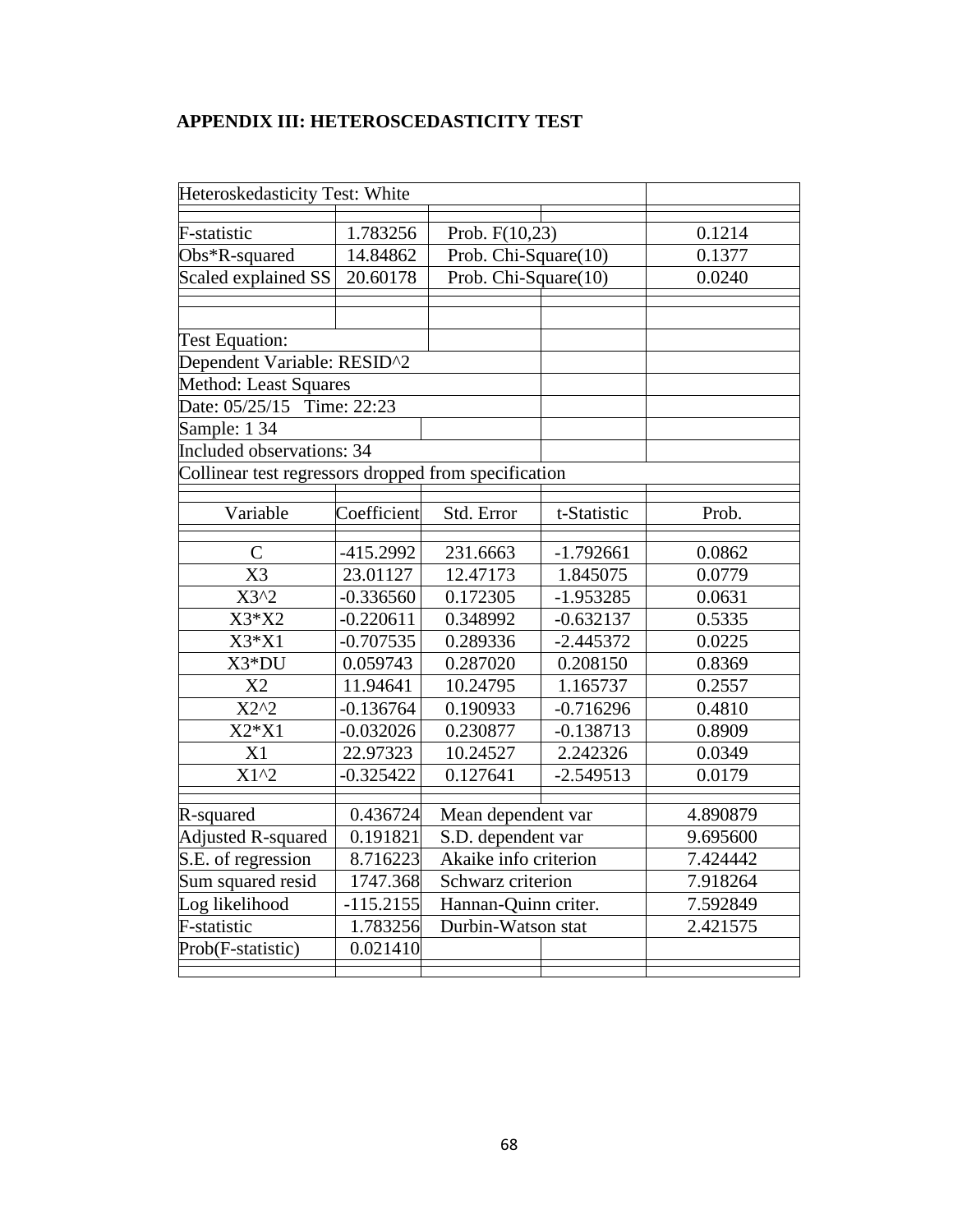## APPENDIX III: HETEROSCEDASTICITY TEST

| Heteroskedasticity Test: White | | | | |
|---|---|---|---|---|
| F-statistic | 1.783256 | Prob. F(10,23) | | 0.1214 |
| Obs*R-squared | 14.84862 | Prob. Chi-Square(10) | | 0.1377 |
| Scaled explained SS | 20.60178 | Prob. Chi-Square(10) | | 0.0240 |
| | | | | |
| Test Equation: | | | | |
| Dependent Variable: RESID^2 | | | | |
| Method: Least Squares | | | | |
| Date: 05/25/15 Time: 22:23 | | | | |
| Sample: 1 34 | | | | |
| Included observations: 34 | | | | |
| Collinear test regressors dropped from specification | | | | |
| Variable | Coefficient | Std. Error | t-Statistic | Prob. |
| C | -415.2992 | 231.6663 | -1.792661 | 0.0862 |
| X3 | 23.01127 | 12.47173 | 1.845075 | 0.0779 |
| X3^2 | -0.336560 | 0.172305 | -1.953285 | 0.0631 |
| X3*X2 | -0.220611 | 0.348992 | -0.632137 | 0.5335 |
| X3*X1 | -0.707535 | 0.289336 | -2.445372 | 0.0225 |
| X3*DU | 0.059743 | 0.287020 | 0.208150 | 0.8369 |
| X2 | 11.94641 | 10.24795 | 1.165737 | 0.2557 |
| X2^2 | -0.136764 | 0.190933 | -0.716296 | 0.4810 |
| X2*X1 | -0.032026 | 0.230877 | -0.138713 | 0.8909 |
| X1 | 22.97323 | 10.24527 | 2.242326 | 0.0349 |
| X1^2 | -0.325422 | 0.127641 | -2.549513 | 0.0179 |
| | | | | |
| R-squared | 0.436724 | Mean dependent var | | 4.890879 |
| Adjusted R-squared | 0.191821 | S.D. dependent var | | 9.695600 |
| S.E. of regression | 8.716223 | Akaike info criterion | | 7.424442 |
| Sum squared resid | 1747.368 | Schwarz criterion | | 7.918264 |
| Log likelihood | -115.2155 | Hannan-Quinn criter. | | 7.592849 |
| F-statistic | 1.783256 | Durbin-Watson stat | | 2.421575 |
| Prob(F-statistic) | 0.021410 | | | |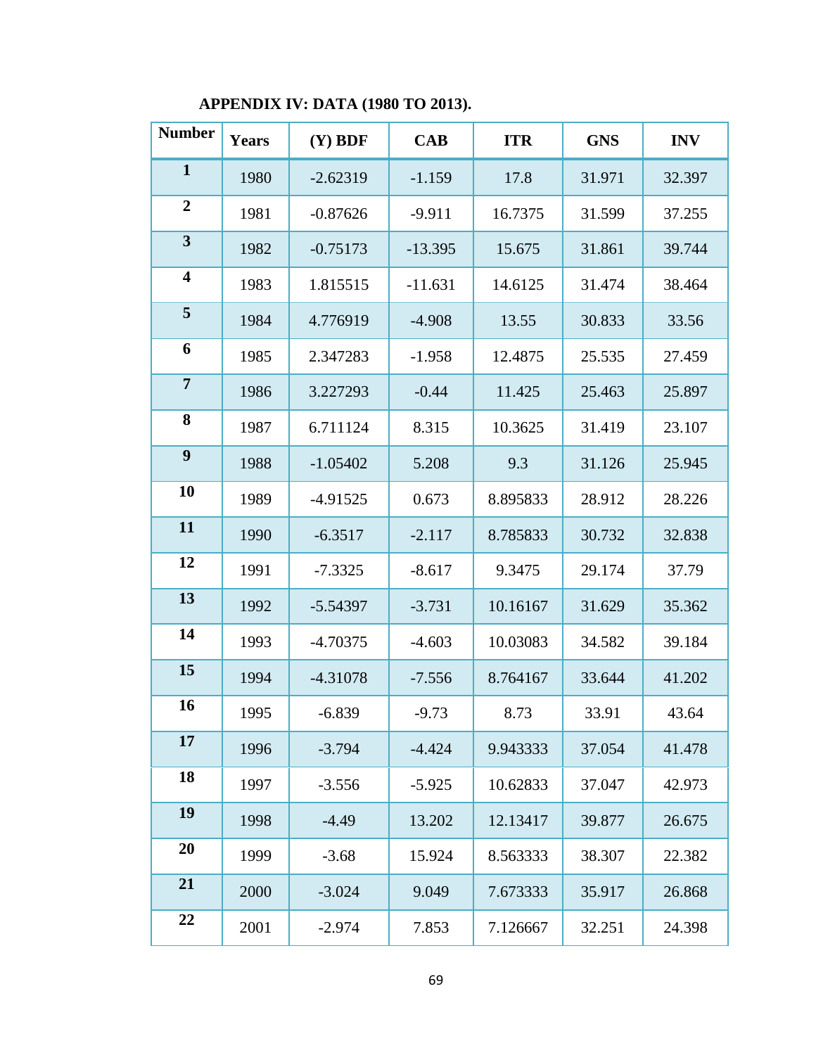**APPENDIX IV: DATA (1980 TO 2013).**

| Number | Years | (Y) BDF | CAB | ITR | GNS | INV |
|---|---|---|---|---|---|---|
| **1** | 1980 | -2.62319 | -1.159 | 17.8 | 31.971 | 32.397 |
| **2** | 1981 | -0.87626 | -9.911 | 16.7375 | 31.599 | 37.255 |
| **3** | 1982 | -0.75173 | -13.395 | 15.675 | 31.861 | 39.744 |
| **4** | 1983 | 1.815515 | -11.631 | 14.6125 | 31.474 | 38.464 |
| **5** | 1984 | 4.776919 | -4.908 | 13.55 | 30.833 | 33.56 |
| **6** | 1985 | 2.347283 | -1.958 | 12.4875 | 25.535 | 27.459 |
| **7** | 1986 | 3.227293 | -0.44 | 11.425 | 25.463 | 25.897 |
| **8** | 1987 | 6.711124 | 8.315 | 10.3625 | 31.419 | 23.107 |
| **9** | 1988 | -1.05402 | 5.208 | 9.3 | 31.126 | 25.945 |
| **10** | 1989 | -4.91525 | 0.673 | 8.895833 | 28.912 | 28.226 |
| **11** | 1990 | -6.3517 | -2.117 | 8.785833 | 30.732 | 32.838 |
| **12** | 1991 | -7.3325 | -8.617 | 9.3475 | 29.174 | 37.79 |
| **13** | 1992 | -5.54397 | -3.731 | 10.16167 | 31.629 | 35.362 |
| **14** | 1993 | -4.70375 | -4.603 | 10.03083 | 34.582 | 39.184 |
| **15** | 1994 | -4.31078 | -7.556 | 8.764167 | 33.644 | 41.202 |
| **16** | 1995 | -6.839 | -9.73 | 8.73 | 33.91 | 43.64 |
| **17** | 1996 | -3.794 | -4.424 | 9.943333 | 37.054 | 41.478 |
| **18** | 1997 | -3.556 | -5.925 | 10.62833 | 37.047 | 42.973 |
| **19** | 1998 | -4.49 | 13.202 | 12.13417 | 39.877 | 26.675 |
| **20** | 1999 | -3.68 | 15.924 | 8.563333 | 38.307 | 22.382 |
| **21** | 2000 | -3.024 | 9.049 | 7.673333 | 35.917 | 26.868 |
| **22** | 2001 | -2.974 | 7.853 | 7.126667 | 32.251 | 24.398 |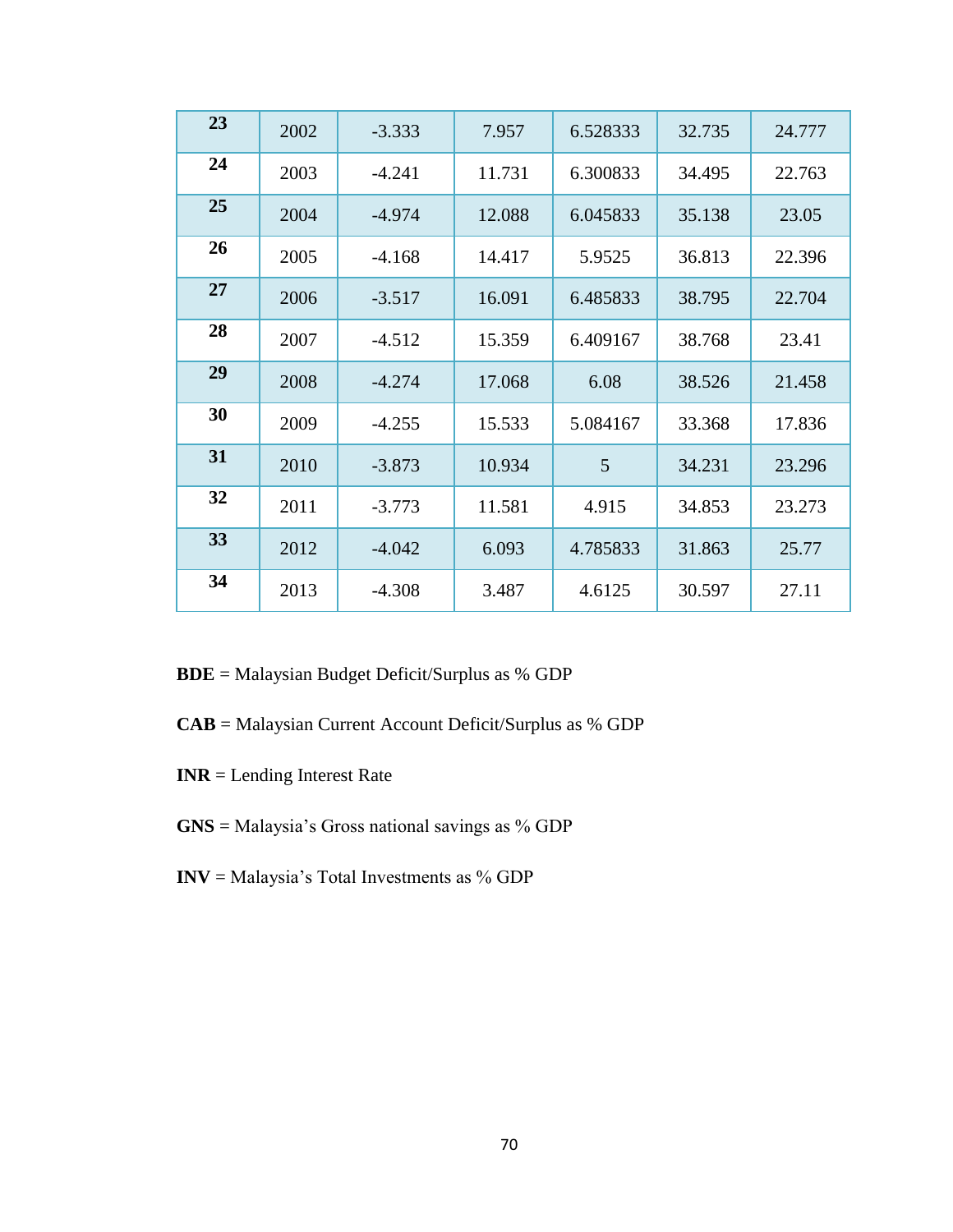| | | | | | | |
|---|---|---|---|---|---|---|
| **23** | 2002 | -3.333 | 7.957 | 6.528333 | 32.735 | 24.777 |
| **24** | 2003 | -4.241 | 11.731 | 6.300833 | 34.495 | 22.763 |
| **25** | 2004 | -4.974 | 12.088 | 6.045833 | 35.138 | 23.05 |
| **26** | 2005 | -4.168 | 14.417 | 5.9525 | 36.813 | 22.396 |
| **27** | 2006 | -3.517 | 16.091 | 6.485833 | 38.795 | 22.704 |
| **28** | 2007 | -4.512 | 15.359 | 6.409167 | 38.768 | 23.41 |
| **29** | 2008 | -4.274 | 17.068 | 6.08 | 38.526 | 21.458 |
| **30** | 2009 | -4.255 | 15.533 | 5.084167 | 33.368 | 17.836 |
| **31** | 2010 | -3.873 | 10.934 | 5 | 34.231 | 23.296 |
| **32** | 2011 | -3.773 | 11.581 | 4.915 | 34.853 | 23.273 |
| **33** | 2012 | -4.042 | 6.093 | 4.785833 | 31.863 | 25.77 |
| **34** | 2013 | -4.308 | 3.487 | 4.6125 | 30.597 | 27.11 |

**BDE** = Malaysian Budget Deficit/Surplus as % GDP

**CAB** = Malaysian Current Account Deficit/Surplus as % GDP

**INR** = Lending Interest Rate

**GNS** = Malaysia’s Gross national savings as % GDP

**INV** = Malaysia’s Total Investments as % GDP